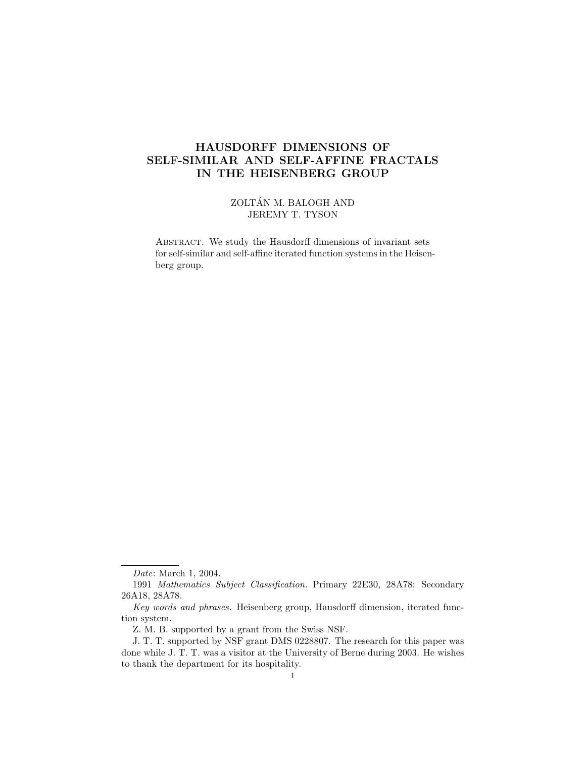# HAUSDORFF DIMENSIONS OF SELF-SIMILAR AND SELF-AFFINE FRACTALS IN THE HEISENBERG GROUP

ZOLTÁN M. BALOGH AND
JEREMY T. TYSON

Abstract. We study the Hausdorff dimensions of invariant sets for self-similar and self-affine iterated function systems in the Heisenberg group.

---

*Date*: March 1, 2004.

1991 *Mathematics Subject Classification.* Primary 22E30, 28A78; Secondary 26A18, 28A78.

*Key words and phrases.* Heisenberg group, Hausdorff dimension, iterated function system.

Z. M. B. supported by a grant from the Swiss NSF.

J. T. T. supported by NSF grant DMS 0228807. The research for this paper was done while J. T. T. was a visitor at the University of Berne during 2003. He wishes to thank the department for its hospitality.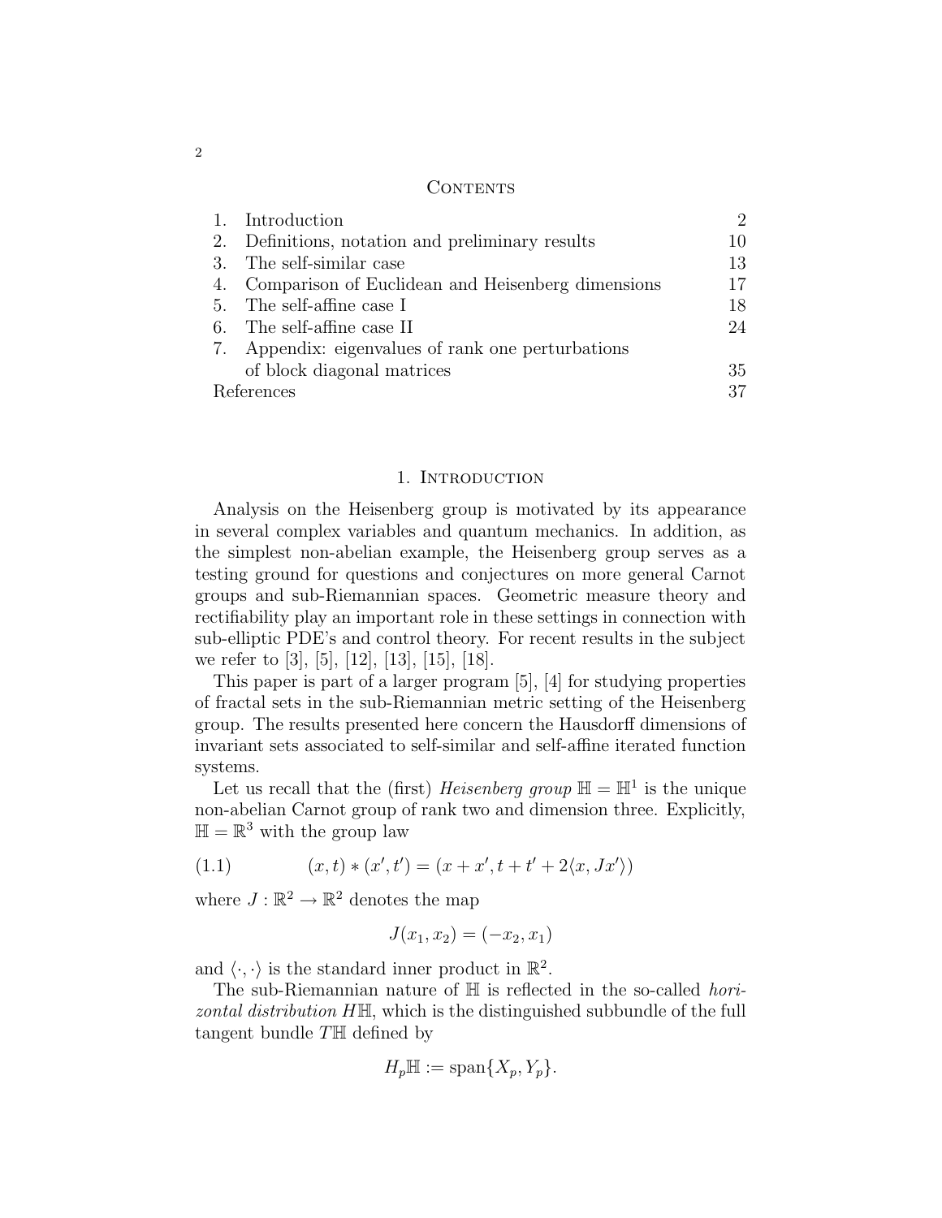## Contents

| | | |
|---|---|---|
| 1. | Introduction | 2 |
| 2. | Definitions, notation and preliminary results | 10 |
| 3. | The self-similar case | 13 |
| 4. | Comparison of Euclidean and Heisenberg dimensions | 17 |
| 5. | The self-affine case I | 18 |
| 6. | The self-affine case II | 24 |
| 7. | Appendix: eigenvalues of rank one perturbations of block diagonal matrices | 35 |
| | References | 37 |

## 1. Introduction

Analysis on the Heisenberg group is motivated by its appearance in several complex variables and quantum mechanics. In addition, as the simplest non-abelian example, the Heisenberg group serves as a testing ground for questions and conjectures on more general Carnot groups and sub-Riemannian spaces. Geometric measure theory and rectifiability play an important role in these settings in connection with sub-elliptic PDE's and control theory. For recent results in the subject we refer to [3], [5], [12], [13], [15], [18].

This paper is part of a larger program [5], [4] for studying properties of fractal sets in the sub-Riemannian metric setting of the Heisenberg group. The results presented here concern the Hausdorff dimensions of invariant sets associated to self-similar and self-affine iterated function systems.

Let us recall that the (first) *Heisenberg group* $\mathbb{H} = \mathbb{H}^1$ is the unique non-abelian Carnot group of rank two and dimension three. Explicitly, $\mathbb{H} = \mathbb{R}^3$ with the group law

$$(x,t) * (x',t') = (x + x', t + t' + 2\langle x, Jx' \rangle) \tag{1.1}$$

where $J : \mathbb{R}^2 \to \mathbb{R}^2$ denotes the map

$$J(x_1, x_2) = (-x_2, x_1)$$

and $\langle \cdot, \cdot \rangle$ is the standard inner product in $\mathbb{R}^2$.

The sub-Riemannian nature of $\mathbb{H}$ is reflected in the so-called *horizontal distribution* $H\mathbb{H}$, which is the distinguished subbundle of the full tangent bundle $T\mathbb{H}$ defined by

$$H_p\mathbb{H} := \operatorname{span}\{X_p, Y_p\}.$$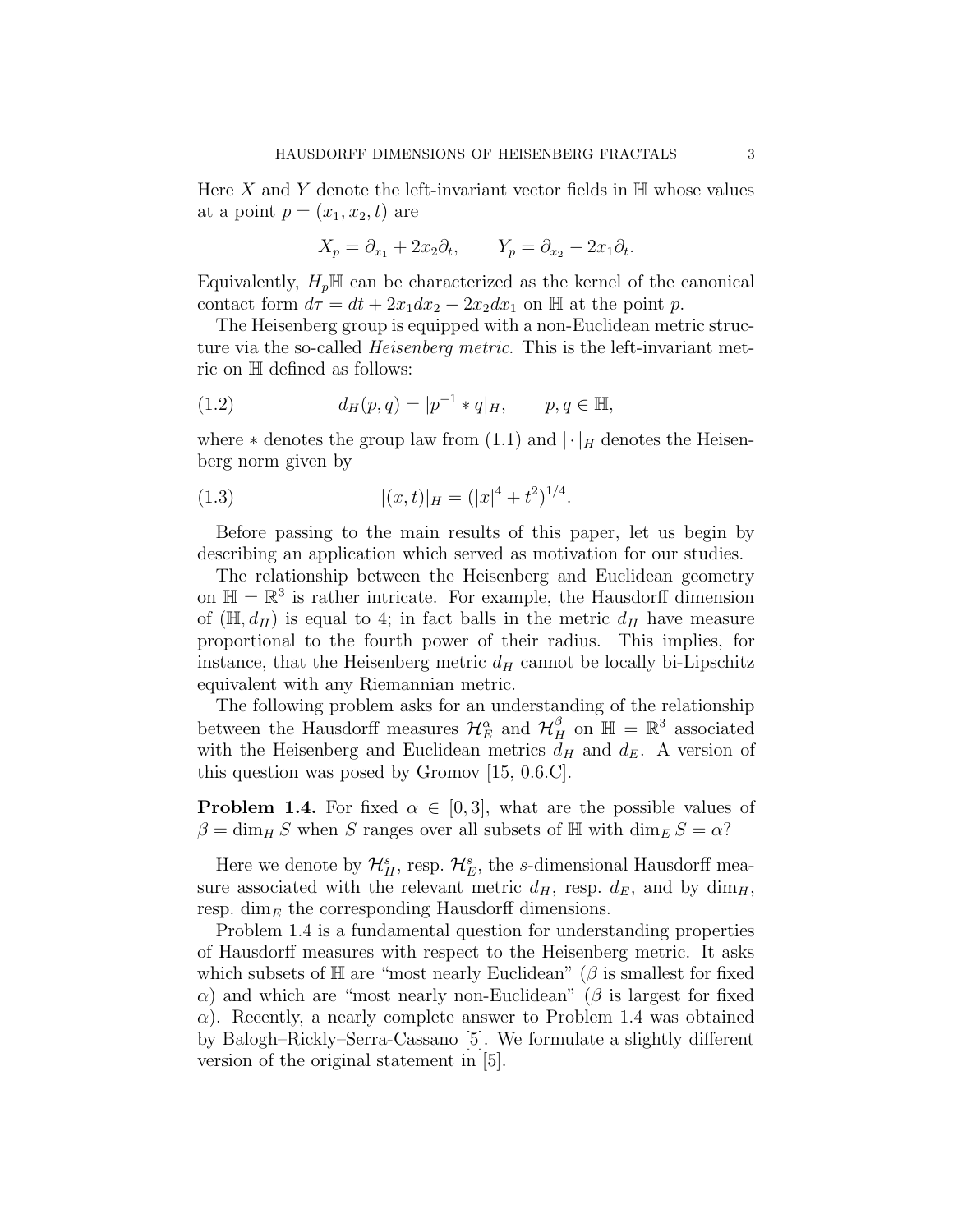Here $X$ and $Y$ denote the left-invariant vector fields in $\mathbb{H}$ whose values at a point $p = (x_1, x_2, t)$ are

$$X_p = \partial_{x_1} + 2x_2\partial_t, \qquad Y_p = \partial_{x_2} - 2x_1\partial_t.$$

Equivalently, $H_p\mathbb{H}$ can be characterized as the kernel of the canonical contact form $d\tau = dt + 2x_1dx_2 - 2x_2dx_1$ on $\mathbb{H}$ at the point $p$.

The Heisenberg group is equipped with a non-Euclidean metric structure via the so-called *Heisenberg metric*. This is the left-invariant metric on $\mathbb{H}$ defined as follows:

$$d_H(p, q) = |p^{-1} * q|_H, \qquad p, q \in \mathbb{H}, \tag{1.2}$$

where $*$ denotes the group law from (1.1) and $|\cdot|_H$ denotes the Heisenberg norm given by

$$|(x, t)|_H = (|x|^4 + t^2)^{1/4}. \tag{1.3}$$

Before passing to the main results of this paper, let us begin by describing an application which served as motivation for our studies.

The relationship between the Heisenberg and Euclidean geometry on $\mathbb{H} = \mathbb{R}^3$ is rather intricate. For example, the Hausdorff dimension of $(\mathbb{H}, d_H)$ is equal to 4; in fact balls in the metric $d_H$ have measure proportional to the fourth power of their radius. This implies, for instance, that the Heisenberg metric $d_H$ cannot be locally bi-Lipschitz equivalent with any Riemannian metric.

The following problem asks for an understanding of the relationship between the Hausdorff measures $\mathcal{H}_E^\alpha$ and $\mathcal{H}_H^\beta$ on $\mathbb{H} = \mathbb{R}^3$ associated with the Heisenberg and Euclidean metrics $d_H$ and $d_E$. A version of this question was posed by Gromov [15, 0.6.C].

**Problem 1.4.** For fixed $\alpha \in [0, 3]$, what are the possible values of $\beta = \dim_H S$ when $S$ ranges over all subsets of $\mathbb{H}$ with $\dim_E S = \alpha$?

Here we denote by $\mathcal{H}_H^s$, resp. $\mathcal{H}_E^s$, the $s$-dimensional Hausdorff measure associated with the relevant metric $d_H$, resp. $d_E$, and by $\dim_H$, resp. $\dim_E$ the corresponding Hausdorff dimensions.

Problem 1.4 is a fundamental question for understanding properties of Hausdorff measures with respect to the Heisenberg metric. It asks which subsets of $\mathbb{H}$ are "most nearly Euclidean" ($\beta$ is smallest for fixed $\alpha$) and which are "most nearly non-Euclidean" ($\beta$ is largest for fixed $\alpha$). Recently, a nearly complete answer to Problem 1.4 was obtained by Balogh–Rickly–Serra-Cassano [5]. We formulate a slightly different version of the original statement in [5].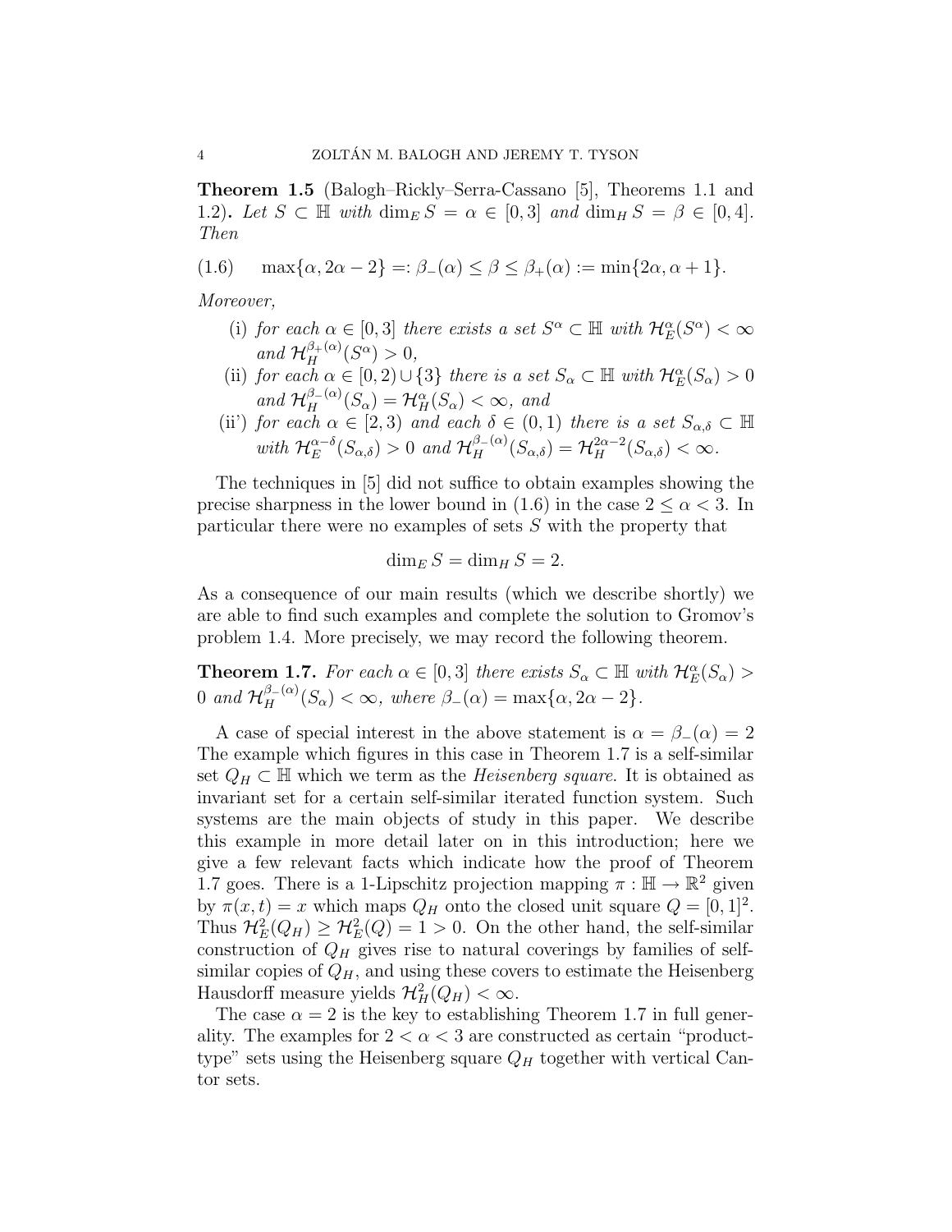**Theorem 1.5** (Balogh–Rickly–Serra-Cassano [5], Theorems 1.1 and 1.2)**.** *Let $S \subset \mathbb{H}$ with $\dim_E S = \alpha \in [0,3]$ and $\dim_H S = \beta \in [0,4]$. Then*

$$\max\{\alpha, 2\alpha - 2\} =: \beta_-(\alpha) \le \beta \le \beta_+(\alpha) := \min\{2\alpha, \alpha + 1\}. \tag{1.6}$$

*Moreover,*

- (i) *for each $\alpha \in [0,3]$ there exists a set $S^\alpha \subset \mathbb{H}$ with $\mathcal{H}_E^\alpha(S^\alpha) < \infty$ and $\mathcal{H}_H^{\beta_+(\alpha)}(S^\alpha) > 0$,*
- (ii) *for each $\alpha \in [0,2) \cup \{3\}$ there is a set $S_\alpha \subset \mathbb{H}$ with $\mathcal{H}_E^\alpha(S_\alpha) > 0$ and $\mathcal{H}_H^{\beta_-(\alpha)}(S_\alpha) = \mathcal{H}_H^\alpha(S_\alpha) < \infty$, and*
- (ii') *for each $\alpha \in [2,3)$ and each $\delta \in (0,1)$ there is a set $S_{\alpha,\delta} \subset \mathbb{H}$ with $\mathcal{H}_E^{\alpha-\delta}(S_{\alpha,\delta}) > 0$ and $\mathcal{H}_H^{\beta_-(\alpha)}(S_{\alpha,\delta}) = \mathcal{H}_H^{2\alpha-2}(S_{\alpha,\delta}) < \infty$.*

The techniques in [5] did not suffice to obtain examples showing the precise sharpness in the lower bound in (1.6) in the case $2 \le \alpha < 3$. In particular there were no examples of sets $S$ with the property that

$$\dim_E S = \dim_H S = 2.$$

As a consequence of our main results (which we describe shortly) we are able to find such examples and complete the solution to Gromov's problem 1.4. More precisely, we may record the following theorem.

**Theorem 1.7.** *For each $\alpha \in [0,3]$ there exists $S_\alpha \subset \mathbb{H}$ with $\mathcal{H}_E^\alpha(S_\alpha) > 0$ and $\mathcal{H}_H^{\beta_-(\alpha)}(S_\alpha) < \infty$, where $\beta_-(\alpha) = \max\{\alpha, 2\alpha - 2\}$.*

A case of special interest in the above statement is $\alpha = \beta_-(\alpha) = 2$ The example which figures in this case in Theorem 1.7 is a self-similar set $Q_H \subset \mathbb{H}$ which we term as the *Heisenberg square*. It is obtained as invariant set for a certain self-similar iterated function system. Such systems are the main objects of study in this paper. We describe this example in more detail later on in this introduction; here we give a few relevant facts which indicate how the proof of Theorem 1.7 goes. There is a 1-Lipschitz projection mapping $\pi : \mathbb{H} \to \mathbb{R}^2$ given by $\pi(x,t) = x$ which maps $Q_H$ onto the closed unit square $Q = [0,1]^2$. Thus $\mathcal{H}_E^2(Q_H) \ge \mathcal{H}_E^2(Q) = 1 > 0$. On the other hand, the self-similar construction of $Q_H$ gives rise to natural coverings by families of self-similar copies of $Q_H$, and using these covers to estimate the Heisenberg Hausdorff measure yields $\mathcal{H}_H^2(Q_H) < \infty$.

The case $\alpha = 2$ is the key to establishing Theorem 1.7 in full generality. The examples for $2 < \alpha < 3$ are constructed as certain "product-type" sets using the Heisenberg square $Q_H$ together with vertical Cantor sets.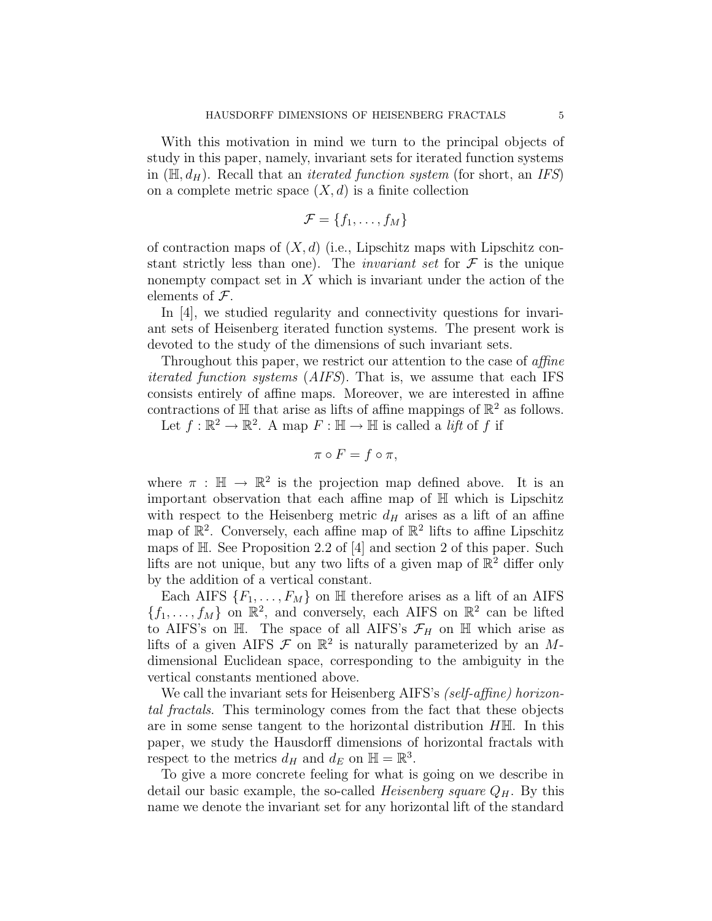With this motivation in mind we turn to the principal objects of study in this paper, namely, invariant sets for iterated function systems in $(\mathbb{H}, d_H)$. Recall that an *iterated function system* (for short, an *IFS*) on a complete metric space $(X, d)$ is a finite collection

$$\mathcal{F} = \{f_1, \ldots, f_M\}$$

of contraction maps of $(X, d)$ (i.e., Lipschitz maps with Lipschitz constant strictly less than one). The *invariant set* for $\mathcal{F}$ is the unique nonempty compact set in $X$ which is invariant under the action of the elements of $\mathcal{F}$.

In [4], we studied regularity and connectivity questions for invariant sets of Heisenberg iterated function systems. The present work is devoted to the study of the dimensions of such invariant sets.

Throughout this paper, we restrict our attention to the case of *affine iterated function systems* (*AIFS*). That is, we assume that each IFS consists entirely of affine maps. Moreover, we are interested in affine contractions of $\mathbb{H}$ that arise as lifts of affine mappings of $\mathbb{R}^2$ as follows.

Let $f : \mathbb{R}^2 \to \mathbb{R}^2$. A map $F : \mathbb{H} \to \mathbb{H}$ is called a *lift* of $f$ if

$$\pi \circ F = f \circ \pi,$$

where $\pi : \mathbb{H} \to \mathbb{R}^2$ is the projection map defined above. It is an important observation that each affine map of $\mathbb{H}$ which is Lipschitz with respect to the Heisenberg metric $d_H$ arises as a lift of an affine map of $\mathbb{R}^2$. Conversely, each affine map of $\mathbb{R}^2$ lifts to affine Lipschitz maps of $\mathbb{H}$. See Proposition 2.2 of [4] and section 2 of this paper. Such lifts are not unique, but any two lifts of a given map of $\mathbb{R}^2$ differ only by the addition of a vertical constant.

Each AIFS $\{F_1, \ldots, F_M\}$ on $\mathbb{H}$ therefore arises as a lift of an AIFS $\{f_1, \ldots, f_M\}$ on $\mathbb{R}^2$, and conversely, each AIFS on $\mathbb{R}^2$ can be lifted to AIFS's on $\mathbb{H}$. The space of all AIFS's $\mathcal{F}_H$ on $\mathbb{H}$ which arise as lifts of a given AIFS $\mathcal{F}$ on $\mathbb{R}^2$ is naturally parameterized by an $M$-dimensional Euclidean space, corresponding to the ambiguity in the vertical constants mentioned above.

We call the invariant sets for Heisenberg AIFS's *(self-affine) horizontal fractals*. This terminology comes from the fact that these objects are in some sense tangent to the horizontal distribution $H\mathbb{H}$. In this paper, we study the Hausdorff dimensions of horizontal fractals with respect to the metrics $d_H$ and $d_E$ on $\mathbb{H} = \mathbb{R}^3$.

To give a more concrete feeling for what is going on we describe in detail our basic example, the so-called *Heisenberg square* $Q_H$. By this name we denote the invariant set for any horizontal lift of the standard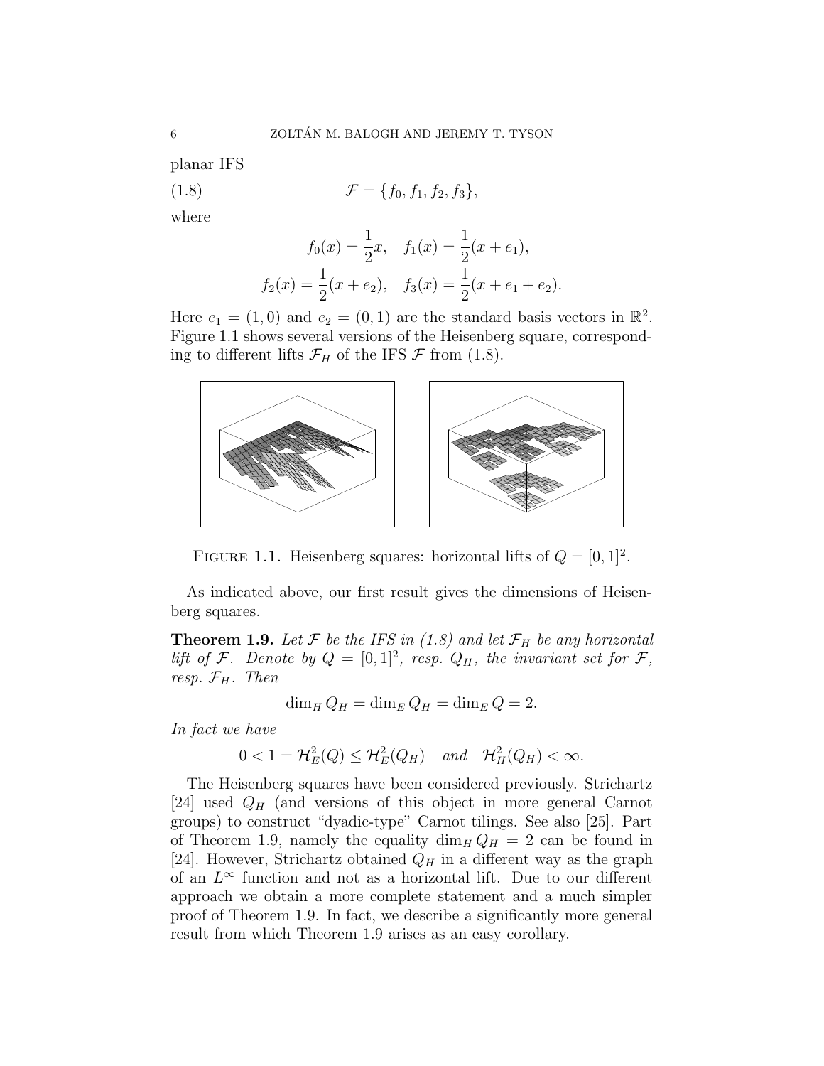planar IFS

$$\mathcal{F} = \{f_0, f_1, f_2, f_3\}, \tag{1.8}$$

where

$$f_0(x) = \frac{1}{2}x, \quad f_1(x) = \frac{1}{2}(x + e_1),$$
$$f_2(x) = \frac{1}{2}(x + e_2), \quad f_3(x) = \frac{1}{2}(x + e_1 + e_2).$$

Here $e_1 = (1, 0)$ and $e_2 = (0, 1)$ are the standard basis vectors in $\mathbb{R}^2$. Figure 1.1 shows several versions of the Heisenberg square, corresponding to different lifts $\mathcal{F}_H$ of the IFS $\mathcal{F}$ from (1.8).

FIGURE 1.1. Heisenberg squares: horizontal lifts of $Q = [0, 1]^2$.

As indicated above, our first result gives the dimensions of Heisenberg squares.

**Theorem 1.9.** *Let $\mathcal{F}$ be the IFS in (1.8) and let $\mathcal{F}_H$ be any horizontal lift of $\mathcal{F}$. Denote by $Q = [0, 1]^2$, resp. $Q_H$, the invariant set for $\mathcal{F}$, resp. $\mathcal{F}_H$. Then*

$$\dim_H Q_H = \dim_E Q_H = \dim_E Q = 2.$$

*In fact we have*

$$0 < 1 = \mathcal{H}^2_E(Q) \le \mathcal{H}^2_E(Q_H) \quad \text{and} \quad \mathcal{H}^2_H(Q_H) < \infty.$$

The Heisenberg squares have been considered previously. Strichartz [24] used $Q_H$ (and versions of this object in more general Carnot groups) to construct "dyadic-type" Carnot tilings. See also [25]. Part of Theorem 1.9, namely the equality $\dim_H Q_H = 2$ can be found in [24]. However, Strichartz obtained $Q_H$ in a different way as the graph of an $L^\infty$ function and not as a horizontal lift. Due to our different approach we obtain a more complete statement and a much simpler proof of Theorem 1.9. In fact, we describe a significantly more general result from which Theorem 1.9 arises as an easy corollary.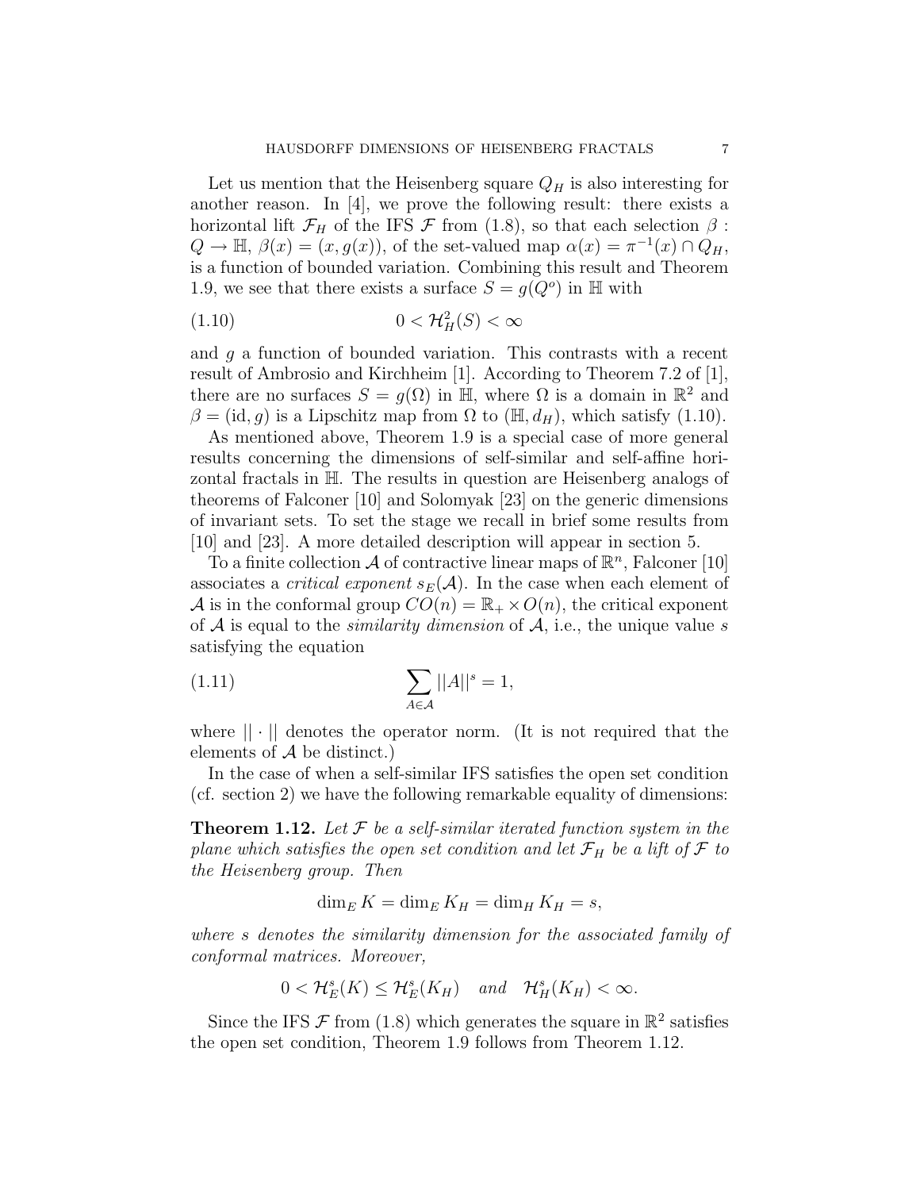Let us mention that the Heisenberg square $Q_H$ is also interesting for another reason. In [4], we prove the following result: there exists a horizontal lift $\mathcal{F}_H$ of the IFS $\mathcal{F}$ from (1.8), so that each selection $\beta : Q \to \mathbb{H}$, $\beta(x) = (x, g(x))$, of the set-valued map $\alpha(x) = \pi^{-1}(x) \cap Q_H$, is a function of bounded variation. Combining this result and Theorem 1.9, we see that there exists a surface $S = g(Q^o)$ in $\mathbb{H}$ with

$$0 < \mathcal{H}^2_H(S) < \infty \tag{1.10}$$

and $g$ a function of bounded variation. This contrasts with a recent result of Ambrosio and Kirchheim [1]. According to Theorem 7.2 of [1], there are no surfaces $S = g(\Omega)$ in $\mathbb{H}$, where $\Omega$ is a domain in $\mathbb{R}^2$ and $\beta = (\mathrm{id}, g)$ is a Lipschitz map from $\Omega$ to $(\mathbb{H}, d_H)$, which satisfy (1.10).

As mentioned above, Theorem 1.9 is a special case of more general results concerning the dimensions of self-similar and self-affine horizontal fractals in $\mathbb{H}$. The results in question are Heisenberg analogs of theorems of Falconer [10] and Solomyak [23] on the generic dimensions of invariant sets. To set the stage we recall in brief some results from [10] and [23]. A more detailed description will appear in section 5.

To a finite collection $\mathcal{A}$ of contractive linear maps of $\mathbb{R}^n$, Falconer [10] associates a *critical exponent* $s_E(\mathcal{A})$. In the case when each element of $\mathcal{A}$ is in the conformal group $CO(n) = \mathbb{R}_+ \times O(n)$, the critical exponent of $\mathcal{A}$ is equal to the *similarity dimension* of $\mathcal{A}$, i.e., the unique value $s$ satisfying the equation

$$\sum_{A \in \mathcal{A}} ||A||^s = 1, \tag{1.11}$$

where $|| \cdot ||$ denotes the operator norm. (It is not required that the elements of $\mathcal{A}$ be distinct.)

In the case of when a self-similar IFS satisfies the open set condition (cf. section 2) we have the following remarkable equality of dimensions:

**Theorem 1.12.** *Let $\mathcal{F}$ be a self-similar iterated function system in the plane which satisfies the open set condition and let $\mathcal{F}_H$ be a lift of $\mathcal{F}$ to the Heisenberg group. Then*

$$\dim_E K = \dim_E K_H = \dim_H K_H = s,$$

*where $s$ denotes the similarity dimension for the associated family of conformal matrices. Moreover,*

$$0 < \mathcal{H}^s_E(K) \le \mathcal{H}^s_E(K_H) \quad \textit{and} \quad \mathcal{H}^s_H(K_H) < \infty.$$

Since the IFS $\mathcal{F}$ from (1.8) which generates the square in $\mathbb{R}^2$ satisfies the open set condition, Theorem 1.9 follows from Theorem 1.12.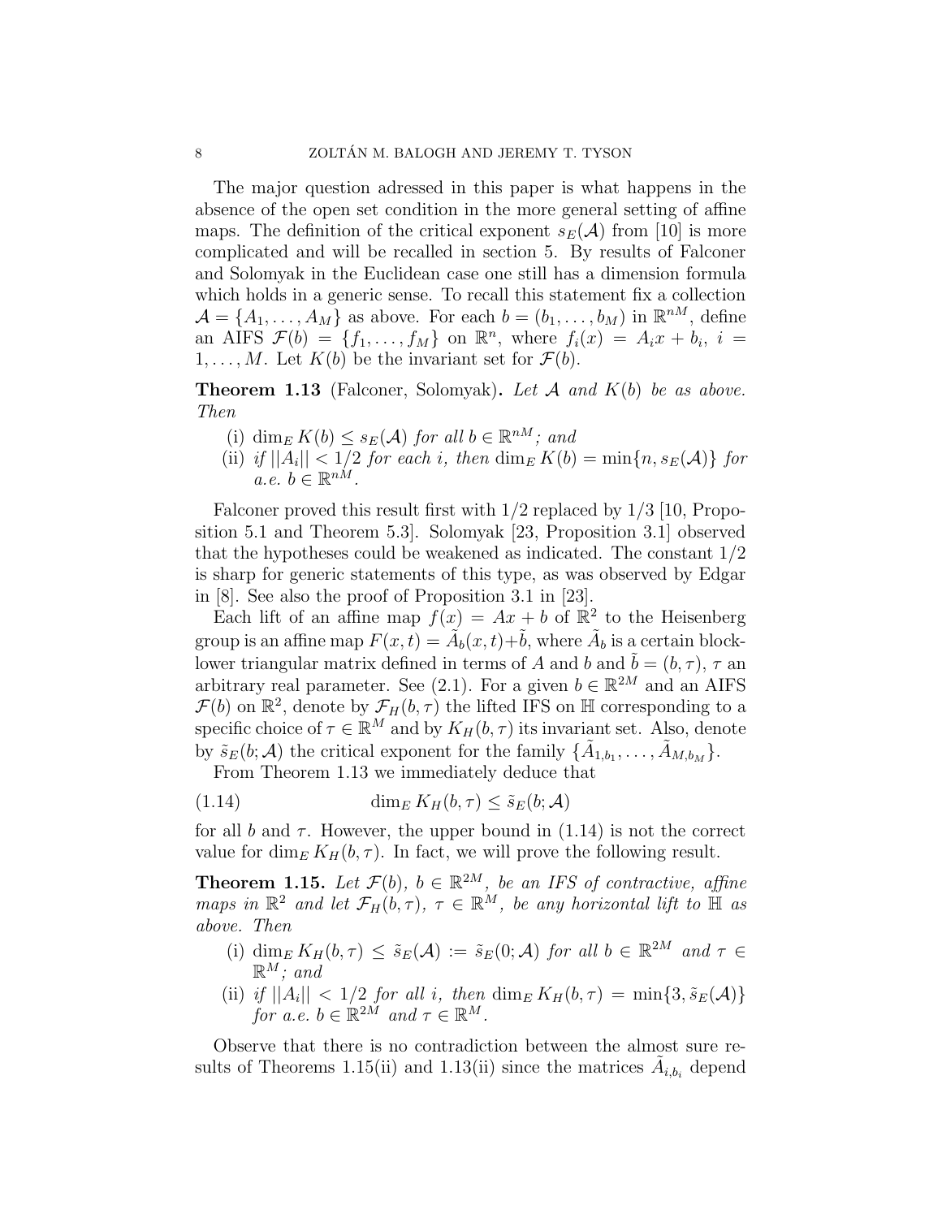The major question adressed in this paper is what happens in the absence of the open set condition in the more general setting of affine maps. The definition of the critical exponent $s_E(\mathcal{A})$ from [10] is more complicated and will be recalled in section 5. By results of Falconer and Solomyak in the Euclidean case one still has a dimension formula which holds in a generic sense. To recall this statement fix a collection $\mathcal{A} = \{A_1, \dots, A_M\}$ as above. For each $b = (b_1, \dots, b_M)$ in $\mathbb{R}^{nM}$, define an AIFS $\mathcal{F}(b) = \{f_1, \dots, f_M\}$ on $\mathbb{R}^n$, where $f_i(x) = A_i x + b_i$, $i = 1, \dots, M$. Let $K(b)$ be the invariant set for $\mathcal{F}(b)$.

**Theorem 1.13** (Falconer, Solomyak)**.** *Let $\mathcal{A}$ and $K(b)$ be as above. Then*

- (i) $\dim_E K(b) \le s_E(\mathcal{A})$ *for all* $b \in \mathbb{R}^{nM}$*; and*
- (ii) *if* $||A_i|| < 1/2$ *for each* $i$*, then* $\dim_E K(b) = \min\{n, s_E(\mathcal{A})\}$ *for a.e.* $b \in \mathbb{R}^{nM}$*.*

Falconer proved this result first with $1/2$ replaced by $1/3$ [10, Proposition 5.1 and Theorem 5.3]. Solomyak [23, Proposition 3.1] observed that the hypotheses could be weakened as indicated. The constant $1/2$ is sharp for generic statements of this type, as was observed by Edgar in [8]. See also the proof of Proposition 3.1 in [23].

Each lift of an affine map $f(x) = Ax + b$ of $\mathbb{R}^2$ to the Heisenberg group is an affine map $F(x,t) = \tilde{A}_b(x,t) + \tilde{b}$, where $\tilde{A}_b$ is a certain block-lower triangular matrix defined in terms of $A$ and $b$ and $\tilde{b} = (b, \tau)$, $\tau$ an arbitrary real parameter. See (2.1). For a given $b \in \mathbb{R}^{2M}$ and an AIFS $\mathcal{F}(b)$ on $\mathbb{R}^2$, denote by $\mathcal{F}_H(b,\tau)$ the lifted IFS on $\mathbb{H}$ corresponding to a specific choice of $\tau \in \mathbb{R}^M$ and by $K_H(b,\tau)$ its invariant set. Also, denote by $\tilde{s}_E(b;\mathcal{A})$ the critical exponent for the family $\{\tilde{A}_{1,b_1}, \dots, \tilde{A}_{M,b_M}\}$.

From Theorem 1.13 we immediately deduce that

$$\dim_E K_H(b,\tau) \le \tilde{s}_E(b;\mathcal{A}) \tag{1.14}$$

for all $b$ and $\tau$. However, the upper bound in (1.14) is not the correct value for $\dim_E K_H(b,\tau)$. In fact, we will prove the following result.

**Theorem 1.15.** *Let $\mathcal{F}(b)$, $b \in \mathbb{R}^{2M}$, be an IFS of contractive, affine maps in $\mathbb{R}^2$ and let $\mathcal{F}_H(b,\tau)$, $\tau \in \mathbb{R}^M$, be any horizontal lift to $\mathbb{H}$ as above. Then*

- (i) $\dim_E K_H(b,\tau) \le \tilde{s}_E(\mathcal{A}) := \tilde{s}_E(0;\mathcal{A})$ *for all* $b \in \mathbb{R}^{2M}$ *and* $\tau \in \mathbb{R}^M$*; and*
- (ii) *if* $||A_i|| < 1/2$ *for all* $i$*, then* $\dim_E K_H(b,\tau) = \min\{3, \tilde{s}_E(\mathcal{A})\}$ *for a.e.* $b \in \mathbb{R}^{2M}$ *and* $\tau \in \mathbb{R}^M$*.*

Observe that there is no contradiction between the almost sure results of Theorems 1.15(ii) and 1.13(ii) since the matrices $\tilde{A}_{i,b_i}$ depend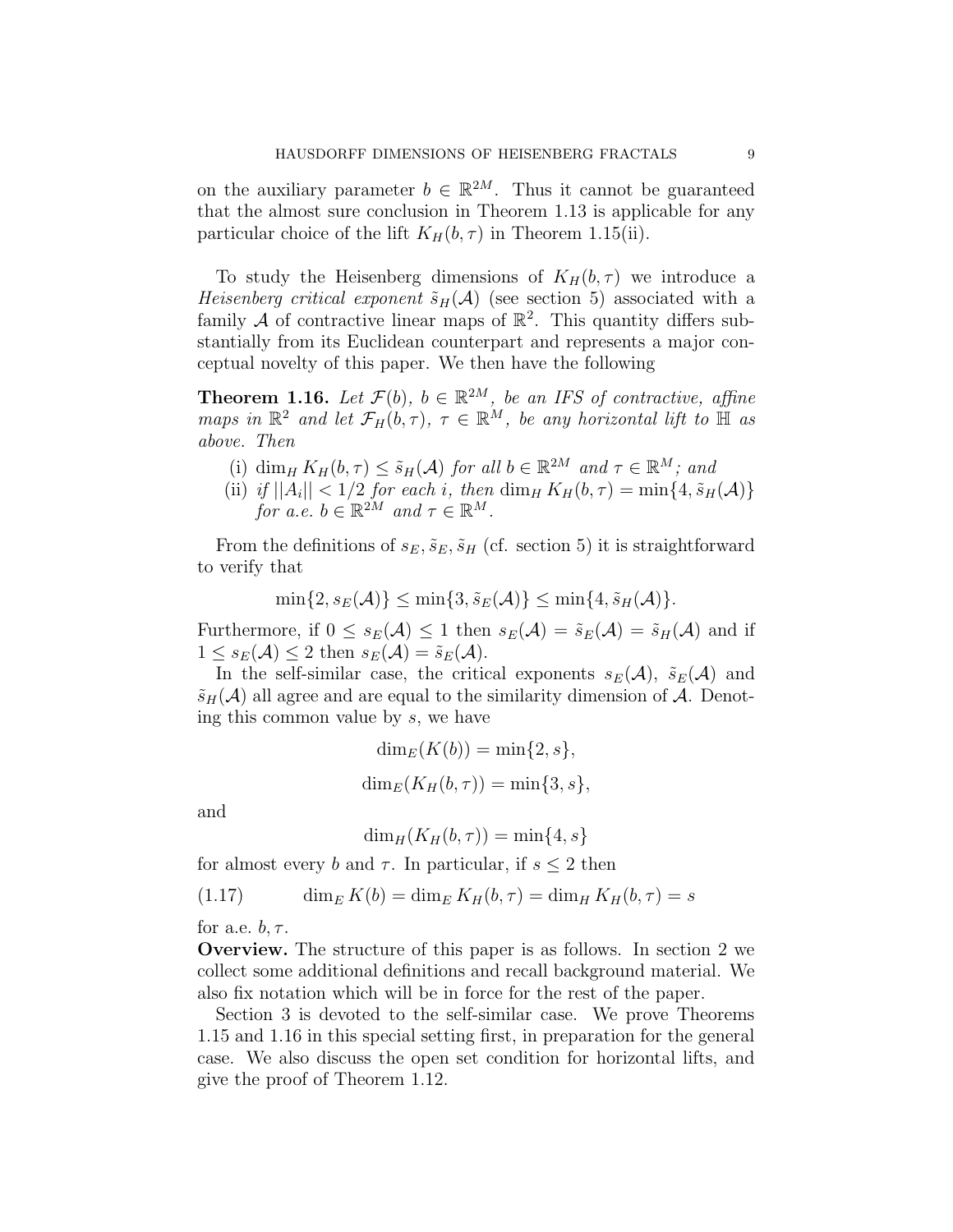on the auxiliary parameter $b \in \mathbb{R}^{2M}$. Thus it cannot be guaranteed that the almost sure conclusion in Theorem 1.13 is applicable for any particular choice of the lift $K_H(b,\tau)$ in Theorem 1.15(ii).

To study the Heisenberg dimensions of $K_H(b,\tau)$ we introduce a *Heisenberg critical exponent* $\tilde{s}_H(\mathcal{A})$ (see section 5) associated with a family $\mathcal{A}$ of contractive linear maps of $\mathbb{R}^2$. This quantity differs substantially from its Euclidean counterpart and represents a major conceptual novelty of this paper. We then have the following

**Theorem 1.16.** *Let $\mathcal{F}(b)$, $b \in \mathbb{R}^{2M}$, be an IFS of contractive, affine maps in $\mathbb{R}^2$ and let $\mathcal{F}_H(b,\tau)$, $\tau \in \mathbb{R}^M$, be any horizontal lift to $\mathbb{H}$ as above. Then*

(i) *$\dim_H K_H(b,\tau) \le \tilde{s}_H(\mathcal{A})$ for all $b \in \mathbb{R}^{2M}$ and $\tau \in \mathbb{R}^M$; and*
(ii) *if $||A_i|| < 1/2$ for each $i$, then $\dim_H K_H(b,\tau) = \min\{4, \tilde{s}_H(\mathcal{A})\}$ for a.e. $b \in \mathbb{R}^{2M}$ and $\tau \in \mathbb{R}^M$.*

From the definitions of $s_E, \tilde{s}_E, \tilde{s}_H$ (cf. section 5) it is straightforward to verify that

$$\min\{2, s_E(\mathcal{A})\} \le \min\{3, \tilde{s}_E(\mathcal{A})\} \le \min\{4, \tilde{s}_H(\mathcal{A})\}.$$

Furthermore, if $0 \le s_E(\mathcal{A}) \le 1$ then $s_E(\mathcal{A}) = \tilde{s}_E(\mathcal{A}) = \tilde{s}_H(\mathcal{A})$ and if $1 \le s_E(\mathcal{A}) \le 2$ then $s_E(\mathcal{A}) = \tilde{s}_E(\mathcal{A})$.

In the self-similar case, the critical exponents $s_E(\mathcal{A})$, $\tilde{s}_E(\mathcal{A})$ and $\tilde{s}_H(\mathcal{A})$ all agree and are equal to the similarity dimension of $\mathcal{A}$. Denoting this common value by $s$, we have

$$\dim_E(K(b)) = \min\{2, s\},$$

$$\dim_E(K_H(b,\tau)) = \min\{3, s\},$$

and

$$\dim_H(K_H(b,\tau)) = \min\{4, s\}$$

for almost every $b$ and $\tau$. In particular, if $s \le 2$ then

$$\dim_E K(b) = \dim_E K_H(b,\tau) = \dim_H K_H(b,\tau) = s \tag{1.17}$$

for a.e. $b, \tau$.

**Overview.** The structure of this paper is as follows. In section 2 we collect some additional definitions and recall background material. We also fix notation which will be in force for the rest of the paper.

Section 3 is devoted to the self-similar case. We prove Theorems 1.15 and 1.16 in this special setting first, in preparation for the general case. We also discuss the open set condition for horizontal lifts, and give the proof of Theorem 1.12.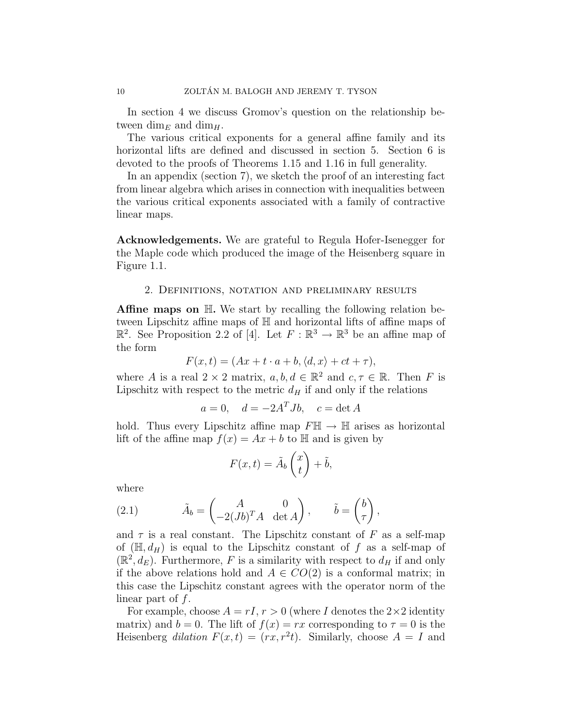In section 4 we discuss Gromov's question on the relationship between $\dim_E$ and $\dim_H$.

The various critical exponents for a general affine family and its horizontal lifts are defined and discussed in section 5. Section 6 is devoted to the proofs of Theorems 1.15 and 1.16 in full generality.

In an appendix (section 7), we sketch the proof of an interesting fact from linear algebra which arises in connection with inequalities between the various critical exponents associated with a family of contractive linear maps.

**Acknowledgements.** We are grateful to Regula Hofer-Isenegger for the Maple code which produced the image of the Heisenberg square in Figure 1.1.

## 2. Definitions, notation and preliminary results

**Affine maps on $\mathbb{H}$.** We start by recalling the following relation between Lipschitz affine maps of $\mathbb{H}$ and horizontal lifts of affine maps of $\mathbb{R}^2$. See Proposition 2.2 of [4]. Let $F : \mathbb{R}^3 \to \mathbb{R}^3$ be an affine map of the form

$$F(x,t) = (Ax + t \cdot a + b, \langle d, x\rangle + ct + \tau),$$

where $A$ is a real $2 \times 2$ matrix, $a, b, d \in \mathbb{R}^2$ and $c, \tau \in \mathbb{R}$. Then $F$ is Lipschitz with respect to the metric $d_H$ if and only if the relations

$$a = 0, \quad d = -2A^T Jb, \quad c = \det A$$

hold. Thus every Lipschitz affine map $F\mathbb{H} \to \mathbb{H}$ arises as horizontal lift of the affine map $f(x) = Ax + b$ to $\mathbb{H}$ and is given by

$$F(x,t) = \tilde{A}_b \begin{pmatrix} x \\ t \end{pmatrix} + \tilde{b},$$

where

$$\tilde{A}_b = \begin{pmatrix} A & 0 \\ -2(Jb)^T A & \det A \end{pmatrix}, \qquad \tilde{b} = \begin{pmatrix} b \\ \tau \end{pmatrix}, \tag{2.1}$$

and $\tau$ is a real constant. The Lipschitz constant of $F$ as a self-map of $(\mathbb{H}, d_H)$ is equal to the Lipschitz constant of $f$ as a self-map of $(\mathbb{R}^2, d_E)$. Furthermore, $F$ is a similarity with respect to $d_H$ if and only if the above relations hold and $A \in CO(2)$ is a conformal matrix; in this case the Lipschitz constant agrees with the operator norm of the linear part of $f$.

For example, choose $A = rI$, $r > 0$ (where $I$ denotes the $2 \times 2$ identity matrix) and $b = 0$. The lift of $f(x) = rx$ corresponding to $\tau = 0$ is the Heisenberg *dilation* $F(x,t) = (rx, r^2 t)$. Similarly, choose $A = I$ and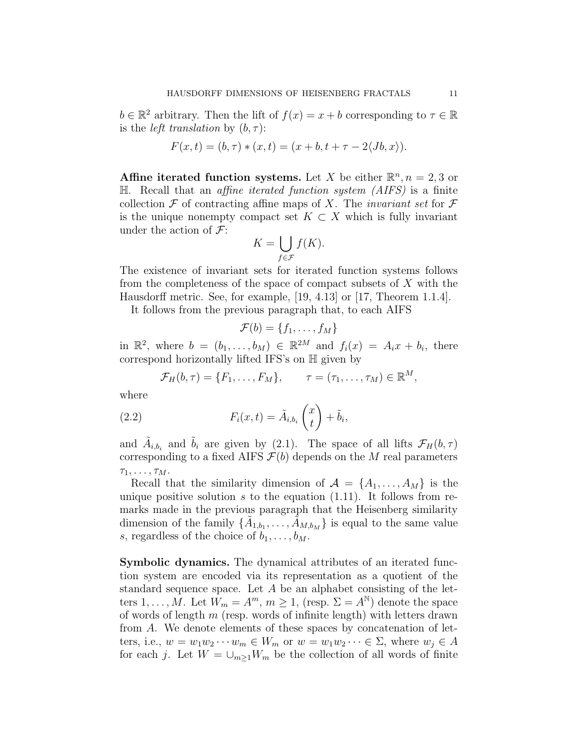$b \in \mathbb{R}^2$ arbitrary. Then the lift of $f(x) = x + b$ corresponding to $\tau \in \mathbb{R}$ is the *left translation* by $(b, \tau)$:

$$F(x,t) = (b,\tau) * (x,t) = (x + b, t + \tau - 2\langle Jb, x\rangle).$$

**Affine iterated function systems.** Let $X$ be either $\mathbb{R}^n, n = 2, 3$ or $\mathbb{H}$. Recall that an *affine iterated function system (AIFS)* is a finite collection $\mathcal{F}$ of contracting affine maps of $X$. The *invariant set* for $\mathcal{F}$ is the unique nonempty compact set $K \subset X$ which is fully invariant under the action of $\mathcal{F}$:

$$K = \bigcup_{f \in \mathcal{F}} f(K).$$

The existence of invariant sets for iterated function systems follows from the completeness of the space of compact subsets of $X$ with the Hausdorff metric. See, for example, [19, 4.13] or [17, Theorem 1.1.4].

It follows from the previous paragraph that, to each AIFS

$$\mathcal{F}(b) = \{f_1, \dots, f_M\}$$

in $\mathbb{R}^2$, where $b = (b_1, \dots, b_M) \in \mathbb{R}^{2M}$ and $f_i(x) = A_i x + b_i$, there correspond horizontally lifted IFS's on $\mathbb{H}$ given by

$$\mathcal{F}_H(b,\tau) = \{F_1, \dots, F_M\}, \qquad \tau = (\tau_1, \dots, \tau_M) \in \mathbb{R}^M,$$

where

$$F_i(x,t) = \tilde{A}_{i,b_i} \begin{pmatrix} x \\ t \end{pmatrix} + \tilde{b}_i, \tag{2.2}$$

and $\tilde{A}_{i,b_i}$ and $\tilde{b}_i$ are given by (2.1). The space of all lifts $\mathcal{F}_H(b,\tau)$ corresponding to a fixed AIFS $\mathcal{F}(b)$ depends on the $M$ real parameters $\tau_1, \dots, \tau_M$.

Recall that the similarity dimension of $\mathcal{A} = \{A_1, \dots, A_M\}$ is the unique positive solution $s$ to the equation (1.11). It follows from remarks made in the previous paragraph that the Heisenberg similarity dimension of the family $\{\tilde{A}_{1,b_1}, \dots, \tilde{A}_{M,b_M}\}$ is equal to the same value $s$, regardless of the choice of $b_1, \dots, b_M$.

**Symbolic dynamics.** The dynamical attributes of an iterated function system are encoded via its representation as a quotient of the standard sequence space. Let $A$ be an alphabet consisting of the letters $1, \dots, M$. Let $W_m = A^m$, $m \ge 1$, (resp. $\Sigma = A^{\mathbb{N}}$) denote the space of words of length $m$ (resp. words of infinite length) with letters drawn from $A$. We denote elements of these spaces by concatenation of letters, i.e., $w = w_1 w_2 \cdots w_m \in W_m$ or $w = w_1 w_2 \cdots \in \Sigma$, where $w_j \in A$ for each $j$. Let $W = \cup_{m \ge 1} W_m$ be the collection of all words of finite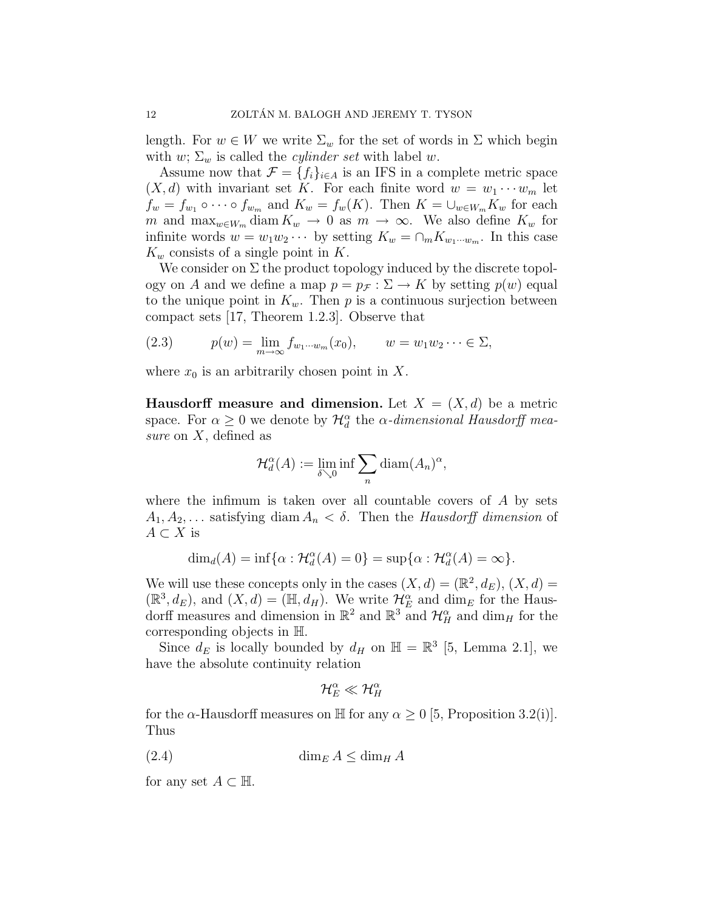length. For $w \in W$ we write $\Sigma_w$ for the set of words in $\Sigma$ which begin with $w$; $\Sigma_w$ is called the *cylinder set* with label $w$.

Assume now that $\mathcal{F} = \{f_i\}_{i \in A}$ is an IFS in a complete metric space $(X, d)$ with invariant set $K$. For each finite word $w = w_1 \cdots w_m$ let $f_w = f_{w_1} \circ \cdots \circ f_{w_m}$ and $K_w = f_w(K)$. Then $K = \cup_{w \in W_m} K_w$ for each $m$ and $\max_{w \in W_m} \operatorname{diam} K_w \to 0$ as $m \to \infty$. We also define $K_w$ for infinite words $w = w_1 w_2 \cdots$ by setting $K_w = \cap_m K_{w_1 \cdots w_m}$. In this case $K_w$ consists of a single point in $K$.

We consider on $\Sigma$ the product topology induced by the discrete topology on $A$ and we define a map $p = p_{\mathcal{F}} : \Sigma \to K$ by setting $p(w)$ equal to the unique point in $K_w$. Then $p$ is a continuous surjection between compact sets [17, Theorem 1.2.3]. Observe that

$$p(w) = \lim_{m \to \infty} f_{w_1 \cdots w_m}(x_0), \qquad w = w_1 w_2 \cdots \in \Sigma, \tag{2.3}$$

where $x_0$ is an arbitrarily chosen point in $X$.

**Hausdorff measure and dimension.** Let $X = (X, d)$ be a metric space. For $\alpha \geq 0$ we denote by $\mathcal{H}^\alpha_d$ the *$\alpha$-dimensional Hausdorff measure* on $X$, defined as

$$\mathcal{H}^\alpha_d(A) := \lim_{\delta \searrow 0} \inf \sum_n \operatorname{diam}(A_n)^\alpha,$$

where the infimum is taken over all countable covers of $A$ by sets $A_1, A_2, \ldots$ satisfying $\operatorname{diam} A_n < \delta$. Then the *Hausdorff dimension* of $A \subset X$ is

$$\dim_d(A) = \inf\{\alpha : \mathcal{H}^\alpha_d(A) = 0\} = \sup\{\alpha : \mathcal{H}^\alpha_d(A) = \infty\}.$$

We will use these concepts only in the cases $(X, d) = (\mathbb{R}^2, d_E)$, $(X, d) = (\mathbb{R}^3, d_E)$, and $(X, d) = (\mathbb{H}, d_H)$. We write $\mathcal{H}^\alpha_E$ and $\dim_E$ for the Hausdorff measures and dimension in $\mathbb{R}^2$ and $\mathbb{R}^3$ and $\mathcal{H}^\alpha_H$ and $\dim_H$ for the corresponding objects in $\mathbb{H}$.

Since $d_E$ is locally bounded by $d_H$ on $\mathbb{H} = \mathbb{R}^3$ [5, Lemma 2.1], we have the absolute continuity relation

$$\mathcal{H}^\alpha_E \ll \mathcal{H}^\alpha_H$$

for the $\alpha$-Hausdorff measures on $\mathbb{H}$ for any $\alpha \geq 0$ [5, Proposition 3.2(i)]. Thus

$$\dim_E A \leq \dim_H A \tag{2.4}$$

for any set $A \subset \mathbb{H}$.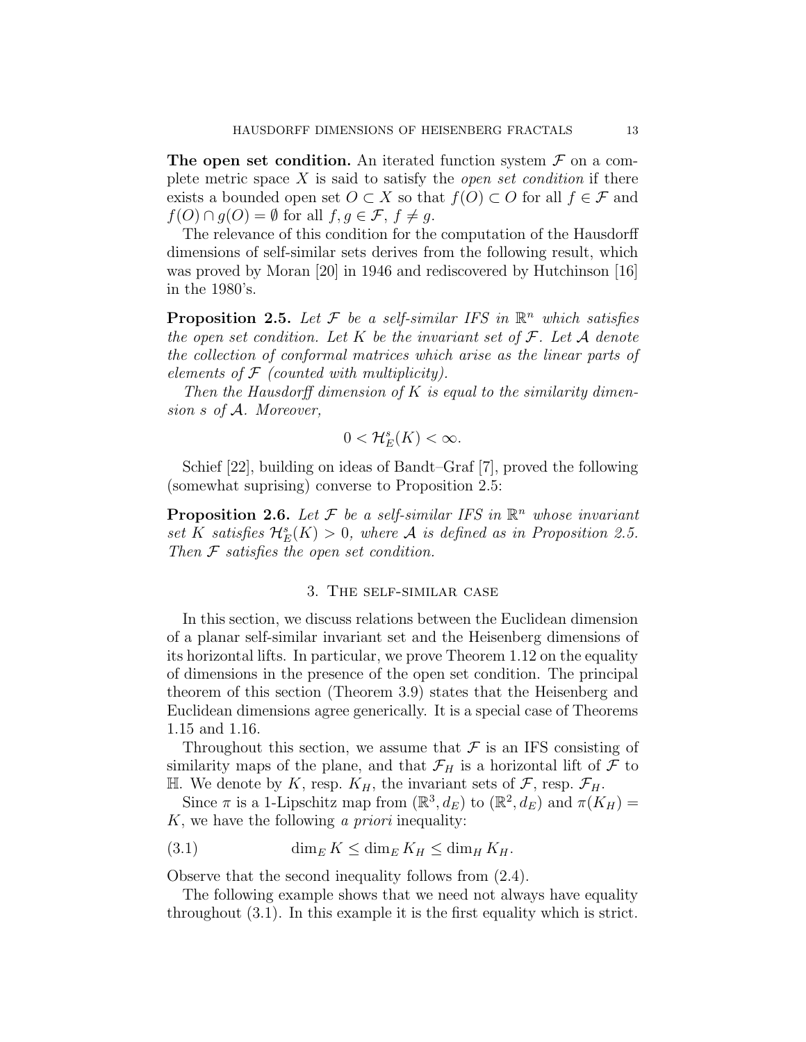**The open set condition.** An iterated function system $\mathcal{F}$ on a complete metric space $X$ is said to satisfy the *open set condition* if there exists a bounded open set $O \subset X$ so that $f(O) \subset O$ for all $f \in \mathcal{F}$ and $f(O) \cap g(O) = \emptyset$ for all $f, g \in \mathcal{F}$, $f \neq g$.

The relevance of this condition for the computation of the Hausdorff dimensions of self-similar sets derives from the following result, which was proved by Moran [20] in 1946 and rediscovered by Hutchinson [16] in the 1980's.

**Proposition 2.5.** *Let $\mathcal{F}$ be a self-similar IFS in $\mathbb{R}^n$ which satisfies the open set condition. Let $K$ be the invariant set of $\mathcal{F}$. Let $\mathcal{A}$ denote the collection of conformal matrices which arise as the linear parts of elements of $\mathcal{F}$ (counted with multiplicity).*

*Then the Hausdorff dimension of $K$ is equal to the similarity dimension $s$ of $\mathcal{A}$. Moreover,*

$$0 < \mathcal{H}^s_E(K) < \infty.$$

Schief [22], building on ideas of Bandt–Graf [7], proved the following (somewhat suprising) converse to Proposition 2.5:

**Proposition 2.6.** *Let $\mathcal{F}$ be a self-similar IFS in $\mathbb{R}^n$ whose invariant set $K$ satisfies $\mathcal{H}^s_E(K) > 0$, where $\mathcal{A}$ is defined as in Proposition 2.5. Then $\mathcal{F}$ satisfies the open set condition.*

## 3. The self-similar case

In this section, we discuss relations between the Euclidean dimension of a planar self-similar invariant set and the Heisenberg dimensions of its horizontal lifts. In particular, we prove Theorem 1.12 on the equality of dimensions in the presence of the open set condition. The principal theorem of this section (Theorem 3.9) states that the Heisenberg and Euclidean dimensions agree generically. It is a special case of Theorems 1.15 and 1.16.

Throughout this section, we assume that $\mathcal{F}$ is an IFS consisting of similarity maps of the plane, and that $\mathcal{F}_H$ is a horizontal lift of $\mathcal{F}$ to $\mathbb{H}$. We denote by $K$, resp. $K_H$, the invariant sets of $\mathcal{F}$, resp. $\mathcal{F}_H$.

Since $\pi$ is a 1-Lipschitz map from $(\mathbb{R}^3, d_E)$ to $(\mathbb{R}^2, d_E)$ and $\pi(K_H) = K$, we have the following *a priori* inequality:

$$\dim_E K \leq \dim_E K_H \leq \dim_H K_H. \tag{3.1}$$

Observe that the second inequality follows from (2.4).

The following example shows that we need not always have equality throughout (3.1). In this example it is the first equality which is strict.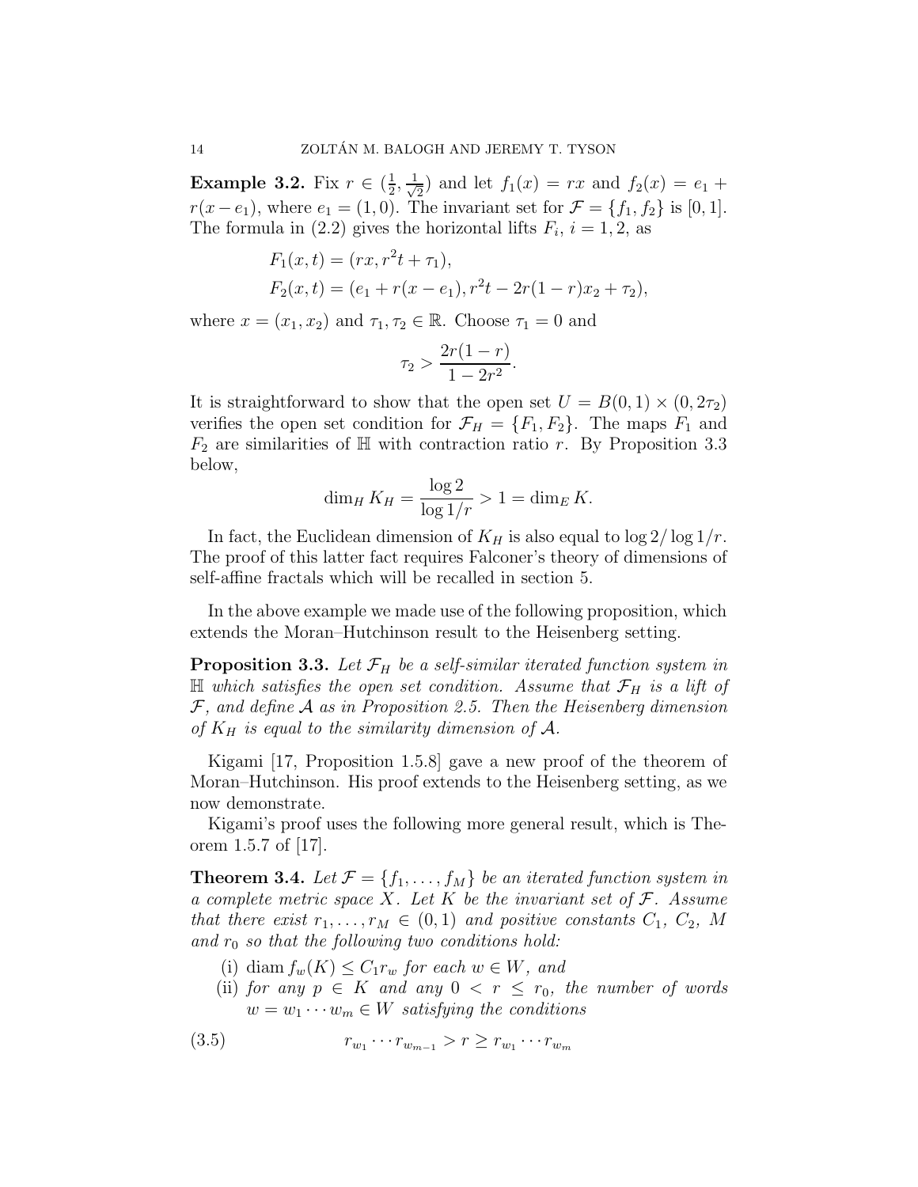**Example 3.2.** Fix $r \in (\frac{1}{2}, \frac{1}{\sqrt{2}})$ and let $f_1(x) = rx$ and $f_2(x) = e_1 + r(x - e_1)$, where $e_1 = (1,0)$. The invariant set for $\mathcal{F} = \{f_1, f_2\}$ is $[0,1]$. The formula in (2.2) gives the horizontal lifts $F_i$, $i = 1,2$, as

$$
\begin{aligned}
F_1(x,t) &= (rx, r^2 t + \tau_1), \\
F_2(x,t) &= (e_1 + r(x - e_1), r^2 t - 2r(1-r)x_2 + \tau_2),
\end{aligned}
$$

where $x = (x_1, x_2)$ and $\tau_1, \tau_2 \in \mathbb{R}$. Choose $\tau_1 = 0$ and

$$
\tau_2 > \frac{2r(1-r)}{1-2r^2}.
$$

It is straightforward to show that the open set $U = B(0,1) \times (0, 2\tau_2)$ verifies the open set condition for $\mathcal{F}_H = \{F_1, F_2\}$. The maps $F_1$ and $F_2$ are similarities of $\mathbb{H}$ with contraction ratio $r$. By Proposition 3.3 below,

$$
\dim_H K_H = \frac{\log 2}{\log 1/r} > 1 = \dim_E K.
$$

In fact, the Euclidean dimension of $K_H$ is also equal to $\log 2 / \log 1/r$. The proof of this latter fact requires Falconer's theory of dimensions of self-affine fractals which will be recalled in section 5.

In the above example we made use of the following proposition, which extends the Moran–Hutchinson result to the Heisenberg setting.

**Proposition 3.3.** *Let $\mathcal{F}_H$ be a self-similar iterated function system in $\mathbb{H}$ which satisfies the open set condition. Assume that $\mathcal{F}_H$ is a lift of $\mathcal{F}$, and define $\mathcal{A}$ as in Proposition 2.5. Then the Heisenberg dimension of $K_H$ is equal to the similarity dimension of $\mathcal{A}$.*

Kigami [17, Proposition 1.5.8] gave a new proof of the theorem of Moran–Hutchinson. His proof extends to the Heisenberg setting, as we now demonstrate.

Kigami's proof uses the following more general result, which is Theorem 1.5.7 of [17].

**Theorem 3.4.** *Let $\mathcal{F} = \{f_1, \ldots, f_M\}$ be an iterated function system in a complete metric space $X$. Let $K$ be the invariant set of $\mathcal{F}$. Assume that there exist $r_1, \ldots, r_M \in (0,1)$ and positive constants $C_1$, $C_2$, $M$ and $r_0$ so that the following two conditions hold:*

(i) $\operatorname{diam} f_w(K) \le C_1 r_w$ *for each* $w \in W$, *and*

(ii) *for any $p \in K$ and any $0 < r \le r_0$, the number of words $w = w_1 \cdots w_m \in W$ satisfying the conditions*

$$
r_{w_1} \cdots r_{w_{m-1}} > r \ge r_{w_1} \cdots r_{w_m} \tag{3.5}
$$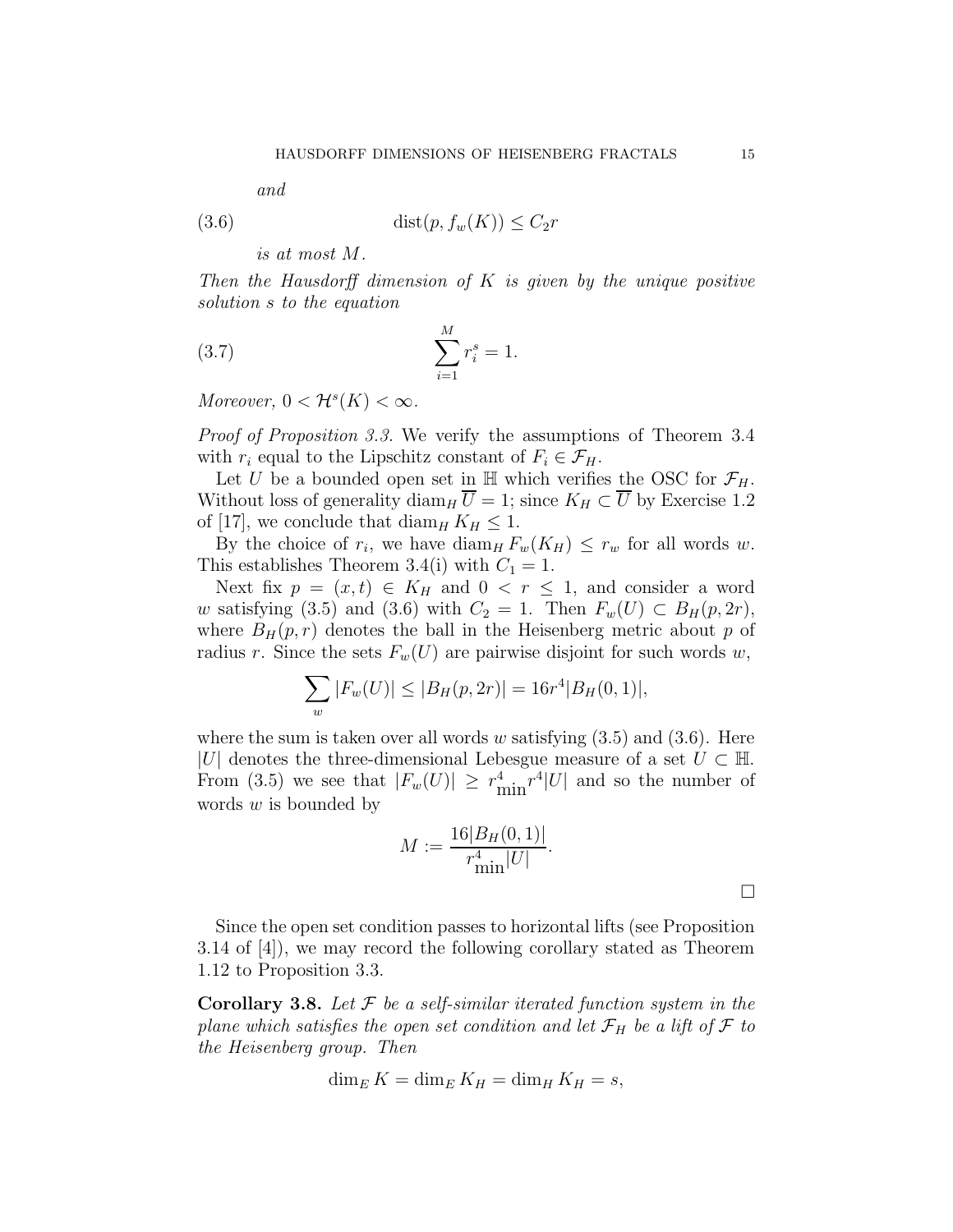*and*

$$\operatorname{dist}(p, f_w(K)) \le C_2 r \tag{3.6}$$

*is at most $M$.*

*Then the Hausdorff dimension of $K$ is given by the unique positive solution $s$ to the equation*

$$\sum_{i=1}^{M} r_i^s = 1. \tag{3.7}$$

*Moreover, $0 < \mathcal{H}^s(K) < \infty$.*

*Proof of Proposition 3.3.* We verify the assumptions of Theorem 3.4 with $r_i$ equal to the Lipschitz constant of $F_i \in \mathcal{F}_H$.

Let $U$ be a bounded open set in $\mathbb{H}$ which verifies the OSC for $\mathcal{F}_H$. Without loss of generality $\operatorname{diam}_H \overline{U} = 1$; since $K_H \subset \overline{U}$ by Exercise 1.2 of [17], we conclude that $\operatorname{diam}_H K_H \le 1$.

By the choice of $r_i$, we have $\operatorname{diam}_H F_w(K_H) \le r_w$ for all words $w$. This establishes Theorem 3.4(i) with $C_1 = 1$.

Next fix $p = (x, t) \in K_H$ and $0 < r \le 1$, and consider a word $w$ satisfying (3.5) and (3.6) with $C_2 = 1$. Then $F_w(U) \subset B_H(p, 2r)$, where $B_H(p, r)$ denotes the ball in the Heisenberg metric about $p$ of radius $r$. Since the sets $F_w(U)$ are pairwise disjoint for such words $w$,

$$\sum_w |F_w(U)| \le |B_H(p, 2r)| = 16 r^4 |B_H(0, 1)|,$$

where the sum is taken over all words $w$ satisfying (3.5) and (3.6). Here $|U|$ denotes the three-dimensional Lebesgue measure of a set $U \subset \mathbb{H}$. From (3.5) we see that $|F_w(U)| \ge r_{\min}^4 r^4 |U|$ and so the number of words $w$ is bounded by

$$M := \frac{16 |B_H(0, 1)|}{r_{\min}^4 |U|}.$$

□

Since the open set condition passes to horizontal lifts (see Proposition 3.14 of [4]), we may record the following corollary stated as Theorem 1.12 to Proposition 3.3.

**Corollary 3.8.** *Let $\mathcal{F}$ be a self-similar iterated function system in the plane which satisfies the open set condition and let $\mathcal{F}_H$ be a lift of $\mathcal{F}$ to the Heisenberg group. Then*

$$\dim_E K = \dim_E K_H = \dim_H K_H = s,$$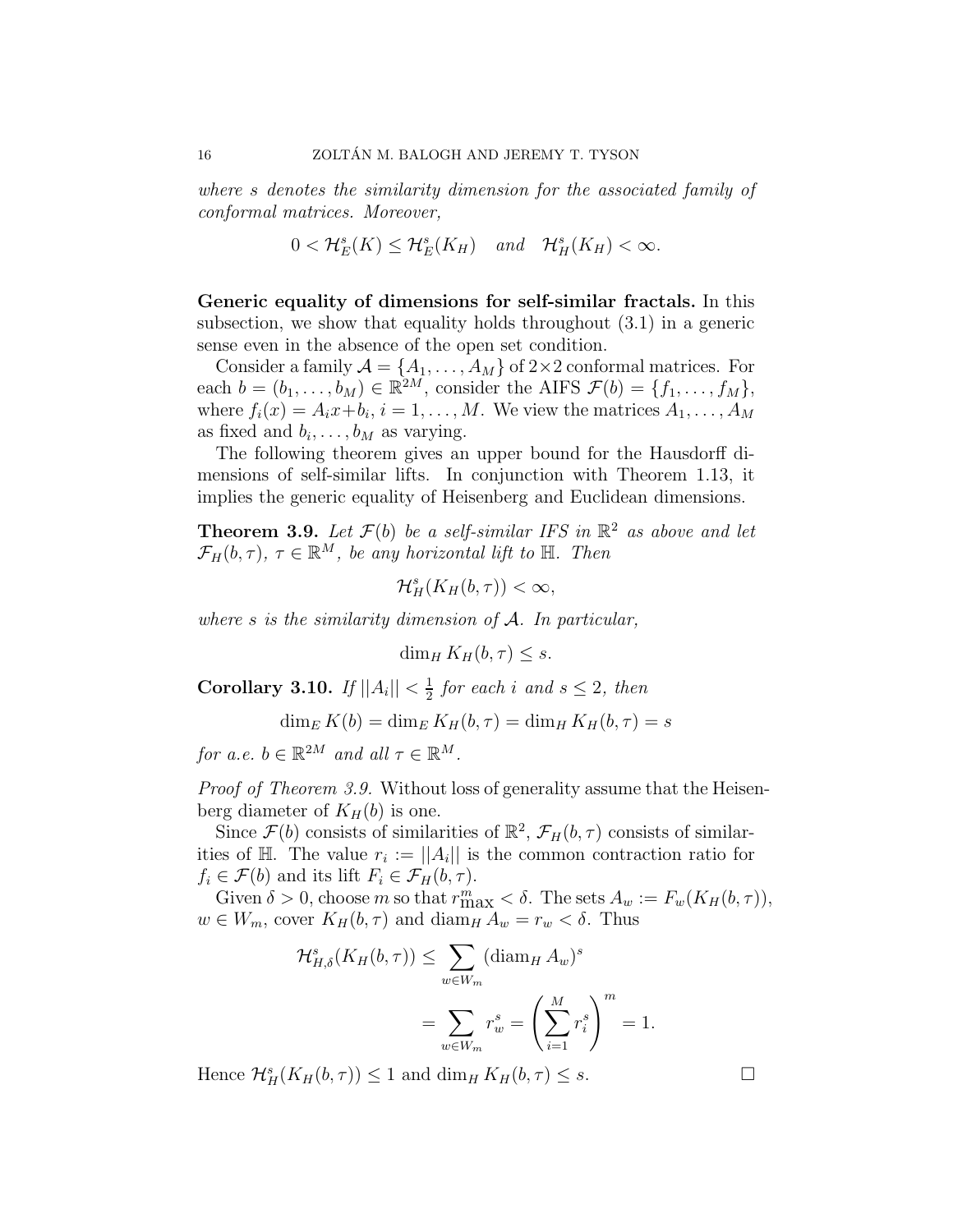*where $s$ denotes the similarity dimension for the associated family of conformal matrices. Moreover,*

$$0 < \mathcal{H}^s_E(K) \le \mathcal{H}^s_E(K_H) \quad \textit{and} \quad \mathcal{H}^s_H(K_H) < \infty.$$

**Generic equality of dimensions for self-similar fractals.** In this subsection, we show that equality holds throughout (3.1) in a generic sense even in the absence of the open set condition.

Consider a family $\mathcal{A} = \{A_1, \ldots, A_M\}$ of $2\times 2$ conformal matrices. For each $b = (b_1, \ldots, b_M) \in \mathbb{R}^{2M}$, consider the AIFS $\mathcal{F}(b) = \{f_1, \ldots, f_M\}$, where $f_i(x) = A_i x + b_i$, $i = 1, \ldots, M$. We view the matrices $A_1, \ldots, A_M$ as fixed and $b_i, \ldots, b_M$ as varying.

The following theorem gives an upper bound for the Hausdorff dimensions of self-similar lifts. In conjunction with Theorem 1.13, it implies the generic equality of Heisenberg and Euclidean dimensions.

**Theorem 3.9.** *Let $\mathcal{F}(b)$ be a self-similar IFS in $\mathbb{R}^2$ as above and let $\mathcal{F}_H(b, \tau)$, $\tau \in \mathbb{R}^M$, be any horizontal lift to $\mathbb{H}$. Then*

$$\mathcal{H}^s_H(K_H(b, \tau)) < \infty,$$

*where $s$ is the similarity dimension of $\mathcal{A}$. In particular,*

$$\dim_H K_H(b, \tau) \le s.$$

**Corollary 3.10.** *If $||A_i|| < \frac{1}{2}$ for each $i$ and $s \le 2$, then*

$$\dim_E K(b) = \dim_E K_H(b, \tau) = \dim_H K_H(b, \tau) = s$$

*for a.e. $b \in \mathbb{R}^{2M}$ and all $\tau \in \mathbb{R}^M$.*

*Proof of Theorem 3.9.* Without loss of generality assume that the Heisenberg diameter of $K_H(b)$ is one.

Since $\mathcal{F}(b)$ consists of similarities of $\mathbb{R}^2$, $\mathcal{F}_H(b, \tau)$ consists of similarities of $\mathbb{H}$. The value $r_i := ||A_i||$ is the common contraction ratio for $f_i \in \mathcal{F}(b)$ and its lift $F_i \in \mathcal{F}_H(b, \tau)$.

Given $\delta > 0$, choose $m$ so that $r^m_{\max} < \delta$. The sets $A_w := F_w(K_H(b, \tau))$, $w \in W_m$, cover $K_H(b, \tau)$ and $\operatorname{diam}_H A_w = r_w < \delta$. Thus

$$\begin{aligned} \mathcal{H}^s_{H,\delta}(K_H(b, \tau)) &\le \sum_{w \in W_m} (\operatorname{diam}_H A_w)^s \\ &= \sum_{w \in W_m} r_w^s = \left( \sum_{i=1}^M r_i^s \right)^m = 1. \end{aligned}$$

Hence $\mathcal{H}^s_H(K_H(b, \tau)) \le 1$ and $\dim_H K_H(b, \tau) \le s$. $\square$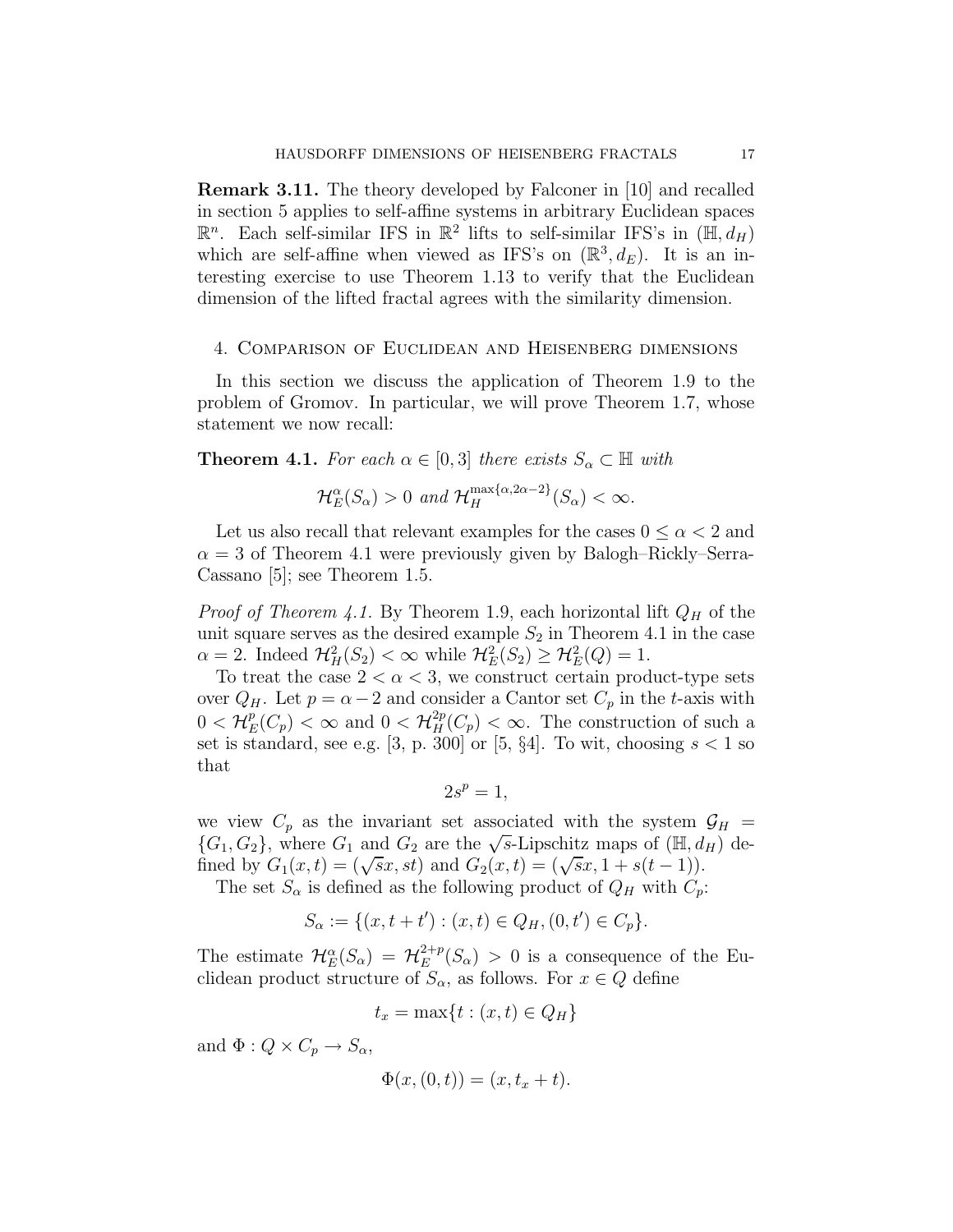**Remark 3.11.** The theory developed by Falconer in [10] and recalled in section 5 applies to self-affine systems in arbitrary Euclidean spaces $\mathbb{R}^n$. Each self-similar IFS in $\mathbb{R}^2$ lifts to self-similar IFS's in $(\mathbb{H}, d_H)$ which are self-affine when viewed as IFS's on $(\mathbb{R}^3, d_E)$. It is an interesting exercise to use Theorem 1.13 to verify that the Euclidean dimension of the lifted fractal agrees with the similarity dimension.

## 4. Comparison of Euclidean and Heisenberg dimensions

In this section we discuss the application of Theorem 1.9 to the problem of Gromov. In particular, we will prove Theorem 1.7, whose statement we now recall:

**Theorem 4.1.** *For each $\alpha \in [0, 3]$ there exists $S_\alpha \subset \mathbb{H}$ with*

$$\mathcal{H}_E^\alpha(S_\alpha) > 0 \text{ and } \mathcal{H}_H^{\max\{\alpha, 2\alpha-2\}}(S_\alpha) < \infty.$$

Let us also recall that relevant examples for the cases $0 \le \alpha < 2$ and $\alpha = 3$ of Theorem 4.1 were previously given by Balogh–Rickly–Serra-Cassano [5]; see Theorem 1.5.

*Proof of Theorem 4.1.* By Theorem 1.9, each horizontal lift $Q_H$ of the unit square serves as the desired example $S_2$ in Theorem 4.1 in the case $\alpha = 2$. Indeed $\mathcal{H}_H^2(S_2) < \infty$ while $\mathcal{H}_E^2(S_2) \ge \mathcal{H}_E^2(Q) = 1$.

To treat the case $2 < \alpha < 3$, we construct certain product-type sets over $Q_H$. Let $p = \alpha - 2$ and consider a Cantor set $C_p$ in the $t$-axis with $0 < \mathcal{H}_E^p(C_p) < \infty$ and $0 < \mathcal{H}_H^{2p}(C_p) < \infty$. The construction of such a set is standard, see e.g. [3, p. 300] or [5, §4]. To wit, choosing $s < 1$ so that

$$2s^p = 1,$$

we view $C_p$ as the invariant set associated with the system $\mathcal{G}_H = \{G_1, G_2\}$, where $G_1$ and $G_2$ are the $\sqrt{s}$-Lipschitz maps of $(\mathbb{H}, d_H)$ defined by $G_1(x, t) = (\sqrt{s}x, st)$ and $G_2(x, t) = (\sqrt{s}x, 1 + s(t-1))$.

The set $S_\alpha$ is defined as the following product of $Q_H$ with $C_p$:

$$S_\alpha := \{(x, t + t') : (x, t) \in Q_H, (0, t') \in C_p\}.$$

The estimate $\mathcal{H}_E^\alpha(S_\alpha) = \mathcal{H}_E^{2+p}(S_\alpha) > 0$ is a consequence of the Euclidean product structure of $S_\alpha$, as follows. For $x \in Q$ define

$$t_x = \max\{t : (x, t) \in Q_H\}$$

and $\Phi : Q \times C_p \to S_\alpha$,

$$\Phi(x, (0, t)) = (x, t_x + t).$$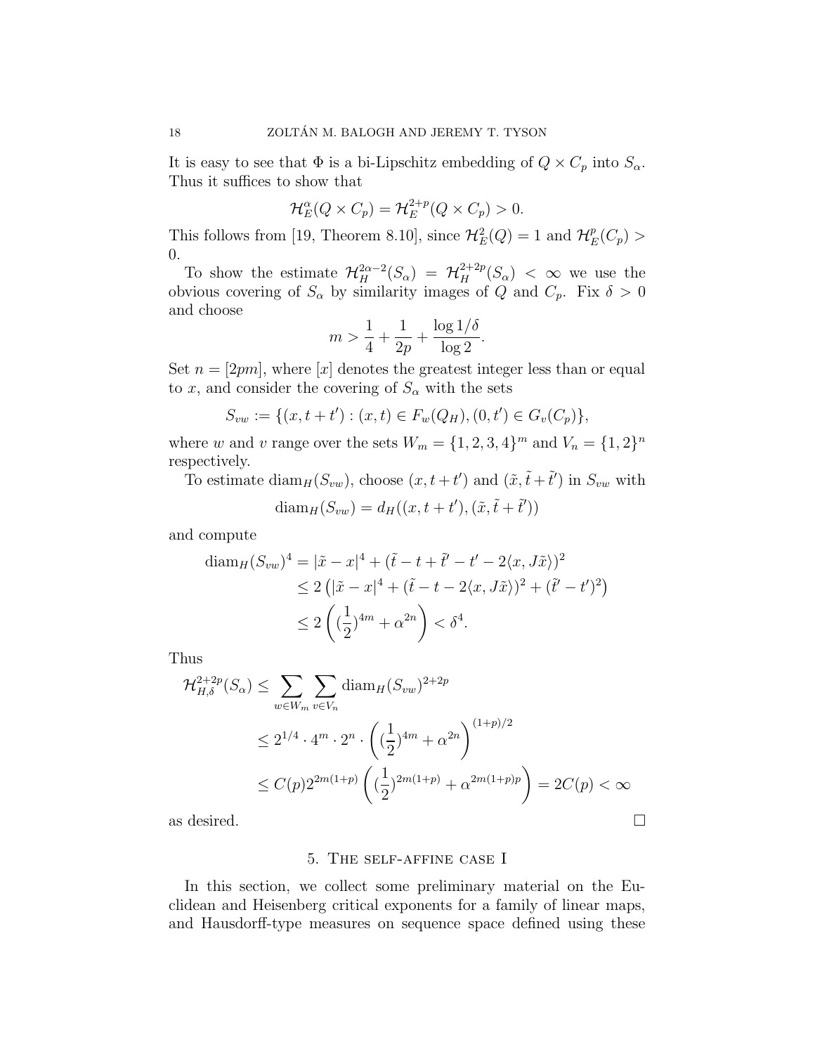It is easy to see that $\Phi$ is a bi-Lipschitz embedding of $Q \times C_p$ into $S_\alpha$. Thus it suffices to show that

$$\mathcal{H}_E^\alpha(Q \times C_p) = \mathcal{H}_E^{2+p}(Q \times C_p) > 0.$$

This follows from [19, Theorem 8.10], since $\mathcal{H}_E^2(Q) = 1$ and $\mathcal{H}_E^p(C_p) > 0$.

To show the estimate $\mathcal{H}_H^{2\alpha-2}(S_\alpha) = \mathcal{H}_H^{2+2p}(S_\alpha) < \infty$ we use the obvious covering of $S_\alpha$ by similarity images of $Q$ and $C_p$. Fix $\delta > 0$ and choose

$$m > \frac{1}{4} + \frac{1}{2p} + \frac{\log 1/\delta}{\log 2}.$$

Set $n = [2pm]$, where $[x]$ denotes the greatest integer less than or equal to $x$, and consider the covering of $S_\alpha$ with the sets

$$S_{vw} := \{(x, t + t') : (x,t) \in F_w(Q_H), (0, t') \in G_v(C_p)\},$$

where $w$ and $v$ range over the sets $W_m = \{1,2,3,4\}^m$ and $V_n = \{1,2\}^n$ respectively.

To estimate $\operatorname{diam}_H(S_{vw})$, choose $(x, t+t')$ and $(\tilde{x}, \tilde{t} + \tilde{t}')$ in $S_{vw}$ with

$$\operatorname{diam}_H(S_{vw}) = d_H((x, t+t'), (\tilde{x}, \tilde{t} + \tilde{t}'))$$

and compute

$$\begin{aligned}
\operatorname{diam}_H(S_{vw})^4 &= |\tilde{x} - x|^4 + (\tilde{t} - t + \tilde{t}' - t' - 2\langle x, J\tilde{x}\rangle)^2 \\
&\le 2\left(|\tilde{x} - x|^4 + (\tilde{t} - t - 2\langle x, J\tilde{x}\rangle)^2 + (\tilde{t}' - t')^2\right) \\
&\le 2\left((\frac{1}{2})^{4m} + \alpha^{2n}\right) < \delta^4.
\end{aligned}$$

Thus

$$\begin{aligned}
\mathcal{H}_{H,\delta}^{2+2p}(S_\alpha) &\le \sum_{w \in W_m} \sum_{v \in V_n} \operatorname{diam}_H(S_{vw})^{2+2p} \\
&\le 2^{1/4} \cdot 4^m \cdot 2^n \cdot \left((\frac{1}{2})^{4m} + \alpha^{2n}\right)^{(1+p)/2} \\
&\le C(p) 2^{2m(1+p)} \left((\frac{1}{2})^{2m(1+p)} + \alpha^{2m(1+p)p}\right) = 2C(p) < \infty
\end{aligned}$$

as desired. $\square$

## 5. The self-affine case I

In this section, we collect some preliminary material on the Euclidean and Heisenberg critical exponents for a family of linear maps, and Hausdorff-type measures on sequence space defined using these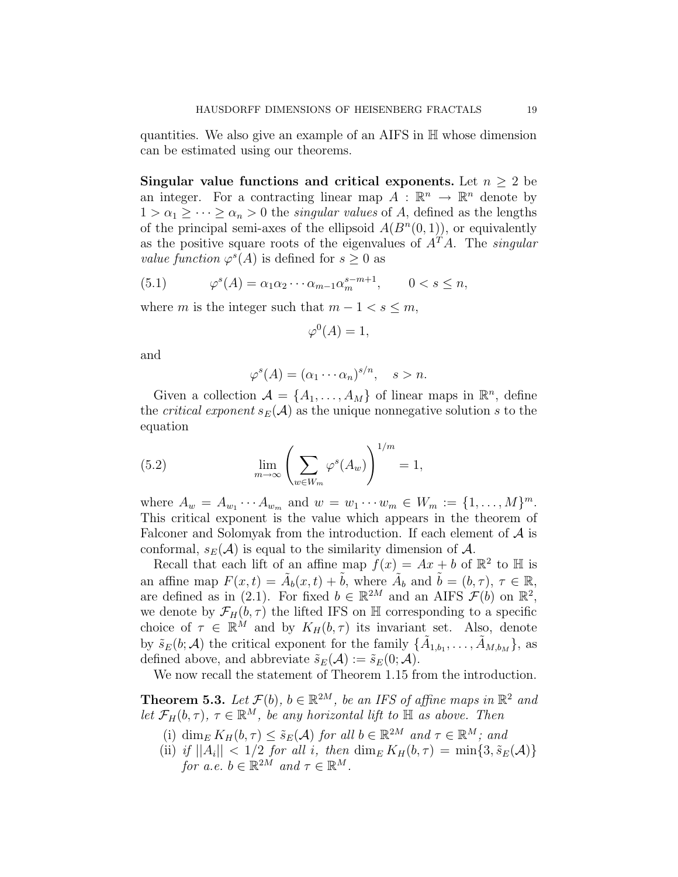quantities. We also give an example of an AIFS in $\mathbb{H}$ whose dimension can be estimated using our theorems.

**Singular value functions and critical exponents.** Let $n \geq 2$ be an integer. For a contracting linear map $A : \mathbb{R}^n \to \mathbb{R}^n$ denote by $1 > \alpha_1 \geq \cdots \geq \alpha_n > 0$ the *singular values* of $A$, defined as the lengths of the principal semi-axes of the ellipsoid $A(B^n(0,1))$, or equivalently as the positive square roots of the eigenvalues of $A^T A$. The *singular value function* $\varphi^s(A)$ is defined for $s \geq 0$ as

$$\varphi^s(A) = \alpha_1 \alpha_2 \cdots \alpha_{m-1} \alpha_m^{s-m+1}, \qquad 0 < s \leq n, \tag{5.1}$$

where $m$ is the integer such that $m - 1 < s \leq m$,

$$\varphi^0(A) = 1,$$

and

$$\varphi^s(A) = (\alpha_1 \cdots \alpha_n)^{s/n}, \quad s > n.$$

Given a collection $\mathcal{A} = \{A_1, \ldots, A_M\}$ of linear maps in $\mathbb{R}^n$, define the *critical exponent* $s_E(\mathcal{A})$ as the unique nonnegative solution $s$ to the equation

$$\lim_{m\to\infty} \left( \sum_{w \in W_m} \varphi^s(A_w) \right)^{1/m} = 1, \tag{5.2}$$

where $A_w = A_{w_1} \cdots A_{w_m}$ and $w = w_1 \cdots w_m \in W_m := \{1, \ldots, M\}^m$. This critical exponent is the value which appears in the theorem of Falconer and Solomyak from the introduction. If each element of $\mathcal{A}$ is conformal, $s_E(\mathcal{A})$ is equal to the similarity dimension of $\mathcal{A}$.

Recall that each lift of an affine map $f(x) = Ax + b$ of $\mathbb{R}^2$ to $\mathbb{H}$ is an affine map $F(x,t) = \tilde{A}_b(x,t) + \tilde{b}$, where $\tilde{A}_b$ and $\tilde{b} = (b, \tau)$, $\tau \in \mathbb{R}$, are defined as in (2.1). For fixed $b \in \mathbb{R}^{2M}$ and an AIFS $\mathcal{F}(b)$ on $\mathbb{R}^2$, we denote by $\mathcal{F}_H(b,\tau)$ the lifted IFS on $\mathbb{H}$ corresponding to a specific choice of $\tau \in \mathbb{R}^M$ and by $K_H(b,\tau)$ its invariant set. Also, denote by $\tilde{s}_E(b; \mathcal{A})$ the critical exponent for the family $\{\tilde{A}_{1,b_1}, \ldots, \tilde{A}_{M,b_M}\}$, as defined above, and abbreviate $\tilde{s}_E(\mathcal{A}) := \tilde{s}_E(0; \mathcal{A})$.

We now recall the statement of Theorem 1.15 from the introduction.

**Theorem 5.3.** *Let $\mathcal{F}(b)$, $b \in \mathbb{R}^{2M}$, be an IFS of affine maps in $\mathbb{R}^2$ and let $\mathcal{F}_H(b,\tau)$, $\tau \in \mathbb{R}^M$, be any horizontal lift to $\mathbb{H}$ as above. Then*

(i) *$\dim_E K_H(b,\tau) \leq \tilde{s}_E(\mathcal{A})$ for all $b \in \mathbb{R}^{2M}$ and $\tau \in \mathbb{R}^M$; and*

(ii) *if $||A_i|| < 1/2$ for all $i$, then $\dim_E K_H(b,\tau) = \min\{3, \tilde{s}_E(\mathcal{A})\}$ for a.e. $b \in \mathbb{R}^{2M}$ and $\tau \in \mathbb{R}^M$.*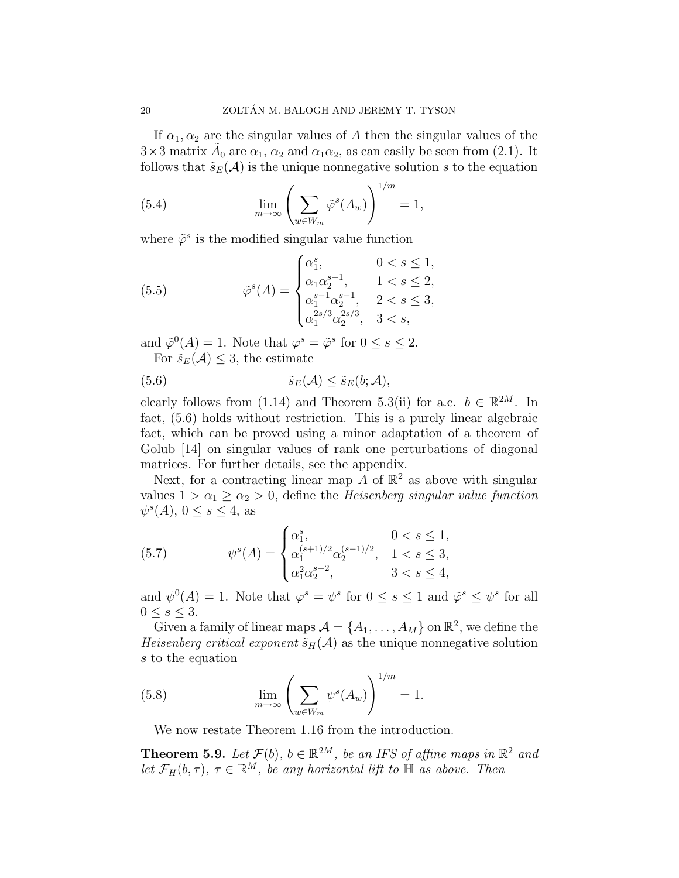If $\alpha_1, \alpha_2$ are the singular values of $A$ then the singular values of the $3\times 3$ matrix $\widetilde{A}_0$ are $\alpha_1$, $\alpha_2$ and $\alpha_1\alpha_2$, as can easily be seen from (2.1). It follows that $\tilde{s}_E(\mathcal{A})$ is the unique nonnegative solution $s$ to the equation

$$\lim_{m\to\infty}\left(\sum_{w\in W_m}\tilde{\varphi}^s(A_w)\right)^{1/m} = 1, \tag{5.4}$$

where $\tilde{\varphi}^s$ is the modified singular value function

$$\tilde{\varphi}^s(A) = \begin{cases} \alpha_1^s, & 0 < s \le 1, \\ \alpha_1\alpha_2^{s-1}, & 1 < s \le 2, \\ \alpha_1^{s-1}\alpha_2^{s-1}, & 2 < s \le 3, \\ \alpha_1^{2s/3}\alpha_2^{2s/3}, & 3 < s, \end{cases} \tag{5.5}$$

and $\tilde{\varphi}^0(A) = 1$. Note that $\varphi^s = \tilde{\varphi}^s$ for $0 \le s \le 2$.

For $\tilde{s}_E(\mathcal{A}) \le 3$, the estimate

$$\tilde{s}_E(\mathcal{A}) \le \tilde{s}_E(b; \mathcal{A}), \tag{5.6}$$

clearly follows from (1.14) and Theorem 5.3(ii) for a.e. $b \in \mathbb{R}^{2M}$. In fact, (5.6) holds without restriction. This is a purely linear algebraic fact, which can be proved using a minor adaptation of a theorem of Golub [14] on singular values of rank one perturbations of diagonal matrices. For further details, see the appendix.

Next, for a contracting linear map $A$ of $\mathbb{R}^2$ as above with singular values $1 > \alpha_1 \ge \alpha_2 > 0$, define the *Heisenberg singular value function* $\psi^s(A)$, $0 \le s \le 4$, as

$$\psi^s(A) = \begin{cases} \alpha_1^s, & 0 < s \le 1, \\ \alpha_1^{(s+1)/2}\alpha_2^{(s-1)/2}, & 1 < s \le 3, \\ \alpha_1^2\alpha_2^{s-2}, & 3 < s \le 4, \end{cases} \tag{5.7}$$

and $\psi^0(A) = 1$. Note that $\varphi^s = \psi^s$ for $0 \le s \le 1$ and $\tilde{\varphi}^s \le \psi^s$ for all $0 \le s \le 3$.

Given a family of linear maps $\mathcal{A} = \{A_1, \ldots, A_M\}$ on $\mathbb{R}^2$, we define the *Heisenberg critical exponent* $\tilde{s}_H(\mathcal{A})$ as the unique nonnegative solution $s$ to the equation

$$\lim_{m\to\infty}\left(\sum_{w\in W_m}\psi^s(A_w)\right)^{1/m} = 1. \tag{5.8}$$

We now restate Theorem 1.16 from the introduction.

**Theorem 5.9.** *Let $\mathcal{F}(b)$, $b \in \mathbb{R}^{2M}$, be an IFS of affine maps in $\mathbb{R}^2$ and let $\mathcal{F}_H(b,\tau)$, $\tau \in \mathbb{R}^M$, be any horizontal lift to $\mathbb{H}$ as above. Then*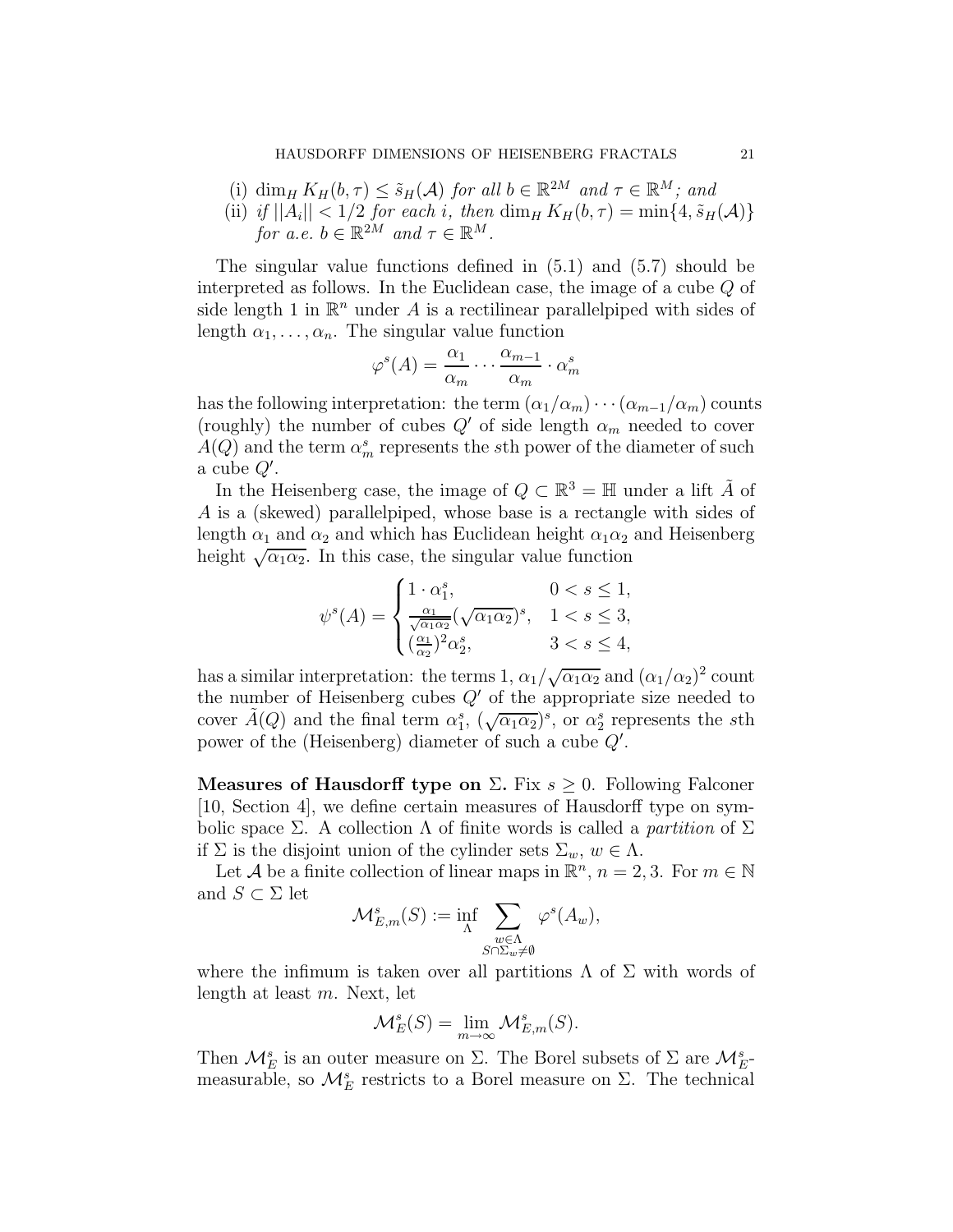(i) $\dim_H K_H(b, \tau) \le \tilde{s}_H(\mathcal{A})$ *for all* $b \in \mathbb{R}^{2M}$ *and* $\tau \in \mathbb{R}^M$*; and*

(ii) *if* $||A_i|| < 1/2$ *for each* $i$*, then* $\dim_H K_H(b, \tau) = \min\{4, \tilde{s}_H(\mathcal{A})\}$ *for a.e.* $b \in \mathbb{R}^{2M}$ *and* $\tau \in \mathbb{R}^M$*.*

The singular value functions defined in (5.1) and (5.7) should be interpreted as follows. In the Euclidean case, the image of a cube $Q$ of side length 1 in $\mathbb{R}^n$ under $A$ is a rectilinear parallelpiped with sides of length $\alpha_1, \ldots, \alpha_n$. The singular value function

$$\varphi^s(A) = \frac{\alpha_1}{\alpha_m} \cdots \frac{\alpha_{m-1}}{\alpha_m} \cdot \alpha_m^s$$

has the following interpretation: the term $(\alpha_1/\alpha_m) \cdots (\alpha_{m-1}/\alpha_m)$ counts (roughly) the number of cubes $Q'$ of side length $\alpha_m$ needed to cover $A(Q)$ and the term $\alpha_m^s$ represents the $s$th power of the diameter of such a cube $Q'$.

In the Heisenberg case, the image of $Q \subset \mathbb{R}^3 = \mathbb{H}$ under a lift $\tilde{A}$ of $A$ is a (skewed) parallelpiped, whose base is a rectangle with sides of length $\alpha_1$ and $\alpha_2$ and which has Euclidean height $\alpha_1\alpha_2$ and Heisenberg height $\sqrt{\alpha_1\alpha_2}$. In this case, the singular value function

$$\psi^s(A) = \begin{cases} 1 \cdot \alpha_1^s, & 0 < s \le 1, \\ \frac{\alpha_1}{\sqrt{\alpha_1\alpha_2}}(\sqrt{\alpha_1\alpha_2})^s, & 1 < s \le 3, \\ (\frac{\alpha_1}{\alpha_2})^2 \alpha_2^s, & 3 < s \le 4, \end{cases}$$

has a similar interpretation: the terms 1, $\alpha_1/\sqrt{\alpha_1\alpha_2}$ and $(\alpha_1/\alpha_2)^2$ count the number of Heisenberg cubes $Q'$ of the appropriate size needed to cover $\tilde{A}(Q)$ and the final term $\alpha_1^s$, $(\sqrt{\alpha_1\alpha_2})^s$, or $\alpha_2^s$ represents the $s$th power of the (Heisenberg) diameter of such a cube $Q'$.

**Measures of Hausdorff type on $\Sigma$.** Fix $s \ge 0$. Following Falconer [10, Section 4], we define certain measures of Hausdorff type on symbolic space $\Sigma$. A collection $\Lambda$ of finite words is called a *partition* of $\Sigma$ if $\Sigma$ is the disjoint union of the cylinder sets $\Sigma_w$, $w \in \Lambda$.

Let $\mathcal{A}$ be a finite collection of linear maps in $\mathbb{R}^n$, $n = 2, 3$. For $m \in \mathbb{N}$ and $S \subset \Sigma$ let

$$\mathcal{M}_{E,m}^s(S) := \inf_{\Lambda} \sum_{\substack{w \in \Lambda \\ S \cap \Sigma_w \ne \emptyset}} \varphi^s(A_w),$$

where the infimum is taken over all partitions $\Lambda$ of $\Sigma$ with words of length at least $m$. Next, let

$$\mathcal{M}_E^s(S) = \lim_{m \to \infty} \mathcal{M}_{E,m}^s(S).$$

Then $\mathcal{M}_E^s$ is an outer measure on $\Sigma$. The Borel subsets of $\Sigma$ are $\mathcal{M}_E^s$-measurable, so $\mathcal{M}_E^s$ restricts to a Borel measure on $\Sigma$. The technical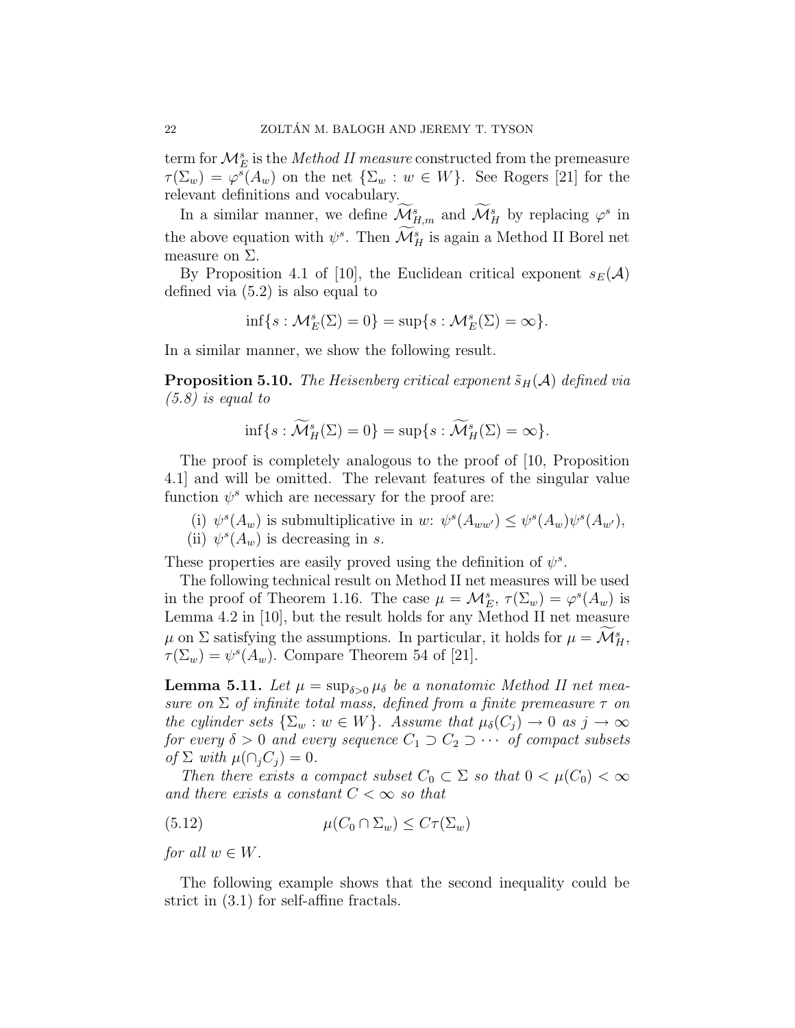term for $\mathcal{M}_E^s$ is the *Method II measure* constructed from the premeasure $\tau(\Sigma_w) = \varphi^s(A_w)$ on the net $\{\Sigma_w : w \in W\}$. See Rogers [21] for the relevant definitions and vocabulary.

In a similar manner, we define $\widetilde{\mathcal{M}}_{H,m}^s$ and $\widetilde{\mathcal{M}}_H^s$ by replacing $\varphi^s$ in the above equation with $\psi^s$. Then $\widetilde{\mathcal{M}}_H^s$ is again a Method II Borel net measure on $\Sigma$.

By Proposition 4.1 of [10], the Euclidean critical exponent $s_E(\mathcal{A})$ defined via (5.2) is also equal to

$$\inf\{s : \mathcal{M}_E^s(\Sigma) = 0\} = \sup\{s : \mathcal{M}_E^s(\Sigma) = \infty\}.$$

In a similar manner, we show the following result.

**Proposition 5.10.** *The Heisenberg critical exponent $\tilde{s}_H(\mathcal{A})$ defined via (5.8) is equal to*

$$\inf\{s : \widetilde{\mathcal{M}}_H^s(\Sigma) = 0\} = \sup\{s : \widetilde{\mathcal{M}}_H^s(\Sigma) = \infty\}.$$

The proof is completely analogous to the proof of [10, Proposition 4.1] and will be omitted. The relevant features of the singular value function $\psi^s$ which are necessary for the proof are:

(i) $\psi^s(A_w)$ is submultiplicative in $w$: $\psi^s(A_{ww'}) \le \psi^s(A_w)\psi^s(A_{w'})$,

(ii) $\psi^s(A_w)$ is decreasing in $s$.

These properties are easily proved using the definition of $\psi^s$.

The following technical result on Method II net measures will be used in the proof of Theorem 1.16. The case $\mu = \mathcal{M}_E^s$, $\tau(\Sigma_w) = \varphi^s(A_w)$ is Lemma 4.2 in [10], but the result holds for any Method II net measure $\mu$ on $\Sigma$ satisfying the assumptions. In particular, it holds for $\mu = \widetilde{\mathcal{M}}_H^s$, $\tau(\Sigma_w) = \psi^s(A_w)$. Compare Theorem 54 of [21].

**Lemma 5.11.** *Let $\mu = \sup_{\delta>0} \mu_\delta$ be a nonatomic Method II net measure on $\Sigma$ of infinite total mass, defined from a finite premeasure $\tau$ on the cylinder sets $\{\Sigma_w : w \in W\}$. Assume that $\mu_\delta(C_j) \to 0$ as $j \to \infty$ for every $\delta > 0$ and every sequence $C_1 \supset C_2 \supset \cdots$ of compact subsets of $\Sigma$ with $\mu(\cap_j C_j) = 0$.*

*Then there exists a compact subset $C_0 \subset \Sigma$ so that $0 < \mu(C_0) < \infty$ and there exists a constant $C < \infty$ so that*

$$\mu(C_0 \cap \Sigma_w) \le C\tau(\Sigma_w) \tag{5.12}$$

*for all $w \in W$.*

The following example shows that the second inequality could be strict in (3.1) for self-affine fractals.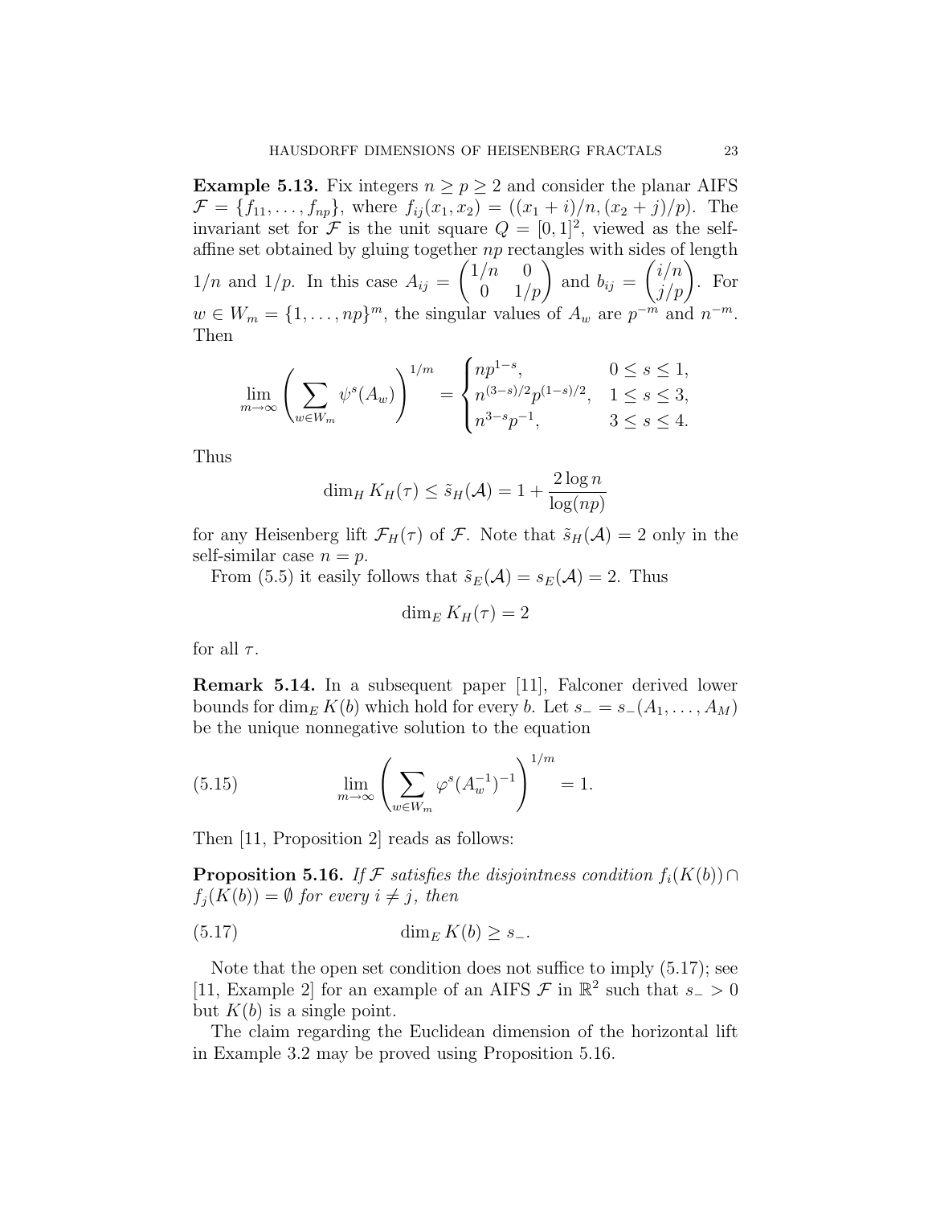**Example 5.13.** Fix integers $n \geq p \geq 2$ and consider the planar AIFS $\mathcal{F} = \{f_{11}, \dots, f_{np}\}$, where $f_{ij}(x_1, x_2) = ((x_1 + i)/n, (x_2 + j)/p)$. The invariant set for $\mathcal{F}$ is the unit square $Q = [0,1]^2$, viewed as the self-affine set obtained by gluing together $np$ rectangles with sides of length $1/n$ and $1/p$. In this case $A_{ij} = \begin{pmatrix} 1/n & 0 \\ 0 & 1/p \end{pmatrix}$ and $b_{ij} = \begin{pmatrix} i/n \\ j/p \end{pmatrix}$. For $w \in W_m = \{1, \dots, np\}^m$, the singular values of $A_w$ are $p^{-m}$ and $n^{-m}$. Then

$$\lim_{m \to \infty} \left( \sum_{w \in W_m} \psi^s(A_w) \right)^{1/m} = \begin{cases} np^{1-s}, & 0 \leq s \leq 1, \\ n^{(3-s)/2} p^{(1-s)/2}, & 1 \leq s \leq 3, \\ n^{3-s} p^{-1}, & 3 \leq s \leq 4. \end{cases}$$

Thus

$$\dim_H K_H(\tau) \leq \tilde{s}_H(\mathcal{A}) = 1 + \frac{2 \log n}{\log(np)}$$

for any Heisenberg lift $\mathcal{F}_H(\tau)$ of $\mathcal{F}$. Note that $\tilde{s}_H(\mathcal{A}) = 2$ only in the self-similar case $n = p$.

From (5.5) it easily follows that $\tilde{s}_E(\mathcal{A}) = s_E(\mathcal{A}) = 2$. Thus

$$\dim_E K_H(\tau) = 2$$

for all $\tau$.

**Remark 5.14.** In a subsequent paper [11], Falconer derived lower bounds for $\dim_E K(b)$ which hold for every $b$. Let $s_- = s_-(A_1, \dots, A_M)$ be the unique nonnegative solution to the equation

$$\lim_{m \to \infty} \left( \sum_{w \in W_m} \varphi^s(A_w^{-1})^{-1} \right)^{1/m} = 1. \tag{5.15}$$

Then [11, Proposition 2] reads as follows:

**Proposition 5.16.** *If $\mathcal{F}$ satisfies the disjointness condition $f_i(K(b)) \cap f_j(K(b)) = \emptyset$ for every $i \neq j$, then*

$$\dim_E K(b) \geq s_-. \tag{5.17}$$

Note that the open set condition does not suffice to imply (5.17); see [11, Example 2] for an example of an AIFS $\mathcal{F}$ in $\mathbb{R}^2$ such that $s_- > 0$ but $K(b)$ is a single point.

The claim regarding the Euclidean dimension of the horizontal lift in Example 3.2 may be proved using Proposition 5.16.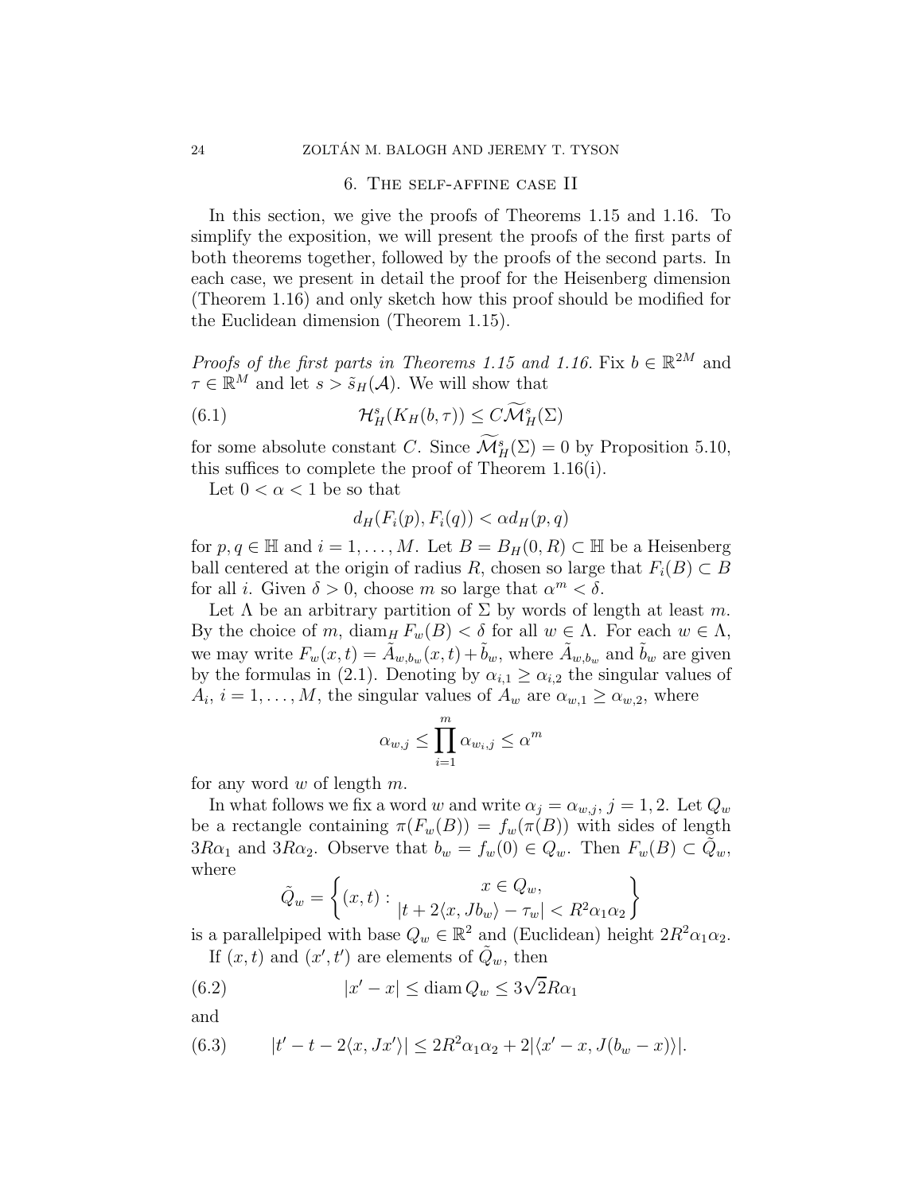## 6. The self-affine case II

In this section, we give the proofs of Theorems 1.15 and 1.16. To simplify the exposition, we will present the proofs of the first parts of both theorems together, followed by the proofs of the second parts. In each case, we present in detail the proof for the Heisenberg dimension (Theorem 1.16) and only sketch how this proof should be modified for the Euclidean dimension (Theorem 1.15).

*Proofs of the first parts in Theorems 1.15 and 1.16.* Fix $b \in \mathbb{R}^{2M}$ and $\tau \in \mathbb{R}^M$ and let $s > \tilde{s}_H(\mathcal{A})$. We will show that

$$\mathcal{H}^s_H(K_H(b,\tau)) \le C\widetilde{\mathcal{M}}^s_H(\Sigma) \tag{6.1}$$

for some absolute constant $C$. Since $\widetilde{\mathcal{M}}^s_H(\Sigma) = 0$ by Proposition 5.10, this suffices to complete the proof of Theorem 1.16(i).

Let $0 < \alpha < 1$ be so that

$$d_H(F_i(p), F_i(q)) < \alpha d_H(p,q)$$

for $p, q \in \mathbb{H}$ and $i = 1, \dots, M$. Let $B = B_H(0,R) \subset \mathbb{H}$ be a Heisenberg ball centered at the origin of radius $R$, chosen so large that $F_i(B) \subset B$ for all $i$. Given $\delta > 0$, choose $m$ so large that $\alpha^m < \delta$.

Let $\Lambda$ be an arbitrary partition of $\Sigma$ by words of length at least $m$. By the choice of $m$, $\operatorname{diam}_H F_w(B) < \delta$ for all $w \in \Lambda$. For each $w \in \Lambda$, we may write $F_w(x,t) = \tilde{A}_{w,b_w}(x,t) + \tilde{b}_w$, where $\tilde{A}_{w,b_w}$ and $\tilde{b}_w$ are given by the formulas in (2.1). Denoting by $\alpha_{i,1} \ge \alpha_{i,2}$ the singular values of $A_i$, $i = 1, \dots, M$, the singular values of $A_w$ are $\alpha_{w,1} \ge \alpha_{w,2}$, where

$$\alpha_{w,j} \le \prod_{i=1}^m \alpha_{w_i,j} \le \alpha^m$$

for any word $w$ of length $m$.

In what follows we fix a word $w$ and write $\alpha_j = \alpha_{w,j}$, $j = 1, 2$. Let $Q_w$ be a rectangle containing $\pi(F_w(B)) = f_w(\pi(B))$ with sides of length $3R\alpha_1$ and $3R\alpha_2$. Observe that $b_w = f_w(0) \in Q_w$. Then $F_w(B) \subset \tilde{Q}_w$, where

$$\tilde{Q}_w = \left\{ (x,t) : \begin{array}{c} x \in Q_w, \\ |t + 2\langle x, Jb_w\rangle - \tau_w| < R^2\alpha_1\alpha_2 \end{array} \right\}$$

is a parallelpiped with base $Q_w \in \mathbb{R}^2$ and (Euclidean) height $2R^2\alpha_1\alpha_2$.

If $(x,t)$ and $(x',t')$ are elements of $\tilde{Q}_w$, then

$$|x' - x| \le \operatorname{diam} Q_w \le 3\sqrt{2}R\alpha_1 \tag{6.2}$$

and

$$|t' - t - 2\langle x, Jx'\rangle| \le 2R^2\alpha_1\alpha_2 + 2|\langle x' - x, J(b_w - x)\rangle|. \tag{6.3}$$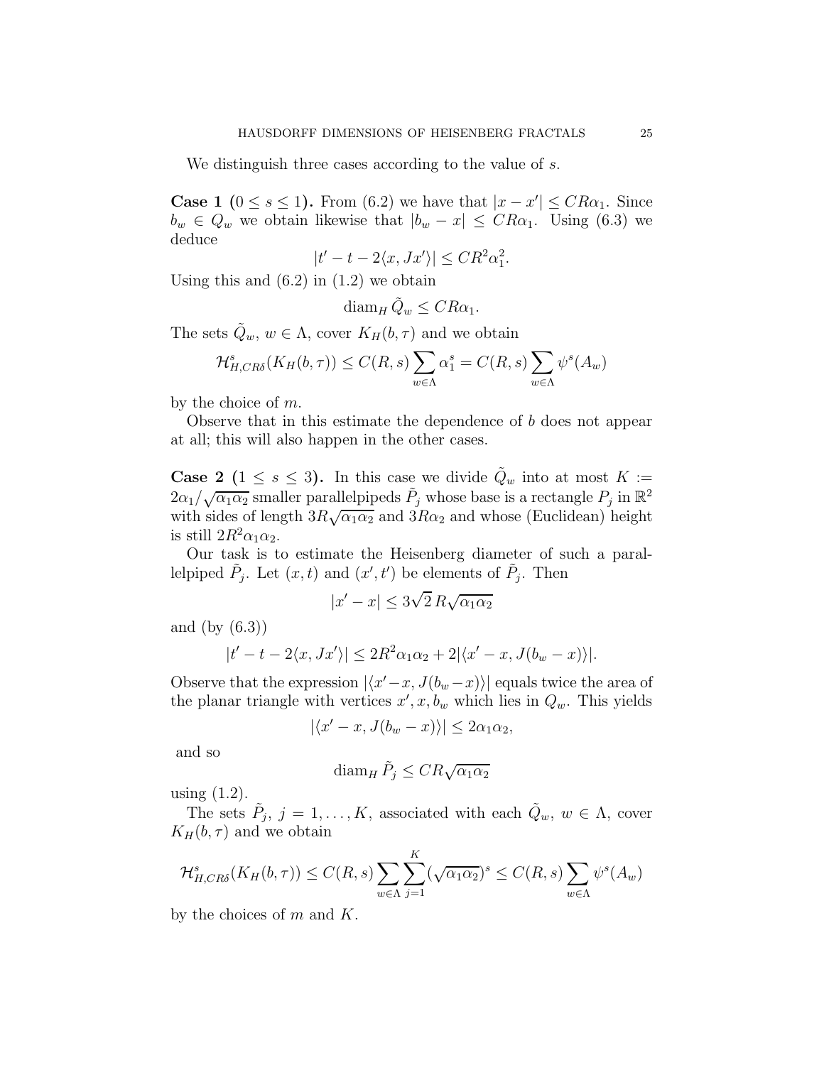We distinguish three cases according to the value of $s$.

**Case 1 ($0 \le s \le 1$).** From (6.2) we have that $|x - x'| \le CR\alpha_1$. Since $b_w \in Q_w$ we obtain likewise that $|b_w - x| \le CR\alpha_1$. Using (6.3) we deduce

$$|t' - t - 2\langle x, Jx'\rangle| \le CR^2\alpha_1^2.$$

Using this and (6.2) in (1.2) we obtain

$$\operatorname{diam}_H \tilde{Q}_w \le CR\alpha_1.$$

The sets $\tilde{Q}_w$, $w \in \Lambda$, cover $K_H(b, \tau)$ and we obtain

$$\mathcal{H}^s_{H,CR\delta}(K_H(b,\tau)) \le C(R,s) \sum_{w\in\Lambda} \alpha_1^s = C(R,s) \sum_{w\in\Lambda} \psi^s(A_w)$$

by the choice of $m$.

Observe that in this estimate the dependence of $b$ does not appear at all; this will also happen in the other cases.

**Case 2 ($1 \le s \le 3$).** In this case we divide $\tilde{Q}_w$ into at most $K := 2\alpha_1/\sqrt{\alpha_1\alpha_2}$ smaller parallelpipeds $\tilde{P}_j$ whose base is a rectangle $P_j$ in $\mathbb{R}^2$ with sides of length $3R\sqrt{\alpha_1\alpha_2}$ and $3R\alpha_2$ and whose (Euclidean) height is still $2R^2\alpha_1\alpha_2$.

Our task is to estimate the Heisenberg diameter of such a parallelpiped $\tilde{P}_j$. Let $(x,t)$ and $(x',t')$ be elements of $\tilde{P}_j$. Then

$$|x' - x| \le 3\sqrt{2}\, R\sqrt{\alpha_1\alpha_2}$$

and (by (6.3))

$$|t' - t - 2\langle x, Jx'\rangle| \le 2R^2\alpha_1\alpha_2 + 2|\langle x' - x, J(b_w - x)\rangle|.$$

Observe that the expression $|\langle x' - x, J(b_w - x)\rangle|$ equals twice the area of the planar triangle with vertices $x', x, b_w$ which lies in $Q_w$. This yields

$$|\langle x' - x, J(b_w - x)\rangle| \le 2\alpha_1\alpha_2,$$

and so

$$\operatorname{diam}_H \tilde{P}_j \le CR\sqrt{\alpha_1\alpha_2}$$

using (1.2).

The sets $\tilde{P}_j$, $j = 1, \dots, K$, associated with each $\tilde{Q}_w$, $w \in \Lambda$, cover $K_H(b,\tau)$ and we obtain

$$\mathcal{H}^s_{H,CR\delta}(K_H(b,\tau)) \le C(R,s) \sum_{w\in\Lambda} \sum_{j=1}^{K} (\sqrt{\alpha_1\alpha_2})^s \le C(R,s) \sum_{w\in\Lambda} \psi^s(A_w)$$

by the choices of $m$ and $K$.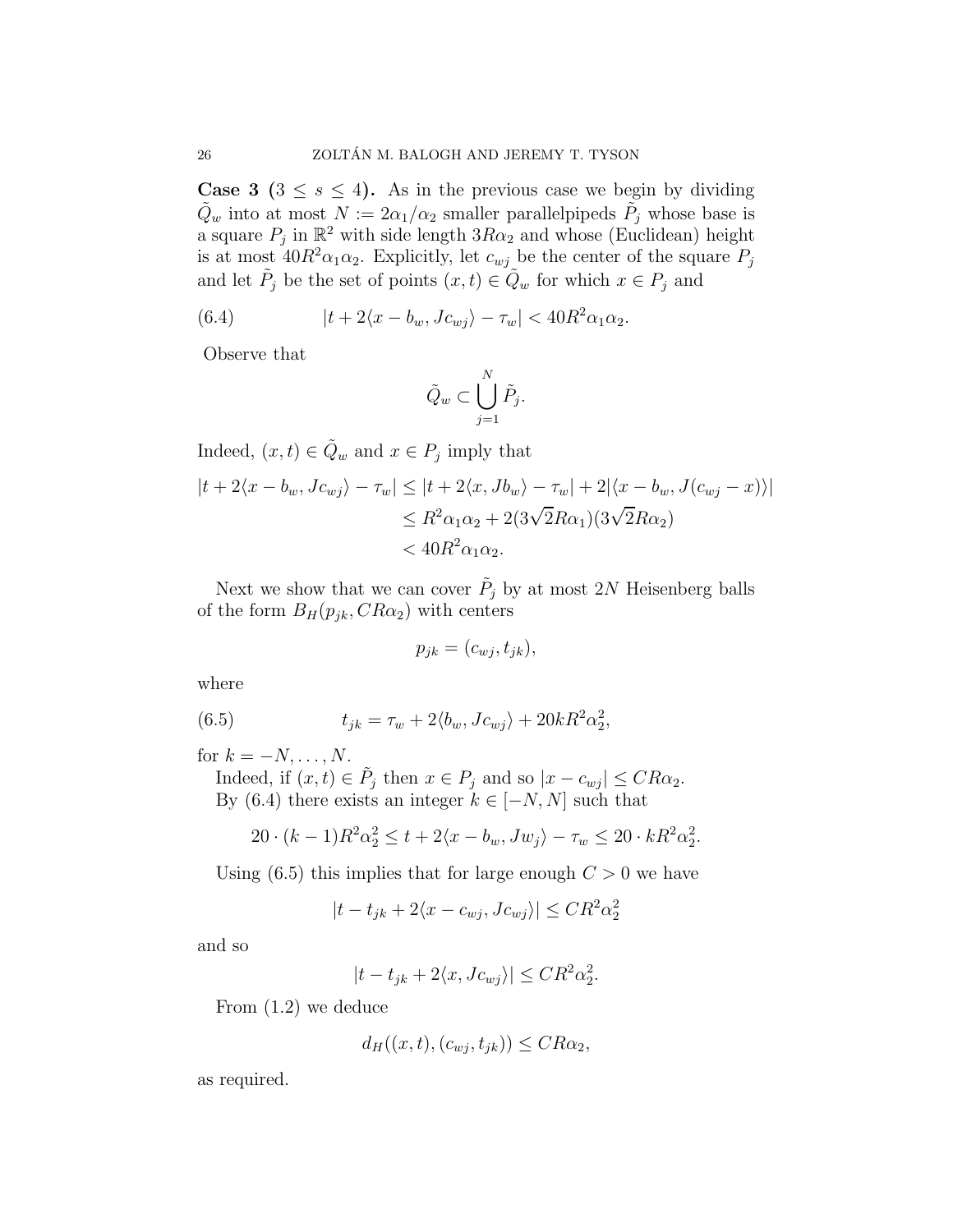**Case 3 ($3 \le s \le 4$).** As in the previous case we begin by dividing $\tilde{Q}_w$ into at most $N := 2\alpha_1/\alpha_2$ smaller parallelpipeds $\tilde{P}_j$ whose base is a square $P_j$ in $\mathbb{R}^2$ with side length $3R\alpha_2$ and whose (Euclidean) height is at most $40R^2\alpha_1\alpha_2$. Explicitly, let $c_{wj}$ be the center of the square $P_j$ and let $\tilde{P}_j$ be the set of points $(x,t) \in \tilde{Q}_w$ for which $x \in P_j$ and

$$
|t + 2\langle x - b_w, Jc_{wj}\rangle - \tau_w| < 40R^2\alpha_1\alpha_2. \tag{6.4}
$$

Observe that

$$
\tilde{Q}_w \subset \bigcup_{j=1}^{N} \tilde{P}_j.
$$

Indeed, $(x,t) \in \tilde{Q}_w$ and $x \in P_j$ imply that

$$
\begin{aligned}
|t + 2\langle x - b_w, Jc_{wj}\rangle - \tau_w| &\le |t + 2\langle x, Jb_w\rangle - \tau_w| + 2|\langle x - b_w, J(c_{wj} - x)\rangle| \\
&\le R^2\alpha_1\alpha_2 + 2(3\sqrt{2}R\alpha_1)(3\sqrt{2}R\alpha_2) \\
&< 40R^2\alpha_1\alpha_2.
\end{aligned}
$$

Next we show that we can cover $\tilde{P}_j$ by at most $2N$ Heisenberg balls of the form $B_H(p_{jk}, CR\alpha_2)$ with centers

$$
p_{jk} = (c_{wj}, t_{jk}),
$$

where

$$
t_{jk} = \tau_w + 2\langle b_w, Jc_{wj}\rangle + 20kR^2\alpha_2^2, \tag{6.5}
$$

for $k = -N, \dots, N$.

Indeed, if $(x,t) \in \tilde{P}_j$ then $x \in P_j$ and so $|x - c_{wj}| \le CR\alpha_2$.

By (6.4) there exists an integer $k \in [-N, N]$ such that

$$
20 \cdot (k-1)R^2\alpha_2^2 \le t + 2\langle x - b_w, Jw_j\rangle - \tau_w \le 20 \cdot kR^2\alpha_2^2.
$$

Using (6.5) this implies that for large enough $C > 0$ we have

$$
|t - t_{jk} + 2\langle x - c_{wj}, Jc_{wj}\rangle| \le CR^2\alpha_2^2
$$

and so

$$
|t - t_{jk} + 2\langle x, Jc_{wj}\rangle| \le CR^2\alpha_2^2.
$$

From (1.2) we deduce

$$
d_H((x,t), (c_{wj}, t_{jk})) \le CR\alpha_2,
$$

as required.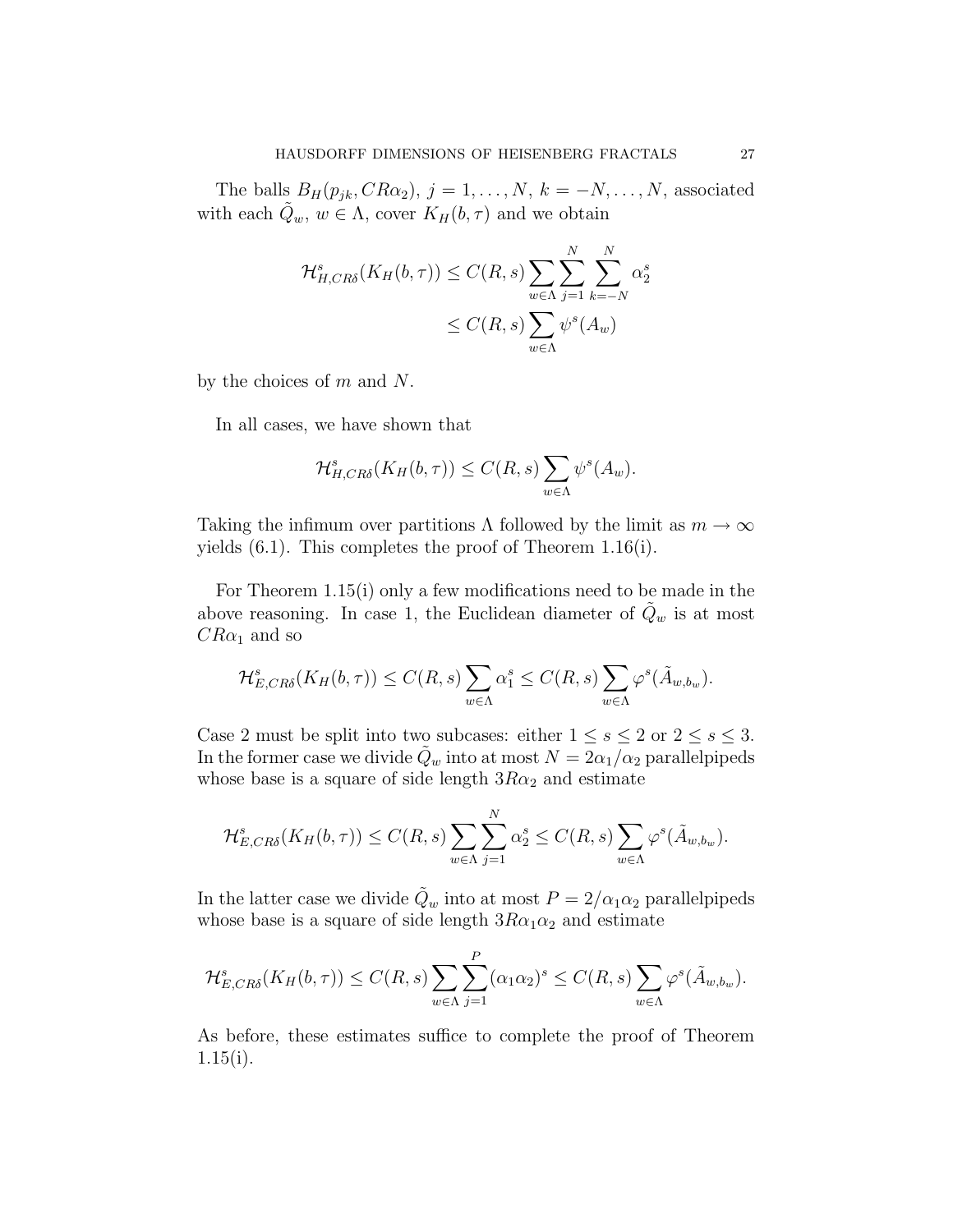The balls $B_H(p_{jk}, CR\alpha_2)$, $j = 1, \dots, N$, $k = -N, \dots, N$, associated with each $\tilde{Q}_w$, $w \in \Lambda$, cover $K_H(b, \tau)$ and we obtain

$$
\begin{aligned}
\mathcal{H}^s_{H,CR\delta}(K_H(b,\tau)) &\le C(R,s) \sum_{w \in \Lambda} \sum_{j=1}^{N} \sum_{k=-N}^{N} \alpha_2^s \\
&\le C(R,s) \sum_{w \in \Lambda} \psi^s(A_w)
\end{aligned}
$$

by the choices of $m$ and $N$.

In all cases, we have shown that

$$
\mathcal{H}^s_{H,CR\delta}(K_H(b,\tau)) \le C(R,s) \sum_{w \in \Lambda} \psi^s(A_w).
$$

Taking the infimum over partitions $\Lambda$ followed by the limit as $m \to \infty$ yields (6.1). This completes the proof of Theorem 1.16(i).

For Theorem 1.15(i) only a few modifications need to be made in the above reasoning. In case 1, the Euclidean diameter of $\tilde{Q}_w$ is at most $CR\alpha_1$ and so

$$
\mathcal{H}^s_{E,CR\delta}(K_H(b,\tau)) \le C(R,s) \sum_{w \in \Lambda} \alpha_1^s \le C(R,s) \sum_{w \in \Lambda} \varphi^s(\tilde{A}_{w,b_w}).
$$

Case 2 must be split into two subcases: either $1 \le s \le 2$ or $2 \le s \le 3$. In the former case we divide $\tilde{Q}_w$ into at most $N = 2\alpha_1/\alpha_2$ parallelpipeds whose base is a square of side length $3R\alpha_2$ and estimate

$$
\mathcal{H}^s_{E,CR\delta}(K_H(b,\tau)) \le C(R,s) \sum_{w \in \Lambda} \sum_{j=1}^{N} \alpha_2^s \le C(R,s) \sum_{w \in \Lambda} \varphi^s(\tilde{A}_{w,b_w}).
$$

In the latter case we divide $\tilde{Q}_w$ into at most $P = 2/\alpha_1\alpha_2$ parallelpipeds whose base is a square of side length $3R\alpha_1\alpha_2$ and estimate

$$
\mathcal{H}^s_{E,CR\delta}(K_H(b,\tau)) \le C(R,s) \sum_{w \in \Lambda} \sum_{j=1}^{P} (\alpha_1\alpha_2)^s \le C(R,s) \sum_{w \in \Lambda} \varphi^s(\tilde{A}_{w,b_w}).
$$

As before, these estimates suffice to complete the proof of Theorem 1.15(i).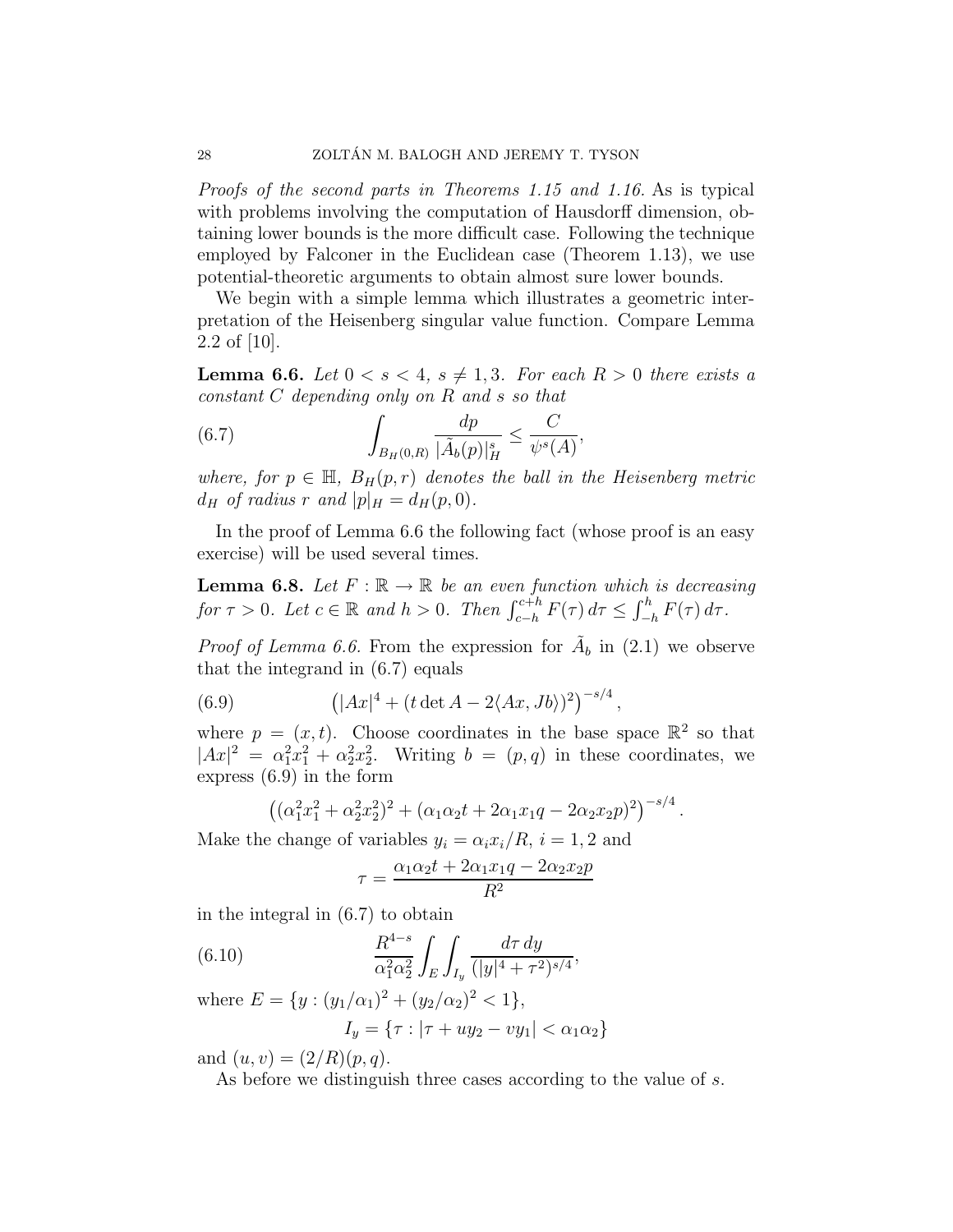*Proofs of the second parts in Theorems 1.15 and 1.16.* As is typical with problems involving the computation of Hausdorff dimension, obtaining lower bounds is the more difficult case. Following the technique employed by Falconer in the Euclidean case (Theorem 1.13), we use potential-theoretic arguments to obtain almost sure lower bounds.

We begin with a simple lemma which illustrates a geometric interpretation of the Heisenberg singular value function. Compare Lemma 2.2 of [10].

**Lemma 6.6.** *Let $0 < s < 4$, $s \neq 1, 3$. For each $R > 0$ there exists a constant $C$ depending only on $R$ and $s$ so that*

$$\int_{B_H(0,R)} \frac{dp}{|\tilde{A}_b(p)|_H^s} \leq \frac{C}{\psi^s(A)}, \tag{6.7}$$

*where, for $p \in \mathbb{H}$, $B_H(p,r)$ denotes the ball in the Heisenberg metric $d_H$ of radius $r$ and $|p|_H = d_H(p,0)$.*

In the proof of Lemma 6.6 the following fact (whose proof is an easy exercise) will be used several times.

**Lemma 6.8.** *Let $F : \mathbb{R} \to \mathbb{R}$ be an even function which is decreasing for $\tau > 0$. Let $c \in \mathbb{R}$ and $h > 0$. Then $\int_{c-h}^{c+h} F(\tau)\, d\tau \leq \int_{-h}^{h} F(\tau)\, d\tau$.*

*Proof of Lemma 6.6.* From the expression for $\tilde{A}_b$ in (2.1) we observe that the integrand in (6.7) equals

$$\left(|Ax|^4 + (t \det A - 2\langle Ax, Jb\rangle)^2\right)^{-s/4}, \tag{6.9}$$

where $p = (x,t)$. Choose coordinates in the base space $\mathbb{R}^2$ so that $|Ax|^2 = \alpha_1^2 x_1^2 + \alpha_2^2 x_2^2$. Writing $b = (p,q)$ in these coordinates, we express (6.9) in the form

$$\left((\alpha_1^2 x_1^2 + \alpha_2^2 x_2^2)^2 + (\alpha_1\alpha_2 t + 2\alpha_1 x_1 q - 2\alpha_2 x_2 p)^2\right)^{-s/4}.$$

Make the change of variables $y_i = \alpha_i x_i / R$, $i = 1, 2$ and

$$\tau = \frac{\alpha_1\alpha_2 t + 2\alpha_1 x_1 q - 2\alpha_2 x_2 p}{R^2}$$

in the integral in (6.7) to obtain

$$\frac{R^{4-s}}{\alpha_1^2\alpha_2^2} \int_E \int_{I_y} \frac{d\tau\, dy}{(|y|^4 + \tau^2)^{s/4}}, \tag{6.10}$$

where $E = \{y : (y_1/\alpha_1)^2 + (y_2/\alpha_2)^2 < 1\}$,

$$I_y = \{\tau : |\tau + uy_2 - vy_1| < \alpha_1\alpha_2\}$$

and $(u,v) = (2/R)(p,q)$.

As before we distinguish three cases according to the value of $s$.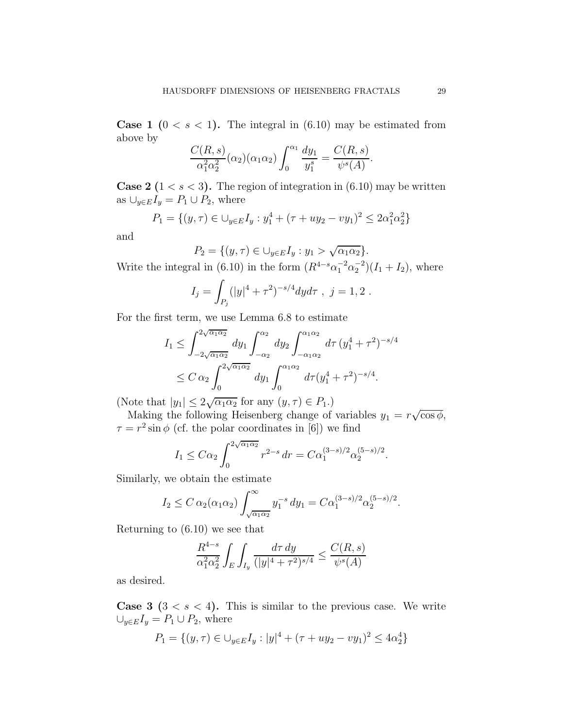**Case 1 ($0 < s < 1$).** The integral in (6.10) may be estimated from above by

$$\frac{C(R,s)}{\alpha_1^2\alpha_2^2}(\alpha_2)(\alpha_1\alpha_2)\int_0^{\alpha_1}\frac{dy_1}{y_1^s} = \frac{C(R,s)}{\psi^s(A)}.$$

**Case 2 ($1 < s < 3$).** The region of integration in (6.10) may be written as $\cup_{y\in E} I_y = P_1 \cup P_2$, where

$$P_1 = \{(y,\tau) \in \cup_{y\in E} I_y : y_1^4 + (\tau + uy_2 - vy_1)^2 \le 2\alpha_1^2\alpha_2^2\}$$

and

$$P_2 = \{(y,\tau) \in \cup_{y\in E} I_y : y_1 > \sqrt{\alpha_1\alpha_2}\}.$$

Write the integral in (6.10) in the form $(R^{4-s}\alpha_1^{-2}\alpha_2^{-2})(I_1 + I_2)$, where

$$I_j = \int_{P_j} (|y|^4 + \tau^2)^{-s/4} dy d\tau \ , \ j = 1, 2 \ .$$

For the first term, we use Lemma 6.8 to estimate

$$\begin{aligned}
I_1 &\le \int_{-2\sqrt{\alpha_1\alpha_2}}^{2\sqrt{\alpha_1\alpha_2}} dy_1 \int_{-\alpha_2}^{\alpha_2} dy_2 \int_{-\alpha_1\alpha_2}^{\alpha_1\alpha_2} d\tau\, (y_1^4 + \tau^2)^{-s/4} \\
&\le C\,\alpha_2 \int_0^{2\sqrt{\alpha_1\alpha_2}} dy_1 \int_0^{\alpha_1\alpha_2} d\tau (y_1^4 + \tau^2)^{-s/4}.
\end{aligned}$$

(Note that $|y_1| \le 2\sqrt{\alpha_1\alpha_2}$ for any $(y,\tau) \in P_1$.)

Making the following Heisenberg change of variables $y_1 = r\sqrt{\cos\phi}$, $\tau = r^2 \sin\phi$ (cf. the polar coordinates in [6]) we find

$$I_1 \le C\alpha_2 \int_0^{2\sqrt{\alpha_1\alpha_2}} r^{2-s}\, dr = C\alpha_1^{(3-s)/2}\alpha_2^{(5-s)/2}.$$

Similarly, we obtain the estimate

$$I_2 \le C\,\alpha_2(\alpha_1\alpha_2)\int_{\sqrt{\alpha_1\alpha_2}}^{\infty} y_1^{-s}\, dy_1 = C\alpha_1^{(3-s)/2}\alpha_2^{(5-s)/2}.$$

Returning to (6.10) we see that

$$\frac{R^{4-s}}{\alpha_1^2\alpha_2^2}\int_E\int_{I_y}\frac{d\tau\, dy}{(|y|^4+\tau^2)^{s/4}} \le \frac{C(R,s)}{\psi^s(A)}$$

as desired.

**Case 3 ($3 < s < 4$).** This is similar to the previous case. We write $\cup_{y\in E} I_y = P_1 \cup P_2$, where

$$P_1 = \{(y,\tau) \in \cup_{y\in E} I_y : |y|^4 + (\tau + uy_2 - vy_1)^2 \le 4\alpha_2^4\}$$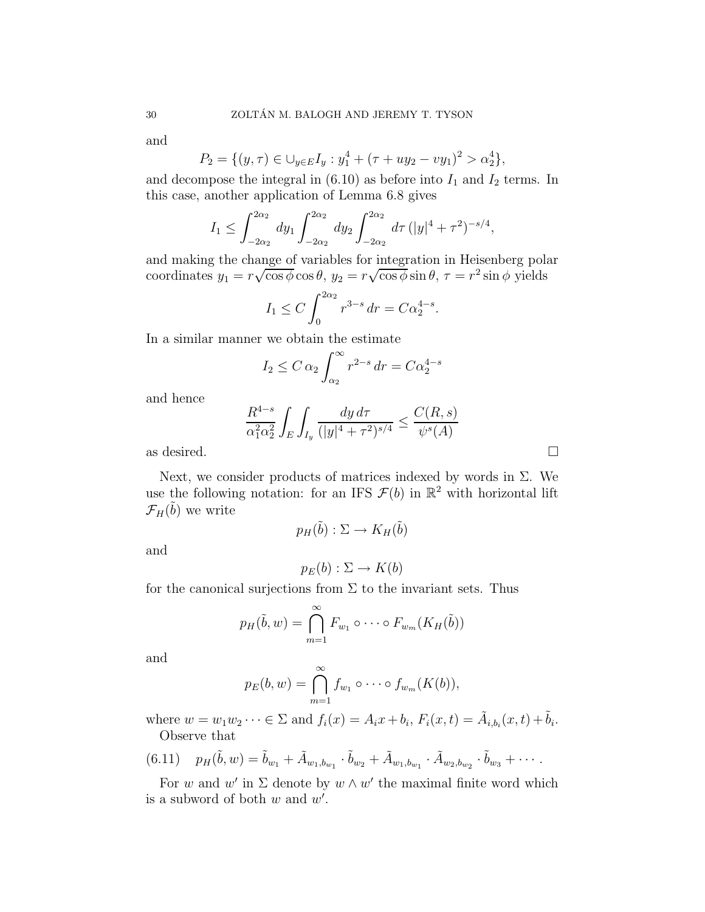and

$$P_2 = \{(y,\tau) \in \cup_{y\in E} I_y : y_1^4 + (\tau + uy_2 - vy_1)^2 > \alpha_2^4\},$$

and decompose the integral in (6.10) as before into $I_1$ and $I_2$ terms. In this case, another application of Lemma 6.8 gives

$$I_1 \le \int_{-2\alpha_2}^{2\alpha_2} dy_1 \int_{-2\alpha_2}^{2\alpha_2} dy_2 \int_{-2\alpha_2}^{2\alpha_2} d\tau \, (|y|^4 + \tau^2)^{-s/4},$$

and making the change of variables for integration in Heisenberg polar coordinates $y_1 = r\sqrt{\cos\phi}\cos\theta$, $y_2 = r\sqrt{\cos\phi}\sin\theta$, $\tau = r^2\sin\phi$ yields

$$I_1 \le C\int_0^{2\alpha_2} r^{3-s}\, dr = C\alpha_2^{4-s}.$$

In a similar manner we obtain the estimate

$$I_2 \le C\,\alpha_2 \int_{\alpha_2}^{\infty} r^{2-s}\, dr = C\alpha_2^{4-s}$$

and hence

$$\frac{R^{4-s}}{\alpha_1^2\alpha_2^2}\int_E\int_{I_y} \frac{dy\, d\tau}{(|y|^4+\tau^2)^{s/4}} \le \frac{C(R,s)}{\psi^s(A)}$$

as desired. $\square$

Next, we consider products of matrices indexed by words in $\Sigma$. We use the following notation: for an IFS $\mathcal{F}(b)$ in $\mathbb{R}^2$ with horizontal lift $\mathcal{F}_H(\tilde{b})$ we write

$$p_H(\tilde{b}) : \Sigma \to K_H(\tilde{b})$$

and

$$p_E(b) : \Sigma \to K(b)$$

for the canonical surjections from $\Sigma$ to the invariant sets. Thus

$$p_H(\tilde{b}, w) = \bigcap_{m=1}^{\infty} F_{w_1}\circ\cdots\circ F_{w_m}(K_H(\tilde{b}))$$

and

$$p_E(b,w) = \bigcap_{m=1}^{\infty} f_{w_1}\circ\cdots\circ f_{w_m}(K(b)),$$

where $w = w_1w_2\cdots \in \Sigma$ and $f_i(x) = A_ix + b_i$, $F_i(x,t) = \tilde{A}_{i,b_i}(x,t) + \tilde{b}_i$.

Observe that

$$p_H(\tilde{b}, w) = \tilde{b}_{w_1} + \tilde{A}_{w_1,b_{w_1}}\cdot \tilde{b}_{w_2} + \tilde{A}_{w_1,b_{w_1}}\cdot\tilde{A}_{w_2,b_{w_2}}\cdot\tilde{b}_{w_3} + \cdots. \tag{6.11}$$

For $w$ and $w'$ in $\Sigma$ denote by $w\wedge w'$ the maximal finite word which is a subword of both $w$ and $w'$.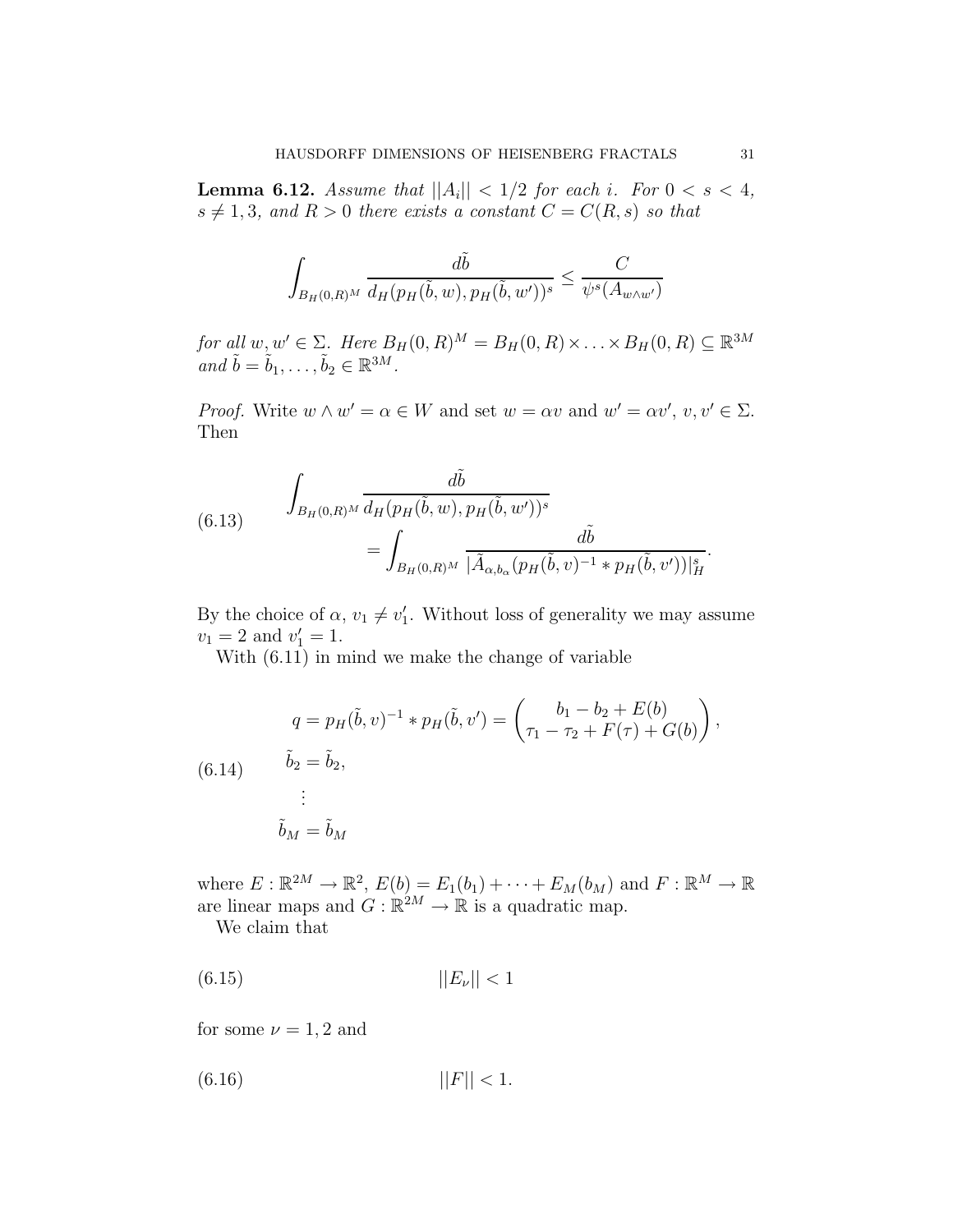**Lemma 6.12.** *Assume that $||A_i|| < 1/2$ for each $i$. For $0 < s < 4$, $s \neq 1, 3$, and $R > 0$ there exists a constant $C = C(R, s)$ so that*

$$\int_{B_H(0,R)^M} \frac{d\tilde{b}}{d_H(p_H(\tilde{b}, w), p_H(\tilde{b}, w'))^s} \leq \frac{C}{\psi^s(A_{w\wedge w'})}$$

*for all $w, w' \in \Sigma$. Here $B_H(0,R)^M = B_H(0,R) \times \ldots \times B_H(0,R) \subseteq \mathbb{R}^{3M}$ and $\tilde{b} = \tilde{b}_1, \ldots, \tilde{b}_2 \in \mathbb{R}^{3M}$.*

*Proof.* Write $w \wedge w' = \alpha \in W$ and set $w = \alpha v$ and $w' = \alpha v'$, $v, v' \in \Sigma$. Then

$$\begin{aligned} &\int_{B_H(0,R)^M} \frac{d\tilde{b}}{d_H(p_H(\tilde{b}, w), p_H(\tilde{b}, w'))^s} \\ &\qquad\qquad = \int_{B_H(0,R)^M} \frac{d\tilde{b}}{|\tilde{A}_{\alpha, b_\alpha}(p_H(\tilde{b}, v)^{-1} * p_H(\tilde{b}, v'))|_H^s}. \end{aligned} \tag{6.13}$$

By the choice of $\alpha$, $v_1 \neq v_1'$. Without loss of generality we may assume $v_1 = 2$ and $v_1' = 1$.

With (6.11) in mind we make the change of variable

$$\begin{aligned} q &= p_H(\tilde{b}, v)^{-1} * p_H(\tilde{b}, v') = \begin{pmatrix} b_1 - b_2 + E(b) \\ \tau_1 - \tau_2 + F(\tau) + G(b) \end{pmatrix}, \\ \tilde{b}_2 &= \tilde{b}_2, \\ &\vdots \\ \tilde{b}_M &= \tilde{b}_M \end{aligned} \tag{6.14}$$

where $E : \mathbb{R}^{2M} \to \mathbb{R}^2$, $E(b) = E_1(b_1) + \cdots + E_M(b_M)$ and $F : \mathbb{R}^M \to \mathbb{R}$ are linear maps and $G : \mathbb{R}^{2M} \to \mathbb{R}$ is a quadratic map.

We claim that

$$||E_\nu|| < 1 \tag{6.15}$$

for some $\nu = 1, 2$ and

$$||F|| < 1. \tag{6.16}$$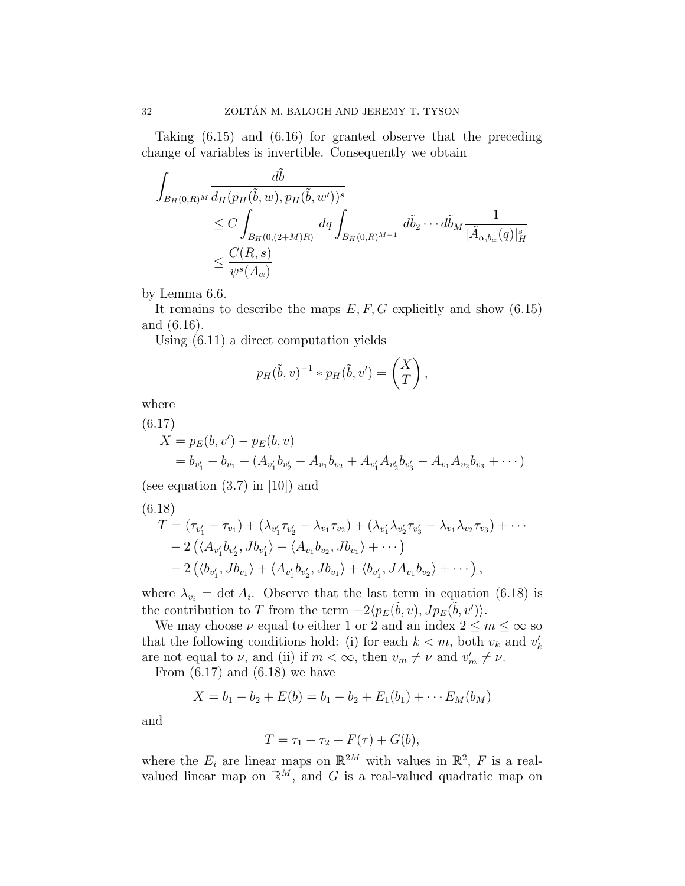Taking (6.15) and (6.16) for granted observe that the preceding change of variables is invertible. Consequently we obtain

$$
\begin{aligned}
\int_{B_H(0,R)^M} \frac{d\tilde{b}}{d_H(p_H(\tilde{b},w),p_H(\tilde{b},w'))^s} &\le C \int_{B_H(0,(2+M)R)} dq \int_{B_H(0,R)^{M-1}} d\tilde{b}_2 \cdots d\tilde{b}_M \frac{1}{|\tilde{A}_{\alpha,b_\alpha}(q)|_H^s} \\
&\le \frac{C(R,s)}{\psi^s(A_\alpha)}
\end{aligned}
$$

by Lemma 6.6.

It remains to describe the maps $E, F, G$ explicitly and show (6.15) and (6.16).

Using (6.11) a direct computation yields

$$
p_H(\tilde{b},v)^{-1} * p_H(\tilde{b},v') = \begin{pmatrix} X \\ T \end{pmatrix},
$$

where

(6.17)

$$
\begin{aligned}
X &= p_E(b,v') - p_E(b,v) \\
&= b_{v_1'} - b_{v_1} + (A_{v_1'} b_{v_2'} - A_{v_1} b_{v_2} + A_{v_1'} A_{v_2'} b_{v_3'} - A_{v_1} A_{v_2} b_{v_3} + \cdots)
\end{aligned}
$$

(see equation (3.7) in [10]) and

(6.18)

$$
\begin{aligned}
T &= (\tau_{v_1'} - \tau_{v_1}) + (\lambda_{v_1'} \tau_{v_2'} - \lambda_{v_1} \tau_{v_2}) + (\lambda_{v_1'} \lambda_{v_2'} \tau_{v_3'} - \lambda_{v_1} \lambda_{v_2} \tau_{v_3}) + \cdots \\
&\quad - 2\left( \langle A_{v_1'} b_{v_2'}, J b_{v_1'} \rangle - \langle A_{v_1} b_{v_2}, J b_{v_1} \rangle + \cdots \right) \\
&\quad - 2\left( \langle b_{v_1'}, J b_{v_1} \rangle + \langle A_{v_1'} b_{v_2'}, J b_{v_1} \rangle + \langle b_{v_1'}, J A_{v_1} b_{v_2} \rangle + \cdots \right),
\end{aligned}
$$

where $\lambda_{v_i} = \det A_i$. Observe that the last term in equation (6.18) is the contribution to $T$ from the term $-2\langle p_E(\tilde{b},v), J p_E(\tilde{b},v') \rangle$.

We may choose $\nu$ equal to either 1 or 2 and an index $2 \le m \le \infty$ so that the following conditions hold: (i) for each $k < m$, both $v_k$ and $v_k'$ are not equal to $\nu$, and (ii) if $m < \infty$, then $v_m \ne \nu$ and $v_m' \ne \nu$.

From (6.17) and (6.18) we have

$$
X = b_1 - b_2 + E(b) = b_1 - b_2 + E_1(b_1) + \cdots E_M(b_M)
$$

and

$$
T = \tau_1 - \tau_2 + F(\tau) + G(b),
$$

where the $E_i$ are linear maps on $\mathbb{R}^{2M}$ with values in $\mathbb{R}^2$, $F$ is a real-valued linear map on $\mathbb{R}^M$, and $G$ is a real-valued quadratic map on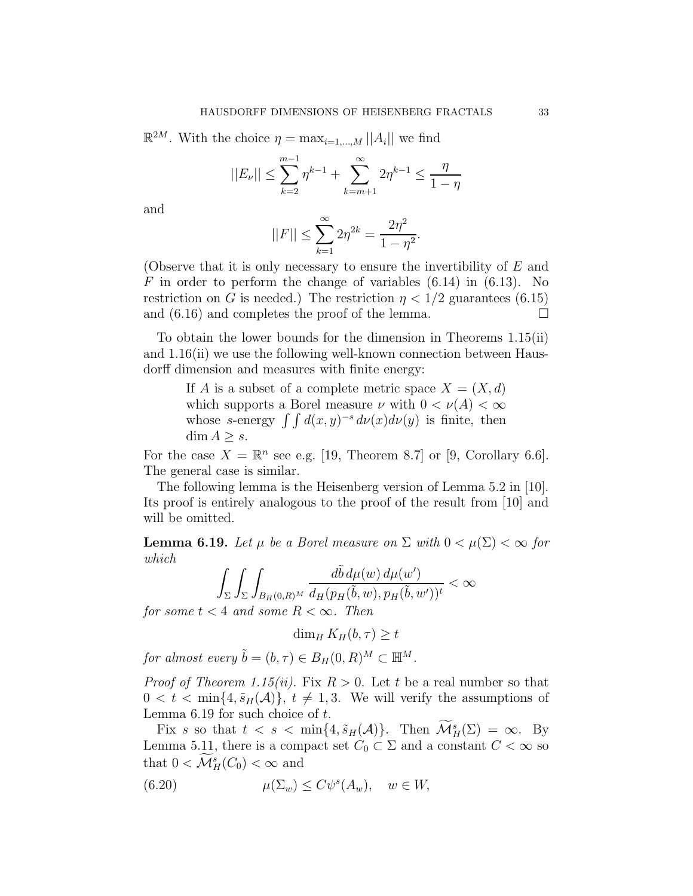$\mathbb{R}^{2M}$. With the choice $\eta = \max_{i=1,\ldots,M} ||A_i||$ we find

$$||E_\nu|| \le \sum_{k=2}^{m-1} \eta^{k-1} + \sum_{k=m+1}^{\infty} 2\eta^{k-1} \le \frac{\eta}{1-\eta}$$

and

$$||F|| \le \sum_{k=1}^{\infty} 2\eta^{2k} = \frac{2\eta^2}{1-\eta^2}.$$

(Observe that it is only necessary to ensure the invertibility of $E$ and $F$ in order to perform the change of variables (6.14) in (6.13). No restriction on $G$ is needed.) The restriction $\eta < 1/2$ guarantees (6.15) and (6.16) and completes the proof of the lemma. □

To obtain the lower bounds for the dimension in Theorems 1.15(ii) and 1.16(ii) we use the following well-known connection between Hausdorff dimension and measures with finite energy:

> If $A$ is a subset of a complete metric space $X = (X, d)$ which supports a Borel measure $\nu$ with $0 < \nu(A) < \infty$ whose $s$-energy $\int\int d(x,y)^{-s}\, d\nu(x) d\nu(y)$ is finite, then $\dim A \ge s$.

For the case $X = \mathbb{R}^n$ see e.g. [19, Theorem 8.7] or [9, Corollary 6.6]. The general case is similar.

The following lemma is the Heisenberg version of Lemma 5.2 in [10]. Its proof is entirely analogous to the proof of the result from [10] and will be omitted.

**Lemma 6.19.** *Let $\mu$ be a Borel measure on $\Sigma$ with $0 < \mu(\Sigma) < \infty$ for which*

$$\int_\Sigma \int_\Sigma \int_{B_H(0,R)^M} \frac{d\tilde{b}\, d\mu(w)\, d\mu(w')}{d_H(p_H(\tilde{b}, w), p_H(\tilde{b}, w'))^t} < \infty$$

*for some $t < 4$ and some $R < \infty$. Then*

$$\dim_H K_H(b, \tau) \ge t$$

*for almost every $\tilde{b} = (b, \tau) \in B_H(0,R)^M \subset \mathbb{H}^M$.*

*Proof of Theorem 1.15(ii).* Fix $R > 0$. Let $t$ be a real number so that $0 < t < \min\{4, \tilde{s}_H(\mathcal{A})\}$, $t \ne 1, 3$. We will verify the assumptions of Lemma 6.19 for such choice of $t$.

Fix $s$ so that $t < s < \min\{4, \tilde{s}_H(\mathcal{A})\}$. Then $\widetilde{\mathcal{M}}^s_H(\Sigma) = \infty$. By Lemma 5.11, there is a compact set $C_0 \subset \Sigma$ and a constant $C < \infty$ so that $0 < \widetilde{\mathcal{M}}^s_H(C_0) < \infty$ and

$$\mu(\Sigma_w) \le C\psi^s(A_w), \quad w \in W, \tag{6.20}$$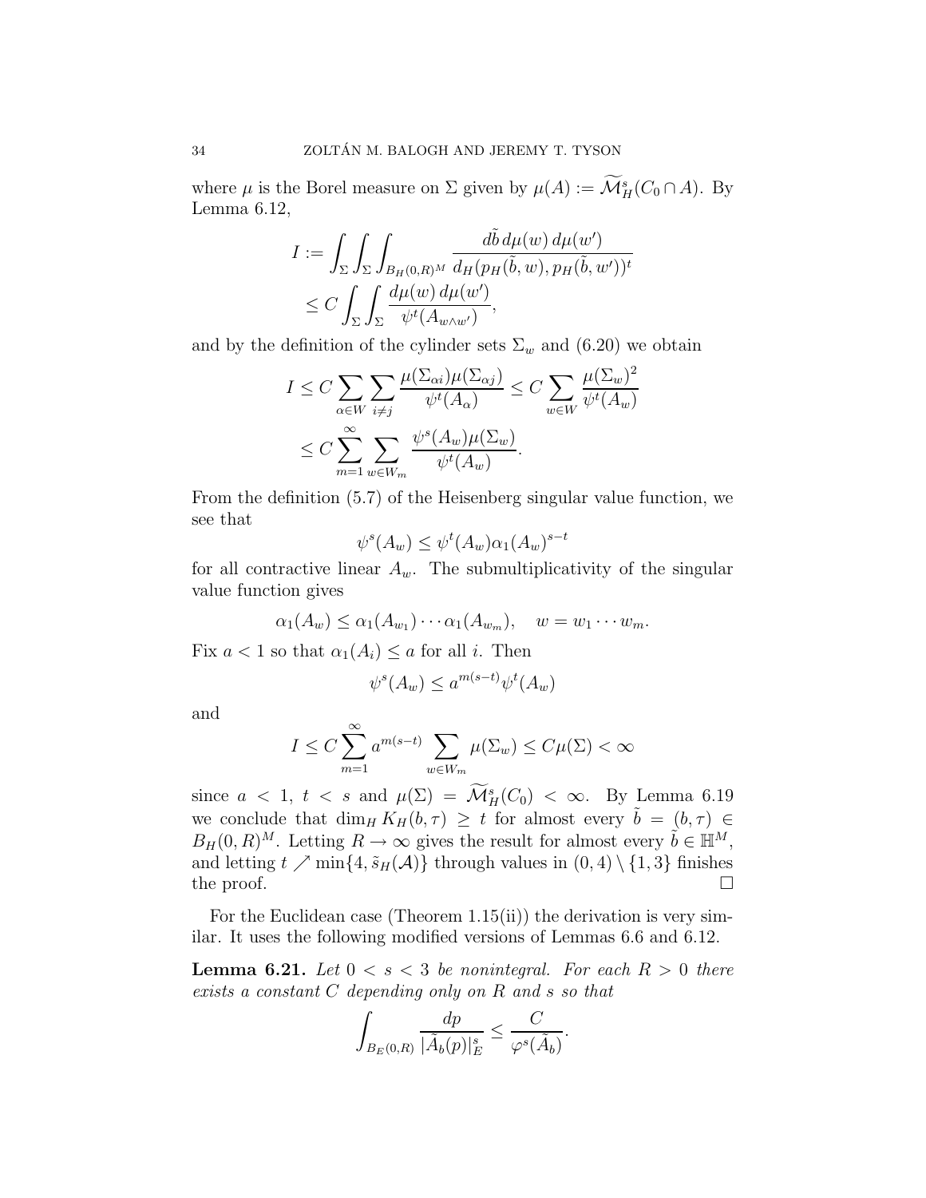where $\mu$ is the Borel measure on $\Sigma$ given by $\mu(A) := \widetilde{\mathcal{M}}^s_H(C_0 \cap A)$. By Lemma 6.12,

$$
\begin{aligned}
I &:= \int_\Sigma \int_\Sigma \int_{B_H(0,R)^M} \frac{d\tilde{b}\, d\mu(w)\, d\mu(w')}{d_H(p_H(\tilde{b}, w), p_H(\tilde{b}, w'))^t} \\
&\le C \int_\Sigma \int_\Sigma \frac{d\mu(w)\, d\mu(w')}{\psi^t(A_{w\wedge w'})},
\end{aligned}
$$

and by the definition of the cylinder sets $\Sigma_w$ and (6.20) we obtain

$$
\begin{aligned}
I &\le C \sum_{\alpha \in W} \sum_{i \neq j} \frac{\mu(\Sigma_{\alpha i})\mu(\Sigma_{\alpha j})}{\psi^t(A_\alpha)} \le C \sum_{w \in W} \frac{\mu(\Sigma_w)^2}{\psi^t(A_w)} \\
&\le C \sum_{m=1}^\infty \sum_{w \in W_m} \frac{\psi^s(A_w)\mu(\Sigma_w)}{\psi^t(A_w)}.
\end{aligned}
$$

From the definition (5.7) of the Heisenberg singular value function, we see that

$$
\psi^s(A_w) \le \psi^t(A_w)\alpha_1(A_w)^{s-t}
$$

for all contractive linear $A_w$. The submultiplicativity of the singular value function gives

$$
\alpha_1(A_w) \le \alpha_1(A_{w_1}) \cdots \alpha_1(A_{w_m}), \quad w = w_1 \cdots w_m.
$$

Fix $a < 1$ so that $\alpha_1(A_i) \le a$ for all $i$. Then

$$
\psi^s(A_w) \le a^{m(s-t)} \psi^t(A_w)
$$

and

$$
I \le C \sum_{m=1}^\infty a^{m(s-t)} \sum_{w \in W_m} \mu(\Sigma_w) \le C\mu(\Sigma) < \infty
$$

since $a < 1$, $t < s$ and $\mu(\Sigma) = \widetilde{\mathcal{M}}^s_H(C_0) < \infty$. By Lemma 6.19 we conclude that $\dim_H K_H(b, \tau) \ge t$ for almost every $\tilde{b} = (b, \tau) \in B_H(0,R)^M$. Letting $R \to \infty$ gives the result for almost every $\tilde{b} \in \mathbb{H}^M$, and letting $t \nearrow \min\{4, \tilde{s}_H(\mathcal{A})\}$ through values in $(0,4) \setminus \{1,3\}$ finishes the proof. $\square$

For the Euclidean case (Theorem 1.15(ii)) the derivation is very similar. It uses the following modified versions of Lemmas 6.6 and 6.12.

**Lemma 6.21.** *Let $0 < s < 3$ be nonintegral. For each $R > 0$ there exists a constant $C$ depending only on $R$ and $s$ so that*

$$
\int_{B_E(0,R)} \frac{dp}{|\tilde{A}_b(p)|_E^s} \le \frac{C}{\varphi^s(\tilde{A}_b)}.
$$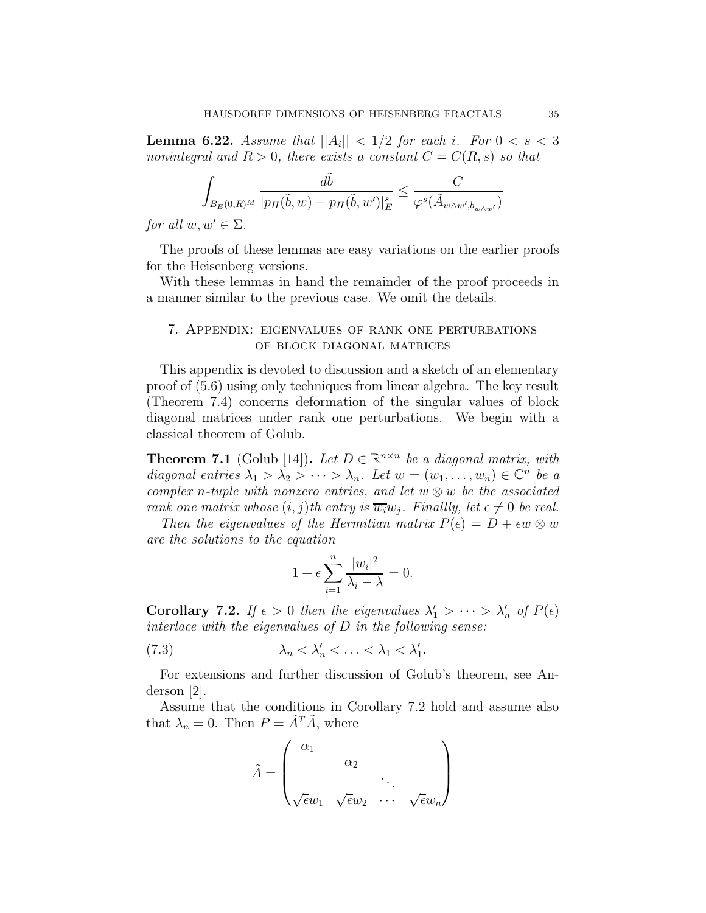**Lemma 6.22.** *Assume that $||A_i|| < 1/2$ for each $i$. For $0 < s < 3$ nonintegral and $R > 0$, there exists a constant $C = C(R, s)$ so that*

$$\int_{B_E(0,R)^M} \frac{d\tilde{b}}{|p_H(\tilde{b}, w) - p_H(\tilde{b}, w')|_E^s} \leq \frac{C}{\varphi^s(\tilde{A}_{w \wedge w', b_{w \wedge w'}})}$$

*for all $w, w' \in \Sigma$.*

The proofs of these lemmas are easy variations on the earlier proofs for the Heisenberg versions.

With these lemmas in hand the remainder of the proof proceeds in a manner similar to the previous case. We omit the details.

## 7. Appendix: eigenvalues of rank one perturbations of block diagonal matrices

This appendix is devoted to discussion and a sketch of an elementary proof of (5.6) using only techniques from linear algebra. The key result (Theorem 7.4) concerns deformation of the singular values of block diagonal matrices under rank one perturbations. We begin with a classical theorem of Golub.

**Theorem 7.1** (Golub [14])**.** *Let $D \in \mathbb{R}^{n \times n}$ be a diagonal matrix, with diagonal entries $\lambda_1 > \lambda_2 > \cdots > \lambda_n$. Let $w = (w_1, \ldots, w_n) \in \mathbb{C}^n$ be a complex $n$-tuple with nonzero entries, and let $w \otimes w$ be the associated rank one matrix whose $(i,j)$th entry is $\overline{w_i} w_j$. Finallly, let $\epsilon \neq 0$ be real.*

*Then the eigenvalues of the Hermitian matrix $P(\epsilon) = D + \epsilon w \otimes w$ are the solutions to the equation*

$$1 + \epsilon \sum_{i=1}^{n} \frac{|w_i|^2}{\lambda_i - \lambda} = 0.$$

**Corollary 7.2.** *If $\epsilon > 0$ then the eigenvalues $\lambda_1' > \cdots > \lambda_n'$ of $P(\epsilon)$ interlace with the eigenvalues of $D$ in the following sense:*

$$\lambda_n < \lambda_n' < \ldots < \lambda_1 < \lambda_1'. \tag{7.3}$$

For extensions and further discussion of Golub's theorem, see Anderson [2].

Assume that the conditions in Corollary 7.2 hold and assume also that $\lambda_n = 0$. Then $P = \tilde{A}^T \tilde{A}$, where

$$\tilde{A} = \begin{pmatrix} \alpha_1 & & & \\ & \alpha_2 & & \\ & & \ddots & \\ \sqrt{\epsilon} w_1 & \sqrt{\epsilon} w_2 & \cdots & \sqrt{\epsilon} w_n \end{pmatrix}$$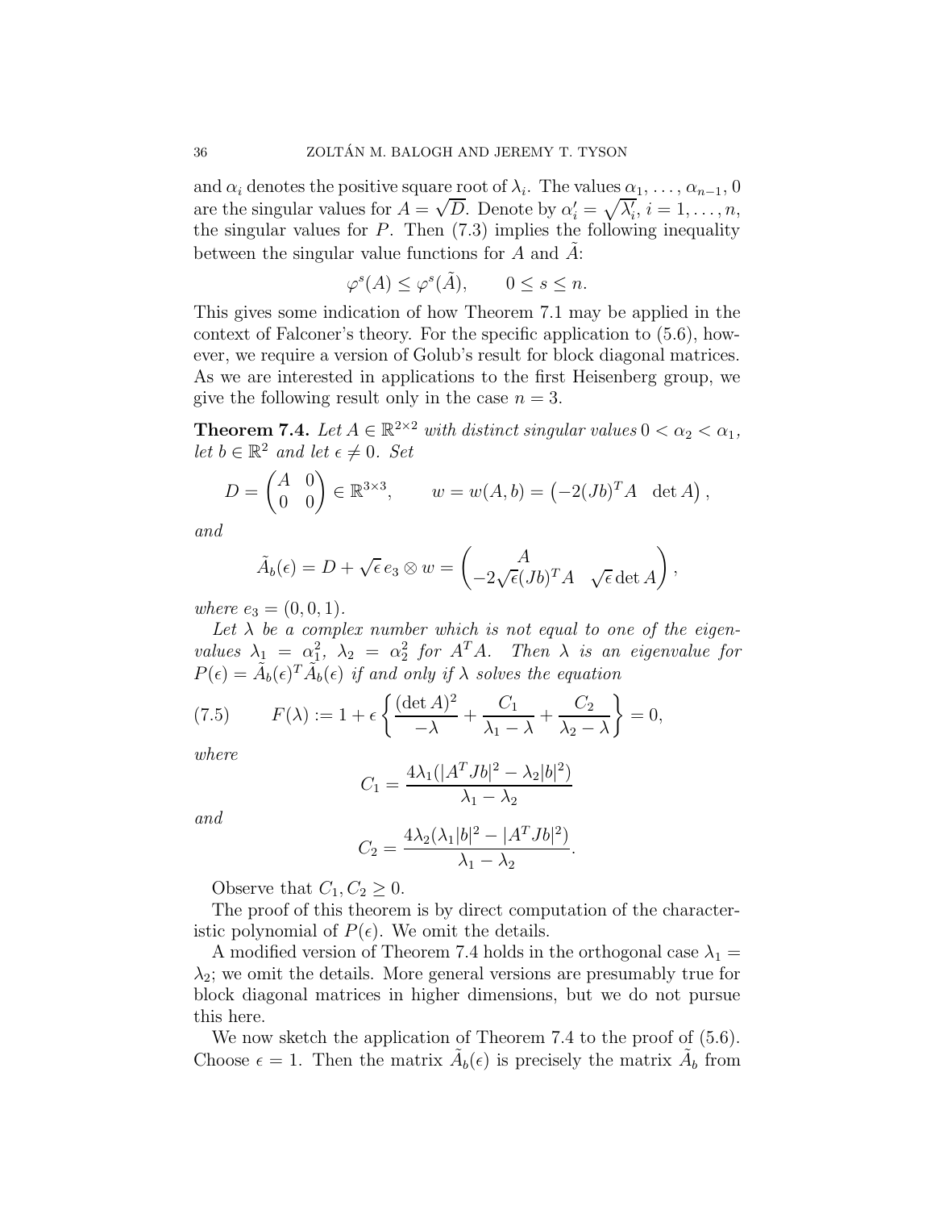and $\alpha_i$ denotes the positive square root of $\lambda_i$. The values $\alpha_1, \ldots, \alpha_{n-1}, 0$ are the singular values for $A = \sqrt{D}$. Denote by $\alpha_i' = \sqrt{\lambda_i'}$, $i = 1, \ldots, n$, the singular values for $P$. Then (7.3) implies the following inequality between the singular value functions for $A$ and $\tilde{A}$:

$$\varphi^s(A) \le \varphi^s(\tilde{A}), \qquad 0 \le s \le n.$$

This gives some indication of how Theorem 7.1 may be applied in the context of Falconer's theory. For the specific application to (5.6), however, we require a version of Golub's result for block diagonal matrices. As we are interested in applications to the first Heisenberg group, we give the following result only in the case $n = 3$.

**Theorem 7.4.** *Let $A \in \mathbb{R}^{2\times 2}$ with distinct singular values $0 < \alpha_2 < \alpha_1$, let $b \in \mathbb{R}^2$ and let $\epsilon \ne 0$. Set*

$$D = \begin{pmatrix} A & 0 \\ 0 & 0 \end{pmatrix} \in \mathbb{R}^{3\times 3}, \qquad w = w(A,b) = \begin{pmatrix} -2(Jb)^T A & \det A \end{pmatrix},$$

*and*

$$\tilde{A}_b(\epsilon) = D + \sqrt{\epsilon}\, e_3 \otimes w = \begin{pmatrix} A & \\ -2\sqrt{\epsilon}(Jb)^T A & \sqrt{\epsilon}\det A \end{pmatrix},$$

*where $e_3 = (0,0,1)$.*

*Let $\lambda$ be a complex number which is not equal to one of the eigenvalues $\lambda_1 = \alpha_1^2$, $\lambda_2 = \alpha_2^2$ for $A^T A$. Then $\lambda$ is an eigenvalue for $P(\epsilon) = \tilde{A}_b(\epsilon)^T \tilde{A}_b(\epsilon)$ if and only if $\lambda$ solves the equation*

$$F(\lambda) := 1 + \epsilon \left\{ \frac{(\det A)^2}{-\lambda} + \frac{C_1}{\lambda_1 - \lambda} + \frac{C_2}{\lambda_2 - \lambda} \right\} = 0, \tag{7.5}$$

*where*

$$C_1 = \frac{4\lambda_1(|A^T Jb|^2 - \lambda_2 |b|^2)}{\lambda_1 - \lambda_2}$$

*and*

$$C_2 = \frac{4\lambda_2(\lambda_1 |b|^2 - |A^T Jb|^2)}{\lambda_1 - \lambda_2}.$$

Observe that $C_1, C_2 \ge 0$.

The proof of this theorem is by direct computation of the characteristic polynomial of $P(\epsilon)$. We omit the details.

A modified version of Theorem 7.4 holds in the orthogonal case $\lambda_1 = \lambda_2$; we omit the details. More general versions are presumably true for block diagonal matrices in higher dimensions, but we do not pursue this here.

We now sketch the application of Theorem 7.4 to the proof of (5.6). Choose $\epsilon = 1$. Then the matrix $\tilde{A}_b(\epsilon)$ is precisely the matrix $\tilde{A}_b$ from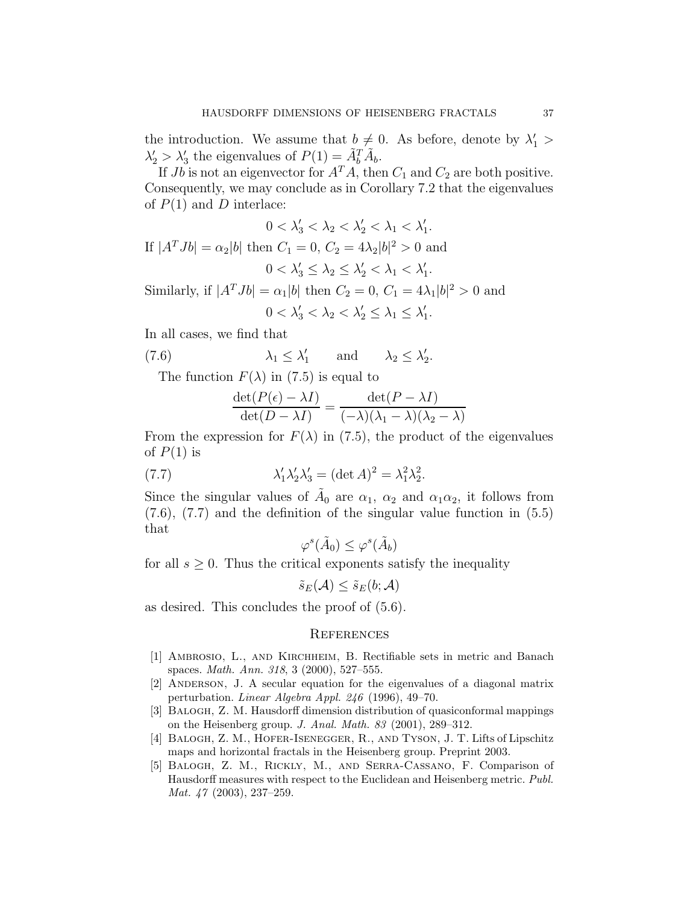the introduction. We assume that $b \neq 0$. As before, denote by $\lambda_1' > \lambda_2' > \lambda_3'$ the eigenvalues of $P(1) = \tilde{A}_b^T \tilde{A}_b$.

If $Jb$ is not an eigenvector for $A^T A$, then $C_1$ and $C_2$ are both positive. Consequently, we may conclude as in Corollary 7.2 that the eigenvalues of $P(1)$ and $D$ interlace:

$$0 < \lambda_3' < \lambda_2 < \lambda_2' < \lambda_1 < \lambda_1'.$$

If $|A^T Jb| = \alpha_2 |b|$ then $C_1 = 0$, $C_2 = 4\lambda_2 |b|^2 > 0$ and

$$0 < \lambda_3' \leq \lambda_2 \leq \lambda_2' < \lambda_1 < \lambda_1'.$$

Similarly, if $|A^T Jb| = \alpha_1 |b|$ then $C_2 = 0$, $C_1 = 4\lambda_1 |b|^2 > 0$ and

$$0 < \lambda_3' < \lambda_2 < \lambda_2' \leq \lambda_1 \leq \lambda_1'.$$

In all cases, we find that

$$\lambda_1 \leq \lambda_1' \qquad \text{and} \qquad \lambda_2 \leq \lambda_2'. \tag{7.6}$$

The function $F(\lambda)$ in (7.5) is equal to

$$\frac{\det(P(\epsilon) - \lambda I)}{\det(D - \lambda I)} = \frac{\det(P - \lambda I)}{(-\lambda)(\lambda_1 - \lambda)(\lambda_2 - \lambda)}$$

From the expression for $F(\lambda)$ in (7.5), the product of the eigenvalues of $P(1)$ is

$$\lambda_1' \lambda_2' \lambda_3' = (\det A)^2 = \lambda_1^2 \lambda_2^2. \tag{7.7}$$

Since the singular values of $\tilde{A}_0$ are $\alpha_1$, $\alpha_2$ and $\alpha_1 \alpha_2$, it follows from (7.6), (7.7) and the definition of the singular value function in (5.5) that

$$\varphi^s(\tilde{A}_0) \leq \varphi^s(\tilde{A}_b)$$

for all $s \geq 0$. Thus the critical exponents satisfy the inequality

$$\tilde{s}_E(\mathcal{A}) \leq \tilde{s}_E(b; \mathcal{A})$$

as desired. This concludes the proof of (5.6).

## References

[1] Ambrosio, L., and Kirchheim, B. Rectifiable sets in metric and Banach spaces. *Math. Ann. 318*, 3 (2000), 527–555.

[2] Anderson, J. A secular equation for the eigenvalues of a diagonal matrix perturbation. *Linear Algebra Appl. 246* (1996), 49–70.

[3] Balogh, Z. M. Hausdorff dimension distribution of quasiconformal mappings on the Heisenberg group. *J. Anal. Math. 83* (2001), 289–312.

[4] Balogh, Z. M., Hofer-Isenegger, R., and Tyson, J. T. Lifts of Lipschitz maps and horizontal fractals in the Heisenberg group. Preprint 2003.

[5] Balogh, Z. M., Rickly, M., and Serra-Cassano, F. Comparison of Hausdorff measures with respect to the Euclidean and Heisenberg metric. *Publ. Mat. 47* (2003), 237–259.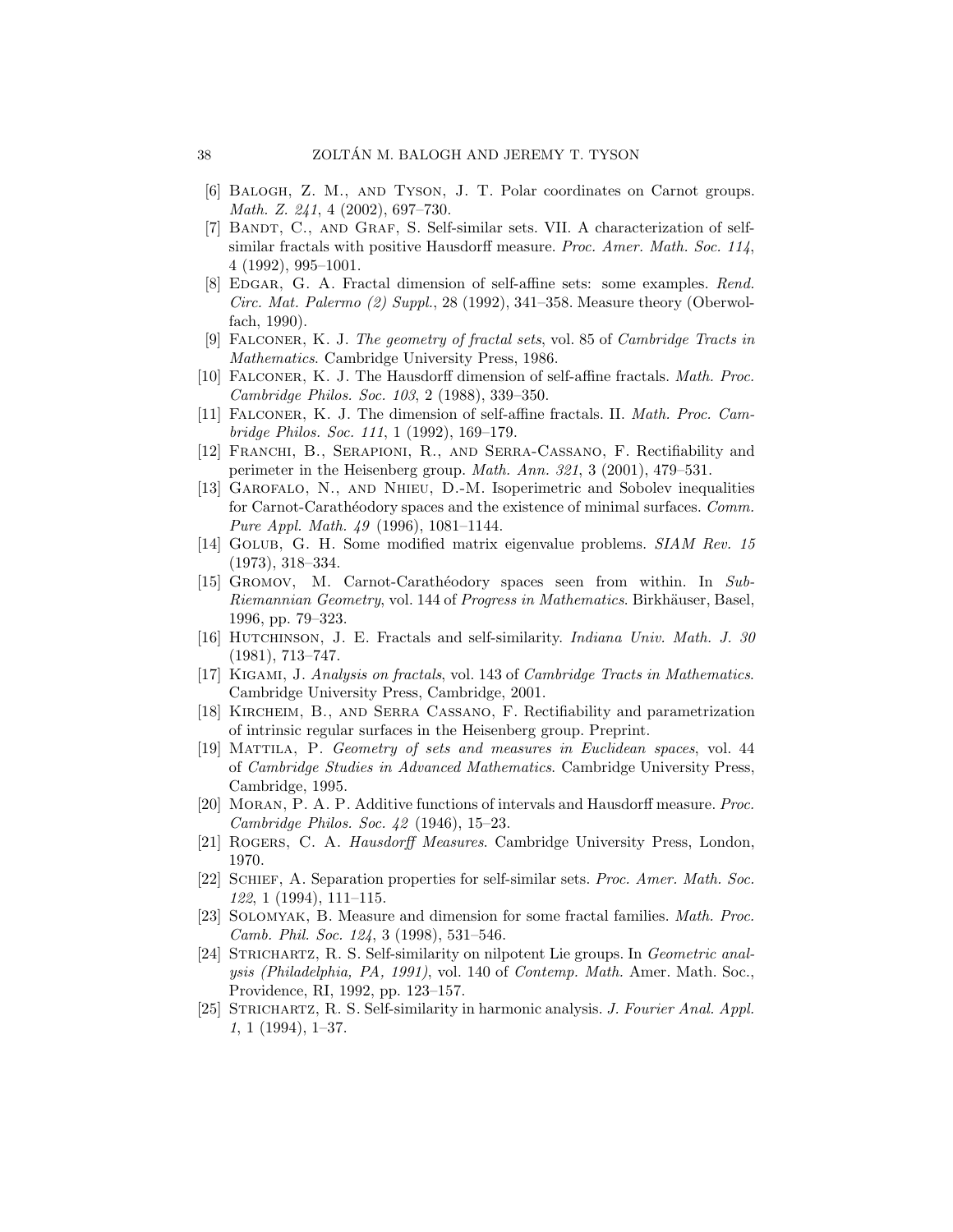[6] Balogh, Z. M., and Tyson, J. T. Polar coordinates on Carnot groups. *Math. Z. 241*, 4 (2002), 697–730.

[7] Bandt, C., and Graf, S. Self-similar sets. VII. A characterization of self-similar fractals with positive Hausdorff measure. *Proc. Amer. Math. Soc. 114*, 4 (1992), 995–1001.

[8] Edgar, G. A. Fractal dimension of self-affine sets: some examples. *Rend. Circ. Mat. Palermo (2) Suppl.*, 28 (1992), 341–358. Measure theory (Oberwolfach, 1990).

[9] Falconer, K. J. *The geometry of fractal sets*, vol. 85 of *Cambridge Tracts in Mathematics*. Cambridge University Press, 1986.

[10] Falconer, K. J. The Hausdorff dimension of self-affine fractals. *Math. Proc. Cambridge Philos. Soc. 103*, 2 (1988), 339–350.

[11] Falconer, K. J. The dimension of self-affine fractals. II. *Math. Proc. Cambridge Philos. Soc. 111*, 1 (1992), 169–179.

[12] Franchi, B., Serapioni, R., and Serra-Cassano, F. Rectifiability and perimeter in the Heisenberg group. *Math. Ann. 321*, 3 (2001), 479–531.

[13] Garofalo, N., and Nhieu, D.-M. Isoperimetric and Sobolev inequalities for Carnot-Carathéodory spaces and the existence of minimal surfaces. *Comm. Pure Appl. Math. 49* (1996), 1081–1144.

[14] Golub, G. H. Some modified matrix eigenvalue problems. *SIAM Rev. 15* (1973), 318–334.

[15] Gromov, M. Carnot-Carathéodory spaces seen from within. In *Sub-Riemannian Geometry*, vol. 144 of *Progress in Mathematics*. Birkhäuser, Basel, 1996, pp. 79–323.

[16] Hutchinson, J. E. Fractals and self-similarity. *Indiana Univ. Math. J. 30* (1981), 713–747.

[17] Kigami, J. *Analysis on fractals*, vol. 143 of *Cambridge Tracts in Mathematics*. Cambridge University Press, Cambridge, 2001.

[18] Kircheim, B., and Serra Cassano, F. Rectifiability and parametrization of intrinsic regular surfaces in the Heisenberg group. Preprint.

[19] Mattila, P. *Geometry of sets and measures in Euclidean spaces*, vol. 44 of *Cambridge Studies in Advanced Mathematics*. Cambridge University Press, Cambridge, 1995.

[20] Moran, P. A. P. Additive functions of intervals and Hausdorff measure. *Proc. Cambridge Philos. Soc. 42* (1946), 15–23.

[21] Rogers, C. A. *Hausdorff Measures*. Cambridge University Press, London, 1970.

[22] Schief, A. Separation properties for self-similar sets. *Proc. Amer. Math. Soc. 122*, 1 (1994), 111–115.

[23] Solomyak, B. Measure and dimension for some fractal families. *Math. Proc. Camb. Phil. Soc. 124*, 3 (1998), 531–546.

[24] Strichartz, R. S. Self-similarity on nilpotent Lie groups. In *Geometric analysis (Philadelphia, PA, 1991)*, vol. 140 of *Contemp. Math.* Amer. Math. Soc., Providence, RI, 1992, pp. 123–157.

[25] Strichartz, R. S. Self-similarity in harmonic analysis. *J. Fourier Anal. Appl. 1*, 1 (1994), 1–37.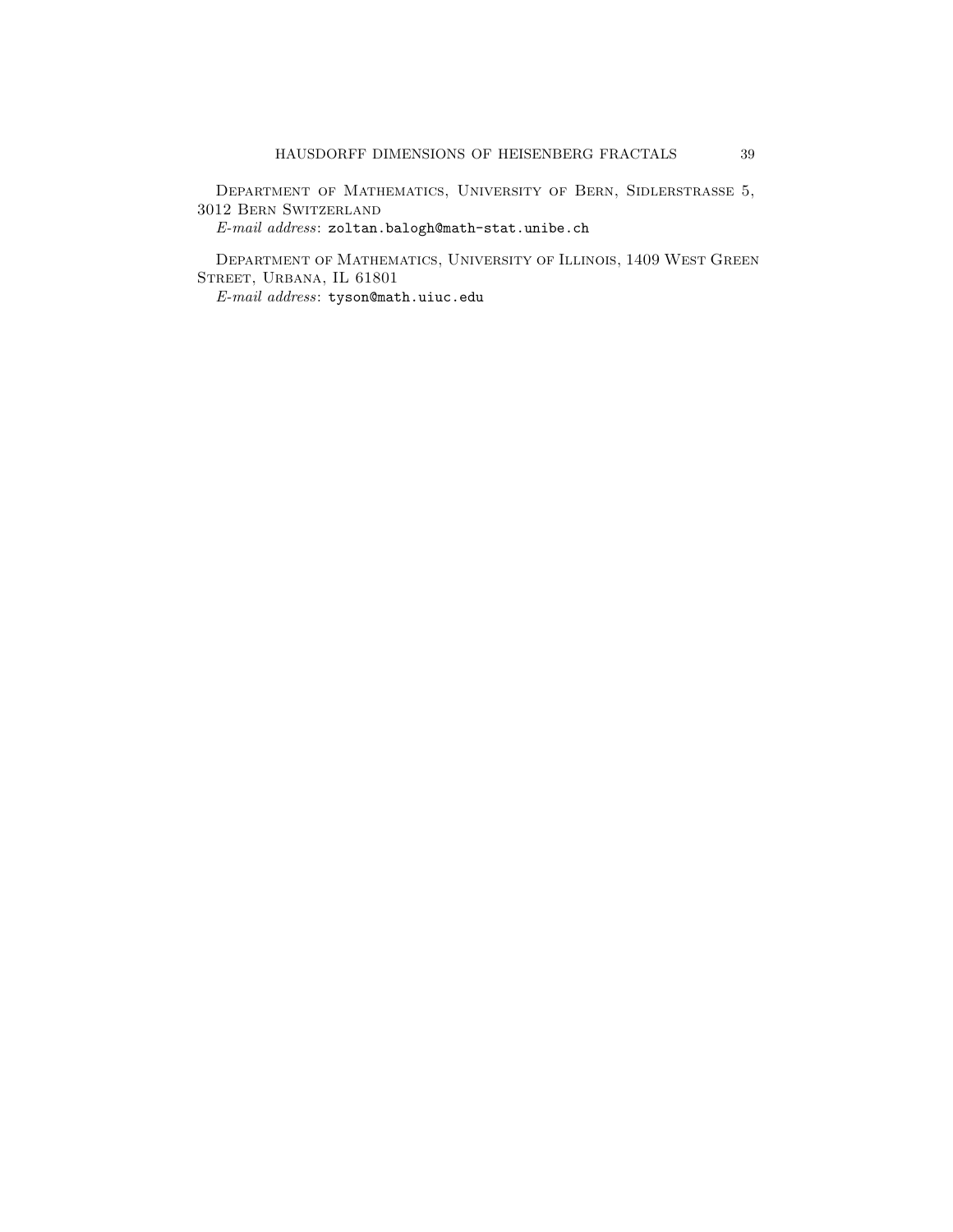Department of Mathematics, University of Bern, Sidlerstrasse 5, 3012 Bern Switzerland

*E-mail address*: zoltan.balogh@math-stat.unibe.ch

Department of Mathematics, University of Illinois, 1409 West Green Street, Urbana, IL 61801

*E-mail address*: tyson@math.uiuc.edu